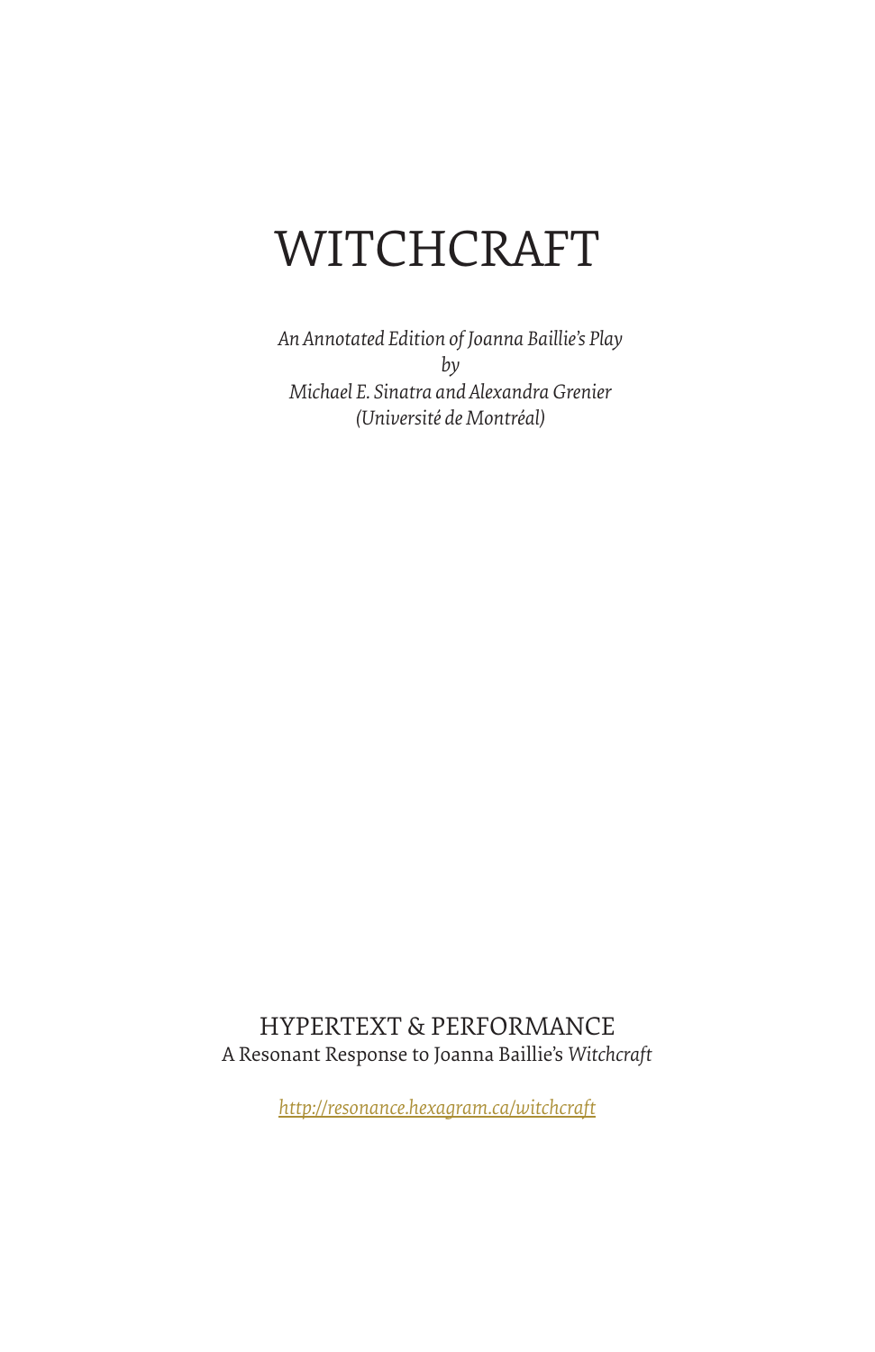# WITCHCRAFT

*An Annotated Edition of Joanna Baillie's Play*
*by*
*Michael E. Sinatra and Alexandra Grenier*
*(Université de Montréal)*

HYPERTEXT & PERFORMANCE
A Resonant Response to Joanna Baillie's *Witchcraft*

*http://resonance.hexagram.ca/witchcraft*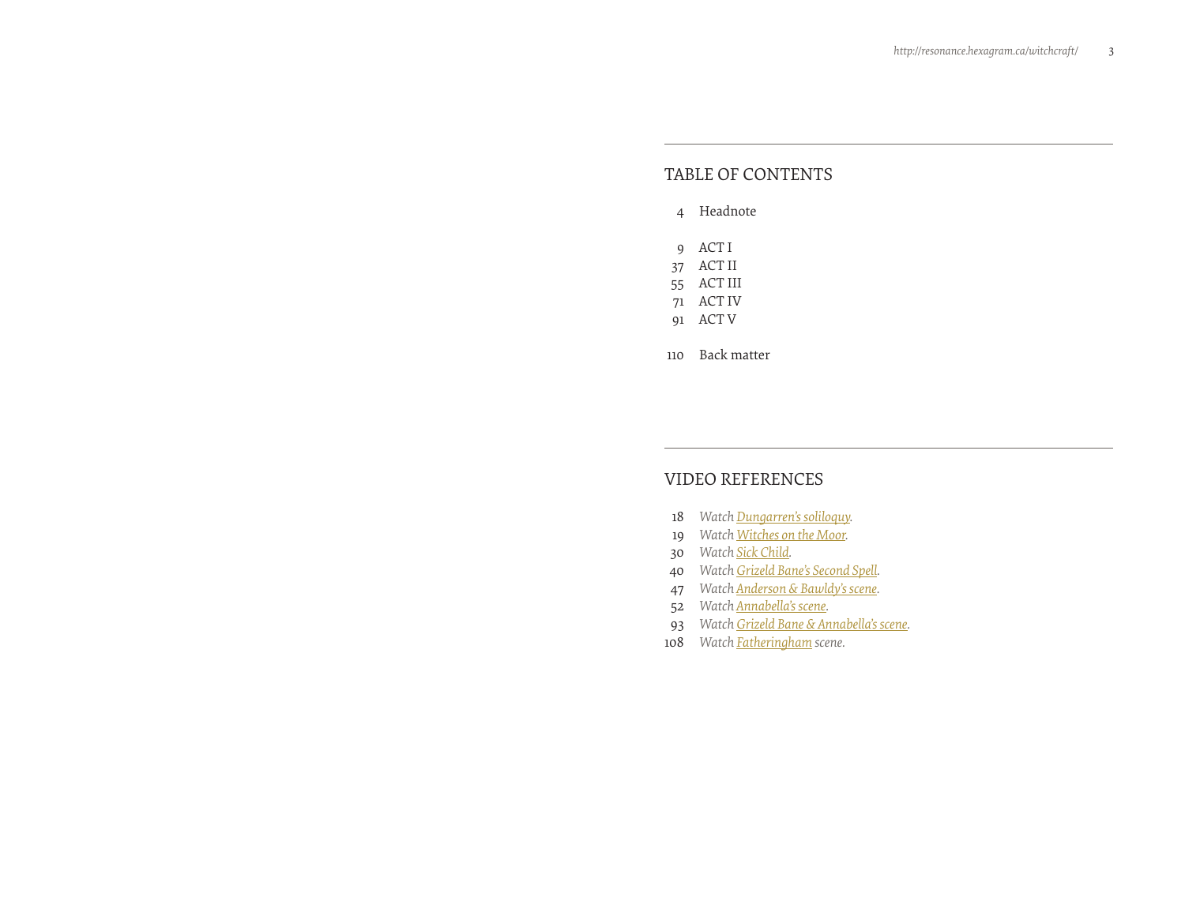## TABLE OF CONTENTS

| | |
|---|---|
| 4 | Headnote |
| 9 | ACT I |
| 37 | ACT II |
| 55 | ACT III |
| 71 | ACT IV |
| 91 | ACT V |
| 110 | Back matter |

## VIDEO REFERENCES

| | |
|---|---|
| 18 | *Watch Dungarren's soliloquy.* |
| 19 | *Watch Witches on the Moor.* |
| 30 | *Watch Sick Child.* |
| 40 | *Watch Grizeld Bane's Second Spell.* |
| 47 | *Watch Anderson & Bawldy's scene.* |
| 52 | *Watch Annabella's scene.* |
| 93 | *Watch Grizeld Bane & Annabella's scene.* |
| 108 | *Watch Fatheringham scene.* |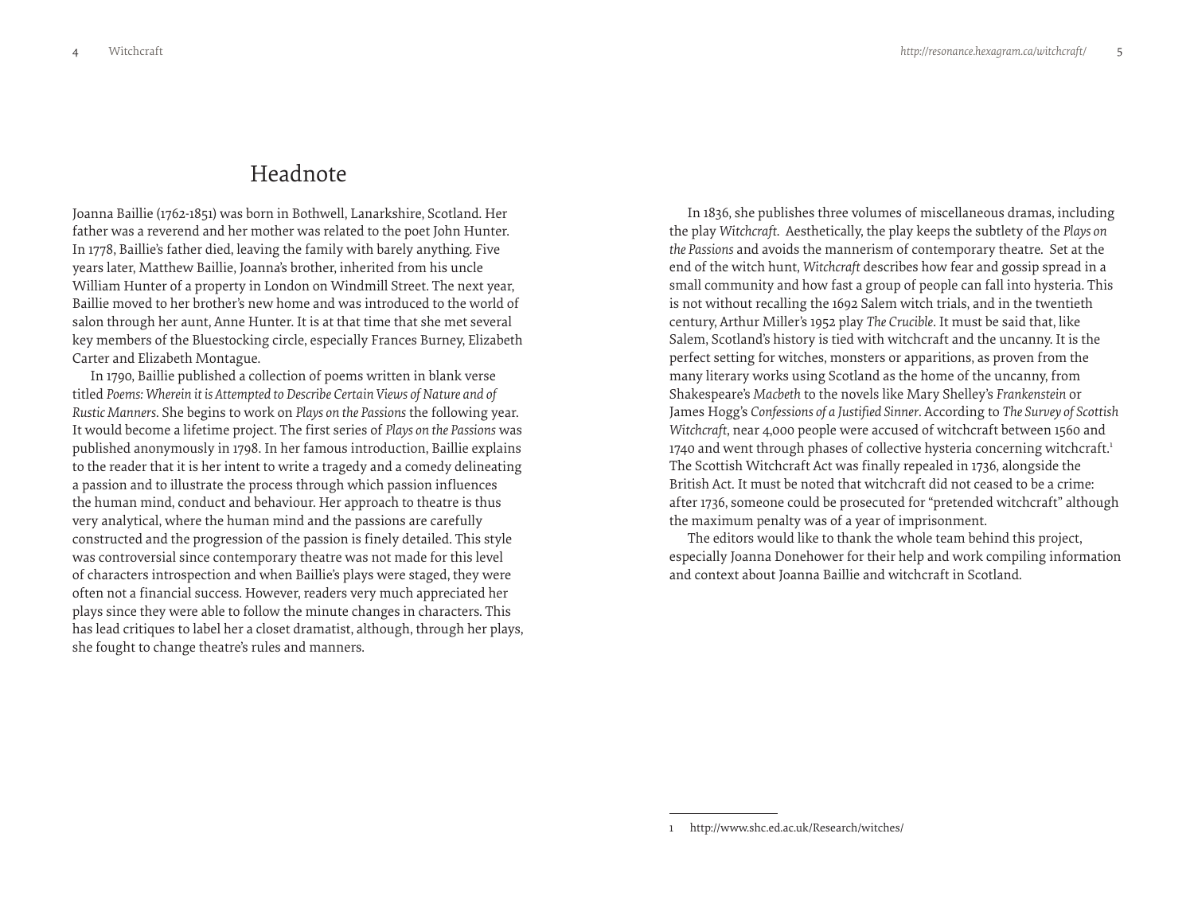# Headnote

Joanna Baillie (1762-1851) was born in Bothwell, Lanarkshire, Scotland. Her father was a reverend and her mother was related to the poet John Hunter. In 1778, Baillie's father died, leaving the family with barely anything. Five years later, Matthew Baillie, Joanna's brother, inherited from his uncle William Hunter of a property in London on Windmill Street. The next year, Baillie moved to her brother's new home and was introduced to the world of salon through her aunt, Anne Hunter. It is at that time that she met several key members of the Bluestocking circle, especially Frances Burney, Elizabeth Carter and Elizabeth Montague.

In 1790, Baillie published a collection of poems written in blank verse titled *Poems: Wherein it is Attempted to Describe Certain Views of Nature and of Rustic Manners*. She begins to work on *Plays on the Passions* the following year. It would become a lifetime project. The first series of *Plays on the Passions* was published anonymously in 1798. In her famous introduction, Baillie explains to the reader that it is her intent to write a tragedy and a comedy delineating a passion and to illustrate the process through which passion influences the human mind, conduct and behaviour. Her approach to theatre is thus very analytical, where the human mind and the passions are carefully constructed and the progression of the passion is finely detailed. This style was controversial since contemporary theatre was not made for this level of characters introspection and when Baillie's plays were staged, they were often not a financial success. However, readers very much appreciated her plays since they were able to follow the minute changes in characters. This has lead critiques to label her a closet dramatist, although, through her plays, she fought to change theatre's rules and manners.

In 1836, she publishes three volumes of miscellaneous dramas, including the play *Witchcraft*. Aesthetically, the play keeps the subtlety of the *Plays on the Passions* and avoids the mannerism of contemporary theatre. Set at the end of the witch hunt, *Witchcraft* describes how fear and gossip spread in a small community and how fast a group of people can fall into hysteria. This is not without recalling the 1692 Salem witch trials, and in the twentieth century, Arthur Miller's 1952 play *The Crucible*. It must be said that, like Salem, Scotland's history is tied with witchcraft and the uncanny. It is the perfect setting for witches, monsters or apparitions, as proven from the many literary works using Scotland as the home of the uncanny, from Shakespeare's *Macbeth* to the novels like Mary Shelley's *Frankenstein* or James Hogg's *Confessions of a Justified Sinner*. According to *The Survey of Scottish Witchcraft*, near 4,000 people were accused of witchcraft between 1560 and 1740 and went through phases of collective hysteria concerning witchcraft.[1] The Scottish Witchcraft Act was finally repealed in 1736, alongside the British Act. It must be noted that witchcraft did not ceased to be a crime: after 1736, someone could be prosecuted for "pretended witchcraft" although the maximum penalty was of a year of imprisonment.

The editors would like to thank the whole team behind this project, especially Joanna Donehower for their help and work compiling information and context about Joanna Baillie and witchcraft in Scotland.

---

1 http://www.shc.ed.ac.uk/Research/witches/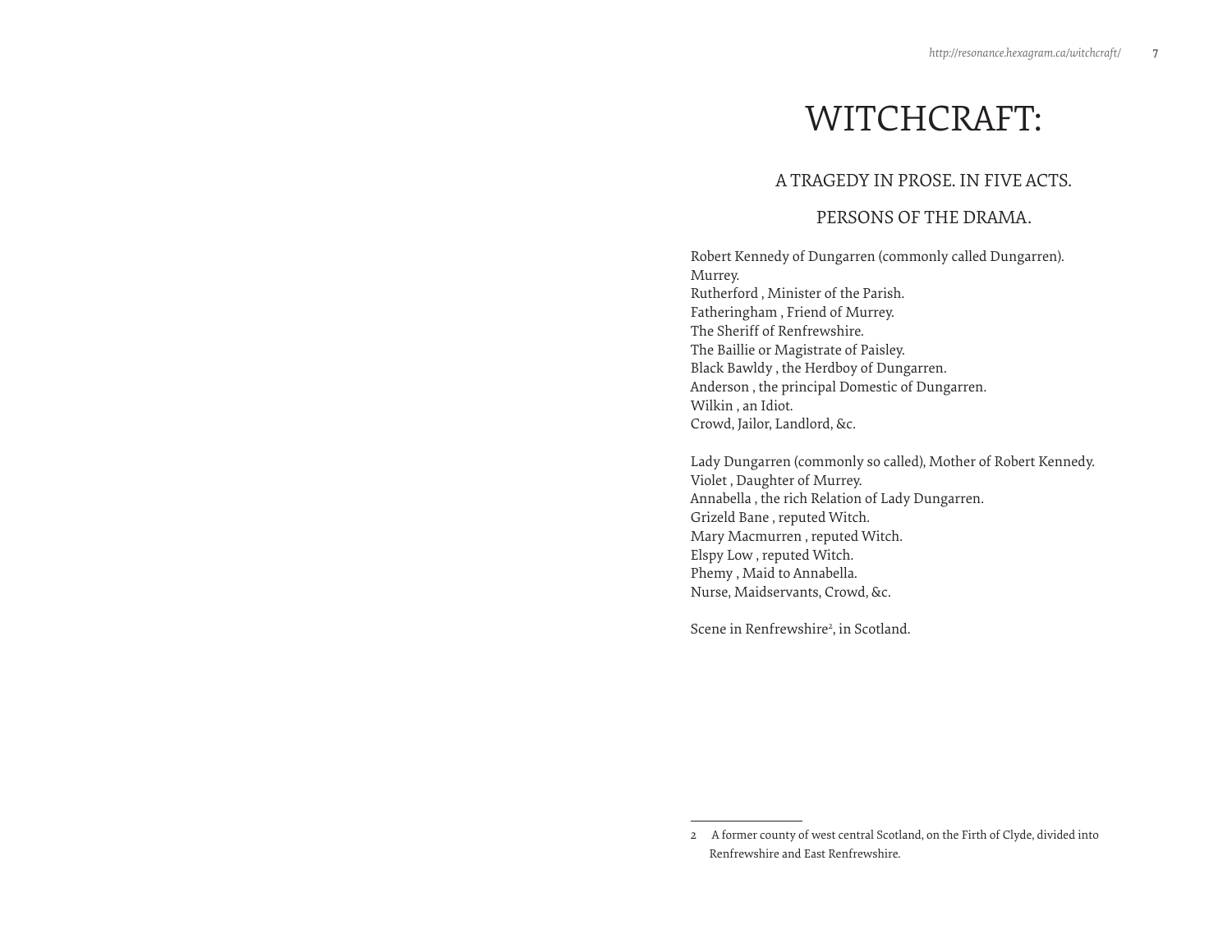# WITCHCRAFT:

## A TRAGEDY IN PROSE. IN FIVE ACTS.

### PERSONS OF THE DRAMA.

Robert Kennedy of Dungarren (commonly called Dungarren).
Murrey.
Rutherford , Minister of the Parish.
Fatheringham , Friend of Murrey.
The Sheriff of Renfrewshire.
The Baillie or Magistrate of Paisley.
Black Bawldy , the Herdboy of Dungarren.
Anderson , the principal Domestic of Dungarren.
Wilkin , an Idiot.
Crowd, Jailor, Landlord, &c.

Lady Dungarren (commonly so called), Mother of Robert Kennedy.
Violet , Daughter of Murrey.
Annabella , the rich Relation of Lady Dungarren.
Grizeld Bane , reputed Witch.
Mary Macmurren , reputed Witch.
Elspy Low , reputed Witch.
Phemy , Maid to Annabella.
Nurse, Maidservants, Crowd, &c.

Scene in Renfrewshire[2], in Scotland.

---

2 A former county of west central Scotland, on the Firth of Clyde, divided into Renfrewshire and East Renfrewshire.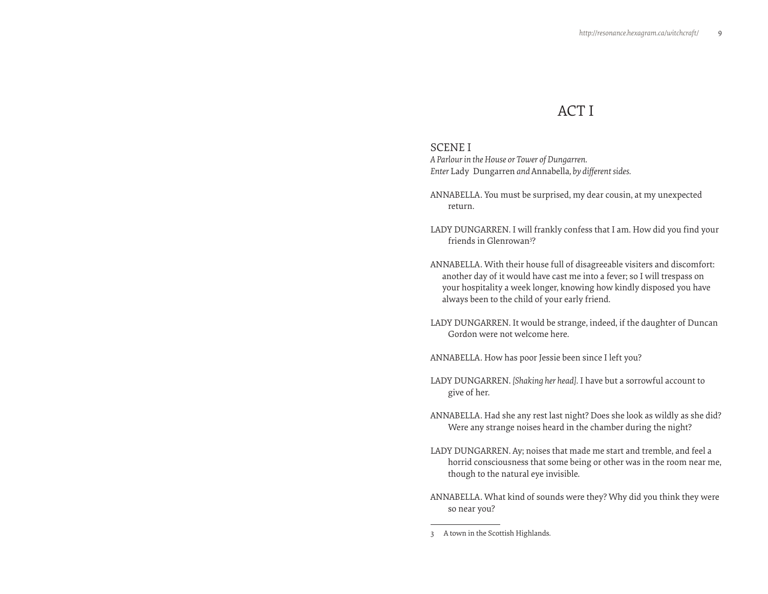# ACT I

## SCENE I

*A Parlour in the House or Tower of Dungarren.*
*Enter* Lady Dungarren *and* Annabella*, by different sides.*

ANNABELLA. You must be surprised, my dear cousin, at my unexpected return.

LADY DUNGARREN. I will frankly confess that I am. How did you find your friends in Glenrowan[3]?

ANNABELLA. With their house full of disagreeable visiters and discomfort: another day of it would have cast me into a fever; so I will trespass on your hospitality a week longer, knowing how kindly disposed you have always been to the child of your early friend.

LADY DUNGARREN. It would be strange, indeed, if the daughter of Duncan Gordon were not welcome here.

ANNABELLA. How has poor Jessie been since I left you?

LADY DUNGARREN. *[Shaking her head].* I have but a sorrowful account to give of her.

ANNABELLA. Had she any rest last night? Does she look as wildly as she did? Were any strange noises heard in the chamber during the night?

LADY DUNGARREN. Ay; noises that made me start and tremble, and feel a horrid consciousness that some being or other was in the room near me, though to the natural eye invisible.

ANNABELLA. What kind of sounds were they? Why did you think they were so near you?

---

3 A town in the Scottish Highlands.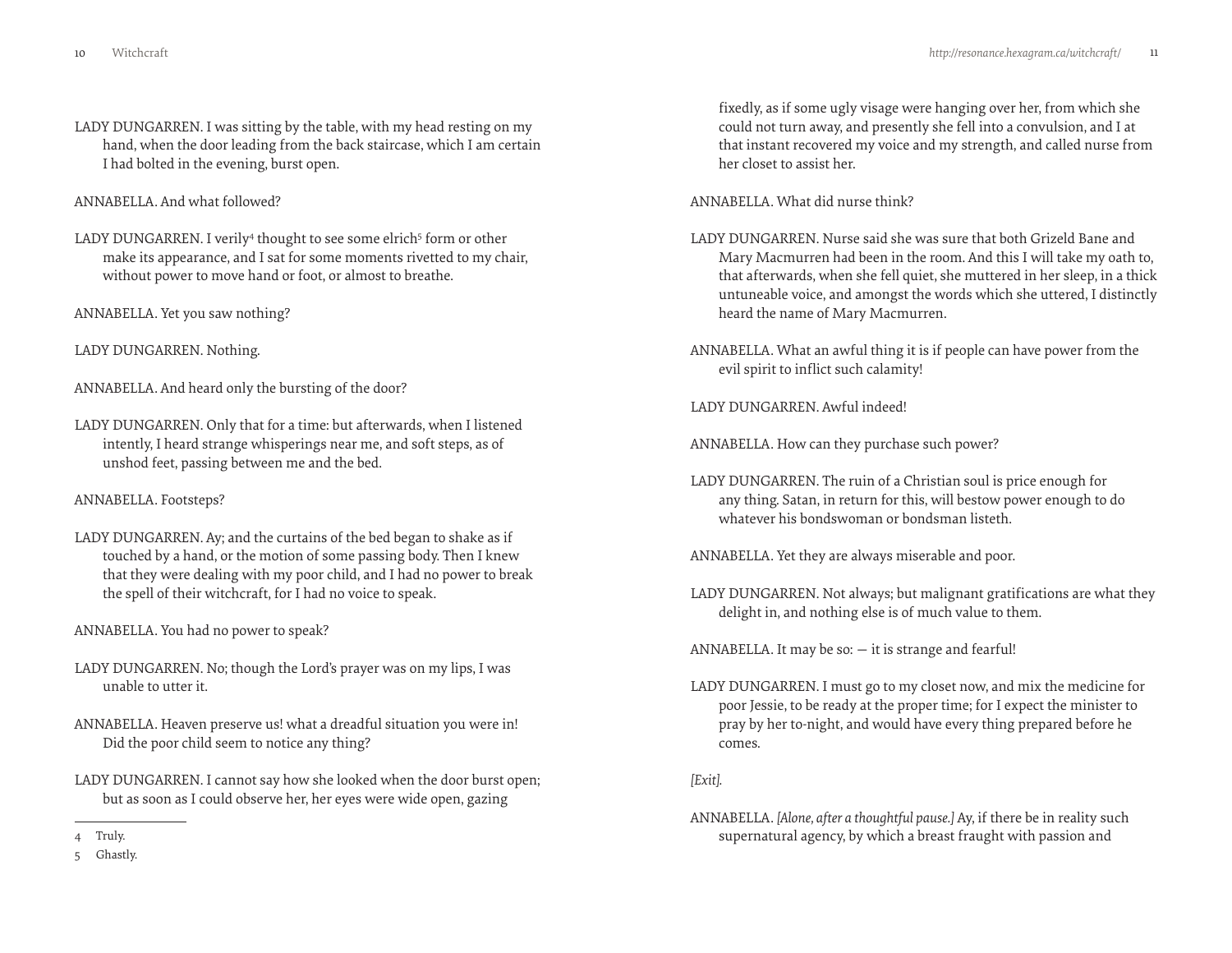LADY DUNGARREN. I was sitting by the table, with my head resting on my hand, when the door leading from the back staircase, which I am certain I had bolted in the evening, burst open.

ANNABELLA. And what followed?

LADY DUNGARREN. I verily[4] thought to see some elrich[5] form or other make its appearance, and I sat for some moments rivetted to my chair, without power to move hand or foot, or almost to breathe.

ANNABELLA. Yet you saw nothing?

LADY DUNGARREN. Nothing.

ANNABELLA. And heard only the bursting of the door?

LADY DUNGARREN. Only that for a time: but afterwards, when I listened intently, I heard strange whisperings near me, and soft steps, as of unshod feet, passing between me and the bed.

ANNABELLA. Footsteps?

LADY DUNGARREN. Ay; and the curtains of the bed began to shake as if touched by a hand, or the motion of some passing body. Then I knew that they were dealing with my poor child, and I had no power to break the spell of their witchcraft, for I had no voice to speak.

ANNABELLA. You had no power to speak?

LADY DUNGARREN. No; though the Lord's prayer was on my lips, I was unable to utter it.

ANNABELLA. Heaven preserve us! what a dreadful situation you were in! Did the poor child seem to notice any thing?

LADY DUNGARREN. I cannot say how she looked when the door burst open; but as soon as I could observe her, her eyes were wide open, gazing fixedly, as if some ugly visage were hanging over her, from which she could not turn away, and presently she fell into a convulsion, and I at that instant recovered my voice and my strength, and called nurse from her closet to assist her.

ANNABELLA. What did nurse think?

LADY DUNGARREN. Nurse said she was sure that both Grizeld Bane and Mary Macmurren had been in the room. And this I will take my oath to, that afterwards, when she fell quiet, she muttered in her sleep, in a thick untuneable voice, and amongst the words which she uttered, I distinctly heard the name of Mary Macmurren.

ANNABELLA. What an awful thing it is if people can have power from the evil spirit to inflict such calamity!

LADY DUNGARREN. Awful indeed!

ANNABELLA. How can they purchase such power?

LADY DUNGARREN. The ruin of a Christian soul is price enough for any thing. Satan, in return for this, will bestow power enough to do whatever his bondswoman or bondsman listeth.

ANNABELLA. Yet they are always miserable and poor.

LADY DUNGARREN. Not always; but malignant gratifications are what they delight in, and nothing else is of much value to them.

ANNABELLA. It may be so: — it is strange and fearful!

LADY DUNGARREN. I must go to my closet now, and mix the medicine for poor Jessie, to be ready at the proper time; for I expect the minister to pray by her to-night, and would have every thing prepared before he comes.

*[Exit].*

ANNABELLA. *[Alone, after a thoughtful pause.]* Ay, if there be in reality such supernatural agency, by which a breast fraught with passion and

---

[4] Truly.

[5] Ghastly.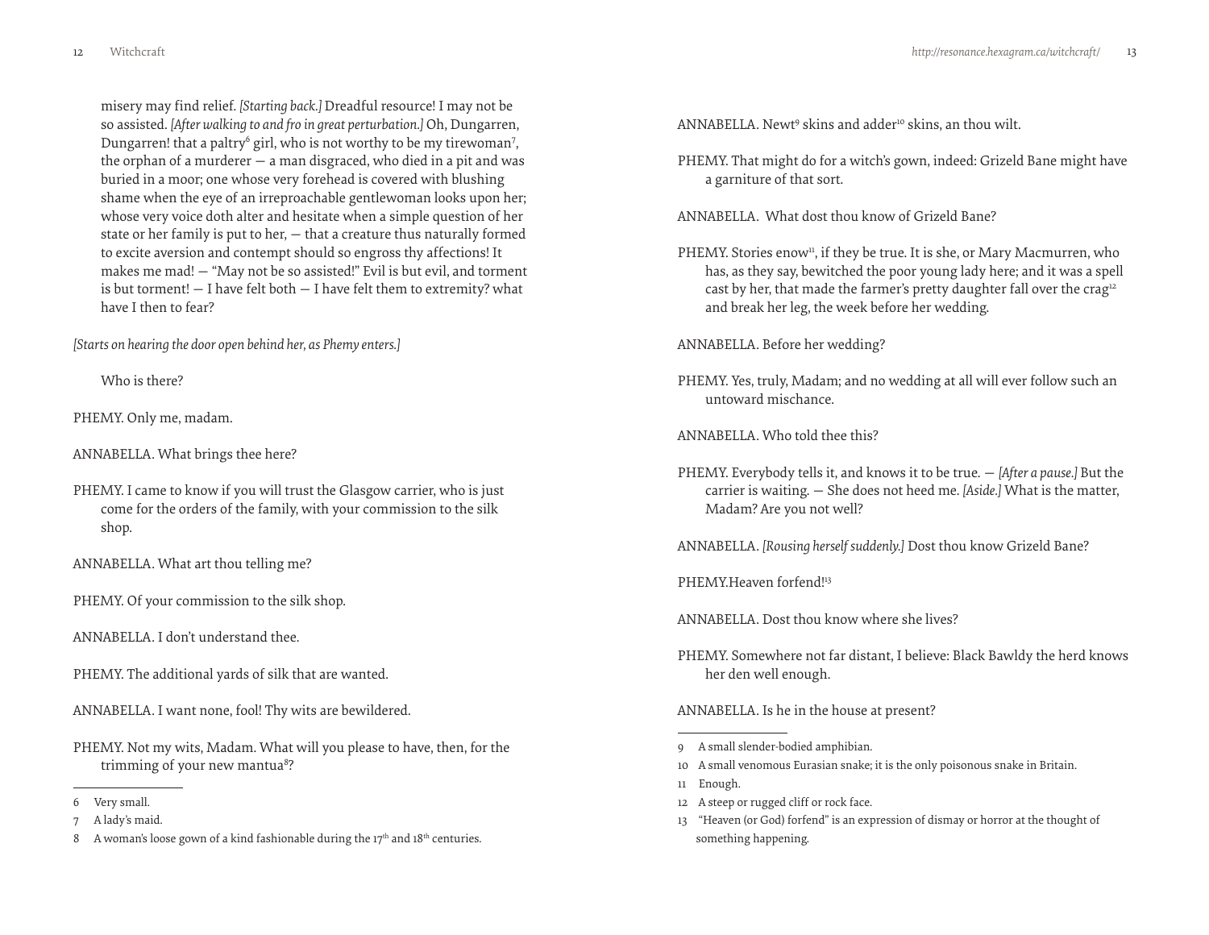misery may find relief. *[Starting back.]* Dreadful resource! I may not be so assisted. *[After walking to and fro in great perturbation.]* Oh, Dungarren, Dungarren! that a paltry[6] girl, who is not worthy to be my tirewoman[7], the orphan of a murderer — a man disgraced, who died in a pit and was buried in a moor; one whose very forehead is covered with blushing shame when the eye of an irreproachable gentlewoman looks upon her; whose very voice doth alter and hesitate when a simple question of her state or her family is put to her, — that a creature thus naturally formed to excite aversion and contempt should so engross thy affections! It makes me mad! — "May not be so assisted!" Evil is but evil, and torment is but torment! — I have felt both — I have felt them to extremity? what have I then to fear?

*[Starts on hearing the door open behind her, as Phemy enters.]*

Who is there?

PHEMY. Only me, madam.

ANNABELLA. What brings thee here?

PHEMY. I came to know if you will trust the Glasgow carrier, who is just come for the orders of the family, with your commission to the silk shop.

ANNABELLA. What art thou telling me?

PHEMY. Of your commission to the silk shop.

ANNABELLA. I don't understand thee.

PHEMY. The additional yards of silk that are wanted.

ANNABELLA. I want none, fool! Thy wits are bewildered.

PHEMY. Not my wits, Madam. What will you please to have, then, for the trimming of your new mantua[8]?

6 Very small.

7 A lady's maid.

8 A woman's loose gown of a kind fashionable during the 17th and 18th centuries.

ANNABELLA. Newt[9] skins and adder[10] skins, an thou wilt.

PHEMY. That might do for a witch's gown, indeed: Grizeld Bane might have a garniture of that sort.

ANNABELLA. What dost thou know of Grizeld Bane?

PHEMY. Stories enow[11], if they be true. It is she, or Mary Macmurren, who has, as they say, bewitched the poor young lady here; and it was a spell cast by her, that made the farmer's pretty daughter fall over the crag[12] and break her leg, the week before her wedding.

ANNABELLA. Before her wedding?

PHEMY. Yes, truly, Madam; and no wedding at all will ever follow such an untoward mischance.

ANNABELLA. Who told thee this?

PHEMY. Everybody tells it, and knows it to be true. — *[After a pause.]* But the carrier is waiting. — She does not heed me. *[Aside.]* What is the matter, Madam? Are you not well?

ANNABELLA. *[Rousing herself suddenly.]* Dost thou know Grizeld Bane?

PHEMY.Heaven forfend![13]

ANNABELLA. Dost thou know where she lives?

PHEMY. Somewhere not far distant, I believe: Black Bawldy the herd knows her den well enough.

ANNABELLA. Is he in the house at present?

9 A small slender-bodied amphibian.

10 A small venomous Eurasian snake; it is the only poisonous snake in Britain.

11 Enough.

12 A steep or rugged cliff or rock face.

13 "Heaven (or God) forfend" is an expression of dismay or horror at the thought of something happening.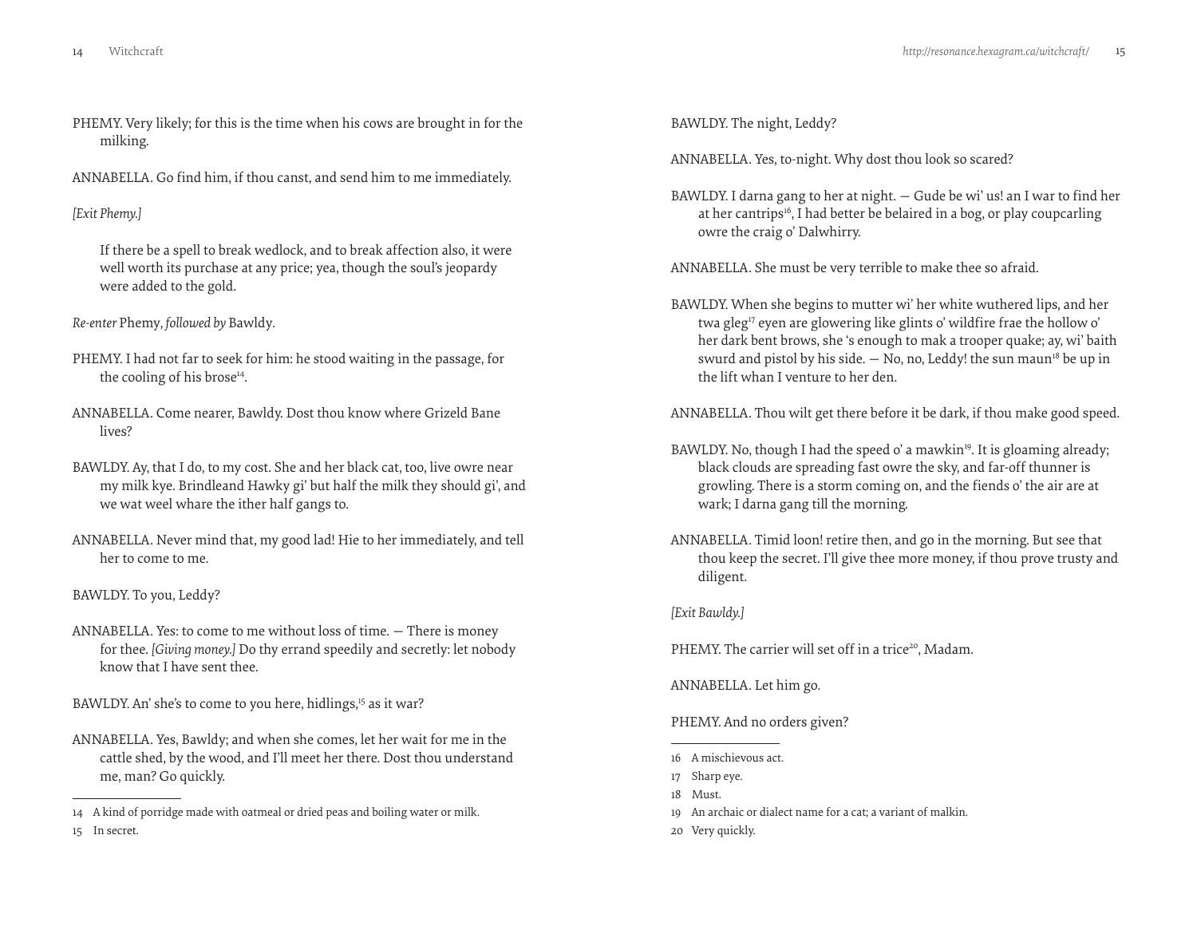PHEMY. Very likely; for this is the time when his cows are brought in for the milking.

ANNABELLA. Go find him, if thou canst, and send him to me immediately.

*[Exit Phemy.]*

If there be a spell to break wedlock, and to break affection also, it were well worth its purchase at any price; yea, though the soul's jeopardy were added to the gold.

*Re-enter* Phemy, *followed by* Bawldy.

PHEMY. I had not far to seek for him: he stood waiting in the passage, for the cooling of his brose[14].

ANNABELLA. Come nearer, Bawldy. Dost thou know where Grizeld Bane lives?

BAWLDY. Ay, that I do, to my cost. She and her black cat, too, live owre near my milk kye. Brindleand Hawky gi' but half the milk they should gi', and we wat weel whare the ither half gangs to.

ANNABELLA. Never mind that, my good lad! Hie to her immediately, and tell her to come to me.

BAWLDY. To you, Leddy?

ANNABELLA. Yes: to come to me without loss of time. — There is money for thee. *[Giving money.]* Do thy errand speedily and secretly: let nobody know that I have sent thee.

BAWLDY. An' she's to come to you here, hidlings,[15] as it war?

ANNABELLA. Yes, Bawldy; and when she comes, let her wait for me in the cattle shed, by the wood, and I'll meet her there. Dost thou understand me, man? Go quickly.

14 A kind of porridge made with oatmeal or dried peas and boiling water or milk.

15 In secret.

BAWLDY. The night, Leddy?

ANNABELLA. Yes, to-night. Why dost thou look so scared?

BAWLDY. I darna gang to her at night. — Gude be wi' us! an I war to find her at her cantrips[16], I had better be belaired in a bog, or play coupcarling owre the craig o' Dalwhirry.

ANNABELLA. She must be very terrible to make thee so afraid.

BAWLDY. When she begins to mutter wi' her white wuthered lips, and her twa gleg[17] eyen are glowering like glints o' wildfire frae the hollow o' her dark bent brows, she 's enough to mak a trooper quake; ay, wi' baith swurd and pistol by his side. — No, no, Leddy! the sun maun[18] be up in the lift whan I venture to her den.

ANNABELLA. Thou wilt get there before it be dark, if thou make good speed.

BAWLDY. No, though I had the speed o' a mawkin[19]. It is gloaming already; black clouds are spreading fast owre the sky, and far-off thunner is growling. There is a storm coming on, and the fiends o' the air are at work; I darna gang till the morning.

ANNABELLA. Timid loon! retire then, and go in the morning. But see that thou keep the secret. I'll give thee more money, if thou prove trusty and diligent.

*[Exit Bawldy.]*

PHEMY. The carrier will set off in a trice[20], Madam.

ANNABELLA. Let him go.

PHEMY. And no orders given?

16 A mischievous act.

17 Sharp eye.

18 Must.

19 An archaic or dialect name for a cat; a variant of malkin.

20 Very quickly.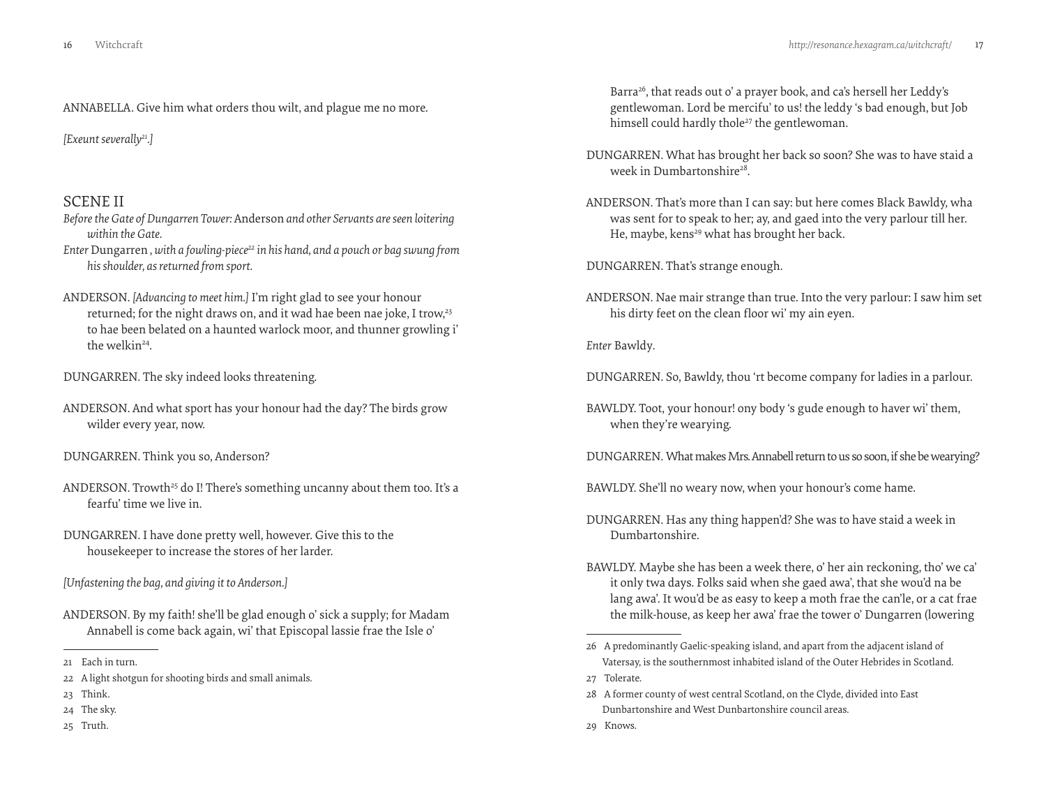ANNABELLA. Give him what orders thou wilt, and plague me no more.

*[Exeunt severally[21].]*

## SCENE II

*Before the Gate of Dungarren Tower:* Anderson *and other Servants are seen loitering within the Gate.*

*Enter* Dungarren *, with a fowling-piece[22] in his hand, and a pouch or bag swung from his shoulder, as returned from sport.*

ANDERSON. *[Advancing to meet him.]* I'm right glad to see your honour returned; for the night draws on, and it wad hae been nae joke, I trow,[23] to hae been belated on a haunted warlock moor, and thunner growling i' the welkin[24].

DUNGARREN. The sky indeed looks threatening.

ANDERSON. And what sport has your honour had the day? The birds grow wilder every year, now.

DUNGARREN. Think you so, Anderson?

ANDERSON. Trowth[25] do I! There's something uncanny about them too. It's a fearfu' time we live in.

DUNGARREN. I have done pretty well, however. Give this to the housekeeper to increase the stores of her larder.

*[Unfastening the bag, and giving it to Anderson.]*

ANDERSON. By my faith! she'll be glad enough o' sick a supply; for Madam Annabell is come back again, wi' that Episcopal lassie frae the Isle o' Barra[26], that reads out o' a prayer book, and ca's hersell her Leddy's gentlewoman. Lord be mercifu' to us! the leddy 's bad enough, but Job himsell could hardly thole[27] the gentlewoman.

DUNGARREN. What has brought her back so soon? She was to have staid a week in Dumbartonshire[28].

ANDERSON. That's more than I can say: but here comes Black Bawldy, wha was sent for to speak to her; ay, and gaed into the very parlour till her. He, maybe, kens[29] what has brought her back.

DUNGARREN. That's strange enough.

ANDERSON. Nae mair strange than true. Into the very parlour: I saw him set his dirty feet on the clean floor wi' my ain eyen.

*Enter* Bawldy.

DUNGARREN. So, Bawldy, thou 'rt become company for ladies in a parlour.

BAWLDY. Toot, your honour! ony body 's gude enough to haver wi' them, when they're wearying.

DUNGARREN. What makes Mrs. Annabell return to us so soon, if she be wearying?

BAWLDY. She'll no weary now, when your honour's come hame.

DUNGARREN. Has any thing happen'd? She was to have staid a week in Dumbartonshire.

BAWLDY. Maybe she has been a week there, o' her ain reckoning, tho' we ca' it only twa days. Folks said when she gaed awa', that she wou'd na be lang awa'. It wou'd be as easy to keep a moth frae the can'le, or a cat frae the milk-house, as keep her awa' frae the tower o' Dungarren (lowering

---

21 Each in turn.

22 A light shotgun for shooting birds and small animals.

23 Think.

24 The sky.

25 Truth.

26 A predominantly Gaelic-speaking island, and apart from the adjacent island of Vatersay, is the southernmost inhabited island of the Outer Hebrides in Scotland.

27 Tolerate.

28 A former county of west central Scotland, on the Clyde, divided into East Dunbartonshire and West Dunbartonshire council areas.

29 Knows.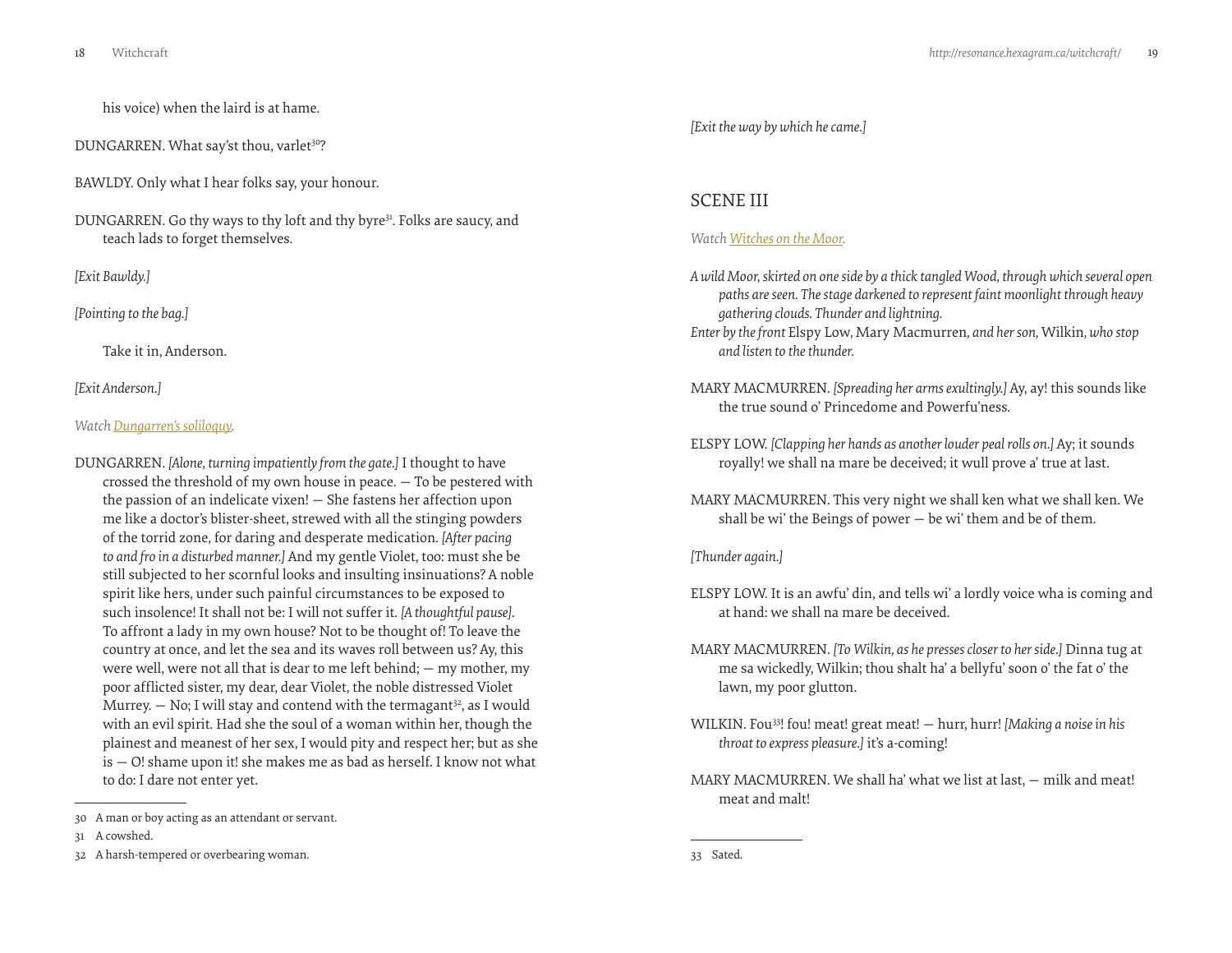his voice) when the laird is at hame.

DUNGARREN. What say'st thou, varlet[30]?

BAWLDY. Only what I hear folks say, your honour.

DUNGARREN. Go thy ways to thy loft and thy byre[31]. Folks are saucy, and teach lads to forget themselves.

*[Exit Bawldy.]*

*[Pointing to the bag.]*

Take it in, Anderson.

*[Exit Anderson.]*

*Watch Dungarren's soliloquy.*

DUNGARREN. *[Alone, turning impatiently from the gate.]* I thought to have crossed the threshold of my own house in peace. — To be pestered with the passion of an indelicate vixen! — She fastens her affection upon me like a doctor's blister-sheet, strewed with all the stinging powders of the torrid zone, for daring and desperate medication. *[After pacing to and fro in a disturbed manner.]* And my gentle Violet, too: must she be still subjected to her scornful looks and insulting insinuations? A noble spirit like hers, under such painful circumstances to be exposed to such insolence! It shall not be: I will not suffer it. *[A thoughtful pause]*. To affront a lady in my own house? Not to be thought of! To leave the country at once, and let the sea and its waves roll between us? Ay, this were well, were not all that is dear to me left behind; — my mother, my poor afflicted sister, my dear, dear Violet, the noble distressed Violet Murrey. — No; I will stay and contend with the termagant[32], as I would with an evil spirit. Had she the soul of a woman within her, though the plainest and meanest of her sex, I would pity and respect her; but as she is — O! shame upon it! she makes me as bad as herself. I know not what to do: I dare not enter yet.

30 A man or boy acting as an attendant or servant.

31 A cowshed.

32 A harsh-tempered or overbearing woman.

*[Exit the way by which he came.]*

## SCENE III

*Watch Witches on the Moor.*

*A wild Moor, skirted on one side by a thick tangled Wood, through which several open paths are seen. The stage darkened to represent faint moonlight through heavy gathering clouds. Thunder and lightning.*

*Enter by the front* Elspy Low, Mary Macmurren, *and her son,* Wilkin, *who stop and listen to the thunder.*

MARY MACMURREN. *[Spreading her arms exultingly.]* Ay, ay! this sounds like the true sound o' Princedome and Powerfu'ness.

ELSPY LOW. *[Clapping her hands as another louder peal rolls on.]* Ay; it sounds royally! we shall na mare be deceived; it wull prove a' true at last.

MARY MACMURREN. This very night we shall ken what we shall ken. We shall be wi' the Beings of power — be wi' them and be of them.

*[Thunder again.]*

ELSPY LOW. It is an awfu' din, and tells wi' a lordly voice wha is coming and at hand: we shall na mare be deceived.

MARY MACMURREN. *[To Wilkin, as he presses closer to her side.]* Dinna tug at me sa wickedly, Wilkin; thou shalt ha' a bellyfu' soon o' the fat o' the lawn, my poor glutton.

WILKIN. Fou[33]! fou! meat! great meat! — hurr, hurr! *[Making a noise in his throat to express pleasure.]* it's a-coming!

MARY MACMURREN. We shall ha' what we list at last, — milk and meat! meat and malt!

33 Sated.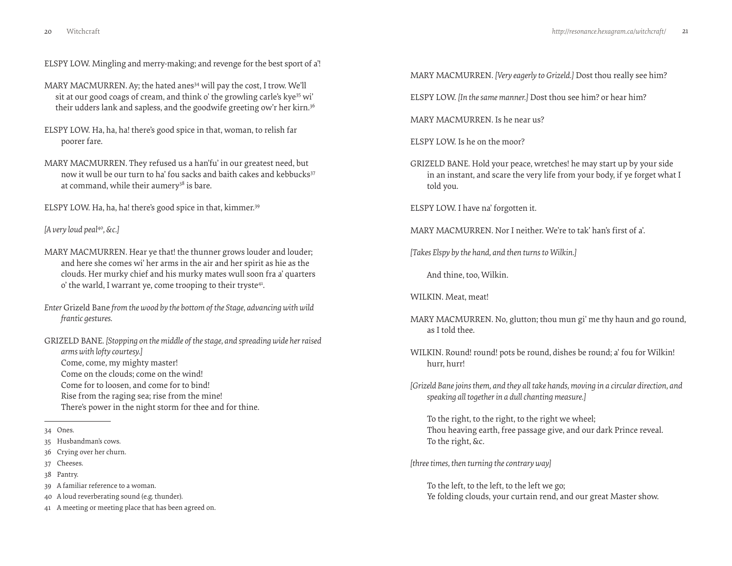ELSPY LOW. Mingling and merry-making; and revenge for the best sport of a'!

MARY MACMURREN. Ay; the hated anes[34] will pay the cost, I trow. We'll sit at our good coags of cream, and think o' the growling carle's kye[35] wi' their udders lank and sapless, and the goodwife greeting ow'r her kirn.[36]

ELSPY LOW. Ha, ha, ha! there's good spice in that, woman, to relish far poorer fare.

MARY MACMURREN. They refused us a han'fu' in our greatest need, but now it wull be our turn to ha' fou sacks and baith cakes and kebbucks[37] at command, while their aumery[38] is bare.

ELSPY LOW. Ha, ha, ha! there's good spice in that, kimmer.[39]

*[A very loud peal[40], &c.]*

MARY MACMURREN. Hear ye that! the thunner grows louder and louder; and here she comes wi' her arms in the air and her spirit as hie as the clouds. Her murky chief and his murky mates wull soon fra a' quarters o' the warld, I warrant ye, come trooping to their tryste[41].

*Enter* Grizeld Bane *from the wood by the bottom of the Stage, advancing with wild frantic gestures.*

GRIZELD BANE. *[Stopping on the middle of the stage, and spreading wide her raised arms with lofty courtesy.]*
Come, come, my mighty master!
Come on the clouds; come on the wind!
Come for to loosen, and come for to bind!
Rise from the raging sea; rise from the mine!
There's power in the night storm for thee and for thine.

MARY MACMURREN. *[Very eagerly to Grizeld.]* Dost thou really see him?

ELSPY LOW. *[In the same manner.]* Dost thou see him? or hear him?

MARY MACMURREN. Is he near us?

ELSPY LOW. Is he on the moor?

GRIZELD BANE. Hold your peace, wretches! he may start up by your side in an instant, and scare the very life from your body, if ye forget what I told you.

ELSPY LOW. I have na' forgotten it.

MARY MACMURREN. Nor I neither. We're to tak' han's first of a'.

*[Takes Elspy by the hand, and then turns to Wilkin.]*

And thine, too, Wilkin.

WILKIN. Meat, meat!

MARY MACMURREN. No, glutton; thou mun gi' me thy haun and go round, as I told thee.

WILKIN. Round! round! pots be round, dishes be round; a' fou for Wilkin! hurr, hurr!

*[Grizeld Bane joins them, and they all take hands, moving in a circular direction, and speaking all together in a dull chanting measure.]*

To the right, to the right, to the right we wheel;
Thou heaving earth, free passage give, and our dark Prince reveal.
To the right, &c.

*[three times, then turning the contrary way]*

To the left, to the left, to the left we go;
Ye folding clouds, your curtain rend, and our great Master show.

---

34 Ones.

35 Husbandman's cows.

36 Crying over her churn.

37 Cheeses.

38 Pantry.

39 A familiar reference to a woman.

40 A loud reverberating sound (e.g. thunder).

41 A meeting or meeting place that has been agreed on.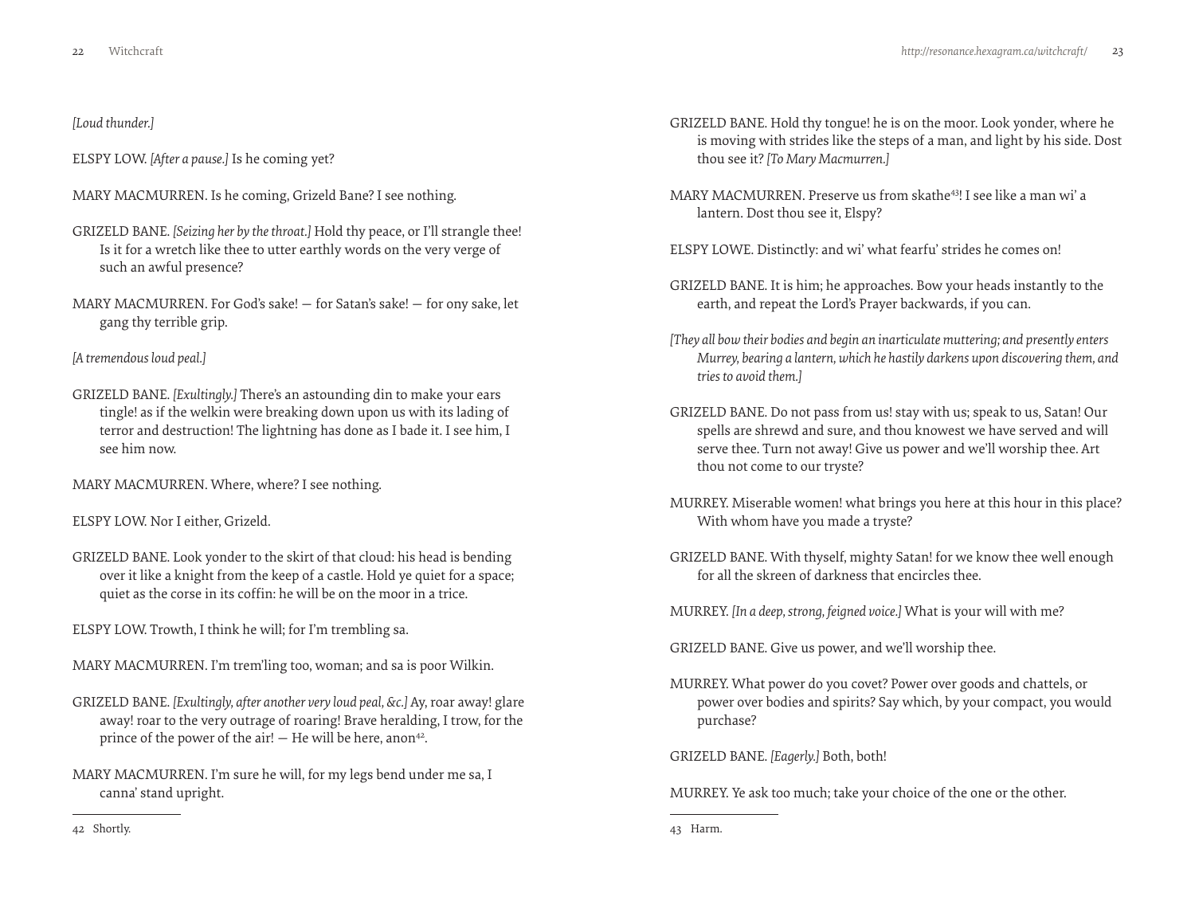*[Loud thunder.]*

ELSPY LOW. *[After a pause.]* Is he coming yet?

MARY MACMURREN. Is he coming, Grizeld Bane? I see nothing.

GRIZELD BANE. *[Seizing her by the throat.]* Hold thy peace, or I'll strangle thee! Is it for a wretch like thee to utter earthly words on the very verge of such an awful presence?

MARY MACMURREN. For God's sake! — for Satan's sake! — for ony sake, let gang thy terrible grip.

*[A tremendous loud peal.]*

GRIZELD BANE. *[Exultingly.]* There's an astounding din to make your ears tingle! as if the welkin were breaking down upon us with its lading of terror and destruction! The lightning has done as I bade it. I see him, I see him now.

MARY MACMURREN. Where, where? I see nothing.

ELSPY LOW. Nor I either, Grizeld.

GRIZELD BANE. Look yonder to the skirt of that cloud: his head is bending over it like a knight from the keep of a castle. Hold ye quiet for a space; quiet as the corse in its coffin: he will be on the moor in a trice.

ELSPY LOW. Trowth, I think he will; for I'm trembling sa.

MARY MACMURREN. I'm trem'ling too, woman; and sa is poor Wilkin.

GRIZELD BANE. *[Exultingly, after another very loud peal, &c.]* Ay, roar away! glare away! roar to the very outrage of roaring! Brave heralding, I trow, for the prince of the power of the air! — He will be here, anon[42].

MARY MACMURREN. I'm sure he will, for my legs bend under me sa, I canna' stand upright.

42 Shortly.

GRIZELD BANE. Hold thy tongue! he is on the moor. Look yonder, where he is moving with strides like the steps of a man, and light by his side. Dost thou see it? *[To Mary Macmurren.]*

MARY MACMURREN. Preserve us from skathe[43]! I see like a man wi' a lantern. Dost thou see it, Elspy?

ELSPY LOWE. Distinctly: and wi' what fearfu' strides he comes on!

GRIZELD BANE. It is him; he approaches. Bow your heads instantly to the earth, and repeat the Lord's Prayer backwards, if you can.

*[They all bow their bodies and begin an inarticulate muttering; and presently enters Murrey, bearing a lantern, which he hastily darkens upon discovering them, and tries to avoid them.]*

GRIZELD BANE. Do not pass from us! stay with us; speak to us, Satan! Our spells are shrewd and sure, and thou knowest we have served and will serve thee. Turn not away! Give us power and we'll worship thee. Art thou not come to our tryste?

MURREY. Miserable women! what brings you here at this hour in this place? With whom have you made a tryste?

GRIZELD BANE. With thyself, mighty Satan! for we know thee well enough for all the skreen of darkness that encircles thee.

MURREY. *[In a deep, strong, feigned voice.]* What is your will with me?

GRIZELD BANE. Give us power, and we'll worship thee.

MURREY. What power do you covet? Power over goods and chattels, or power over bodies and spirits? Say which, by your compact, you would purchase?

GRIZELD BANE. *[Eagerly.]* Both, both!

MURREY. Ye ask too much; take your choice of the one or the other.

43 Harm.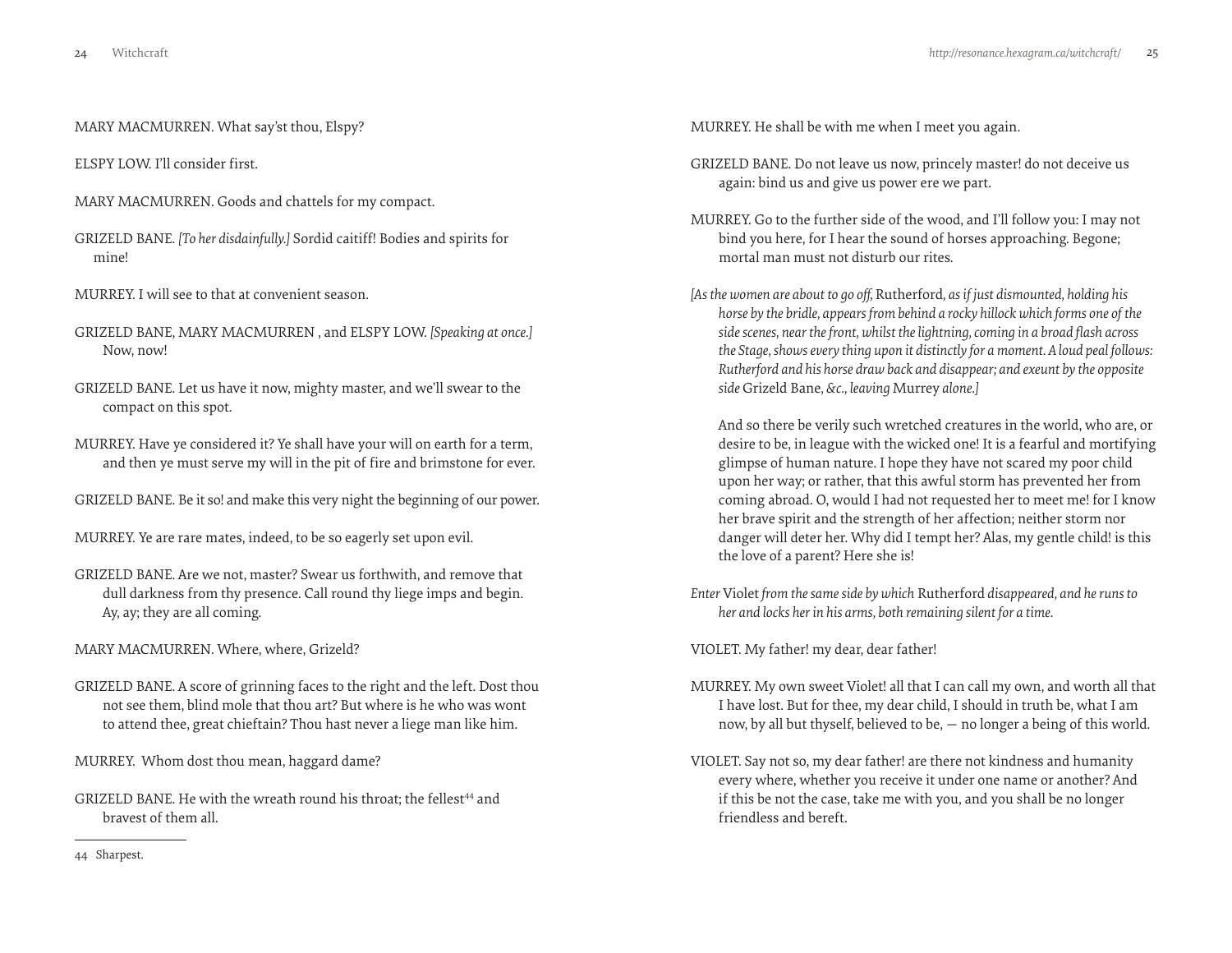MARY MACMURREN. What say'st thou, Elspy?

ELSPY LOW. I'll consider first.

MARY MACMURREN. Goods and chattels for my compact.

GRIZELD BANE. *[To her disdainfully.]* Sordid caitiff! Bodies and spirits for mine!

MURREY. I will see to that at convenient season.

GRIZELD BANE, MARY MACMURREN , and ELSPY LOW. *[Speaking at once.]* Now, now!

GRIZELD BANE. Let us have it now, mighty master, and we'll swear to the compact on this spot.

MURREY. Have ye considered it? Ye shall have your will on earth for a term, and then ye must serve my will in the pit of fire and brimstone for ever.

GRIZELD BANE. Be it so! and make this very night the beginning of our power.

MURREY. Ye are rare mates, indeed, to be so eagerly set upon evil.

GRIZELD BANE. Are we not, master? Swear us forthwith, and remove that dull darkness from thy presence. Call round thy liege imps and begin. Ay, ay; they are all coming.

MARY MACMURREN. Where, where, Grizeld?

GRIZELD BANE. A score of grinning faces to the right and the left. Dost thou not see them, blind mole that thou art? But where is he who was wont to attend thee, great chieftain? Thou hast never a liege man like him.

MURREY. Whom dost thou mean, haggard dame?

GRIZELD BANE. He with the wreath round his throat; the fellest[44] and bravest of them all.

44 Sharpest.

MURREY. He shall be with me when I meet you again.

GRIZELD BANE. Do not leave us now, princely master! do not deceive us again: bind us and give us power ere we part.

MURREY. Go to the further side of the wood, and I'll follow you: I may not bind you here, for I hear the sound of horses approaching. Begone; mortal man must not disturb our rites.

*[As the women are about to go off,* Rutherford, *as if just dismounted, holding his horse by the bridle, appears from behind a rocky hillock which forms one of the side scenes, near the front, whilst the lightning, coming in a broad flash across the Stage, shows every thing upon it distinctly for a moment. A loud peal follows: Rutherford and his horse draw back and disappear; and exeunt by the opposite side* Grizeld Bane, *&c., leaving* Murrey *alone.]*

And so there be verily such wretched creatures in the world, who are, or desire to be, in league with the wicked one! It is a fearful and mortifying glimpse of human nature. I hope they have not scared my poor child upon her way; or rather, that this awful storm has prevented her from coming abroad. O, would I had not requested her to meet me! for I know her brave spirit and the strength of her affection; neither storm nor danger will deter her. Why did I tempt her? Alas, my gentle child! is this the love of a parent? Here she is!

*Enter* Violet *from the same side by which* Rutherford *disappeared, and he runs to her and locks her in his arms, both remaining silent for a time.*

VIOLET. My father! my dear, dear father!

MURREY. My own sweet Violet! all that I can call my own, and worth all that I have lost. But for thee, my dear child, I should in truth be, what I am now, by all but thyself, believed to be, — no longer a being of this world.

VIOLET. Say not so, my dear father! are there not kindness and humanity every where, whether you receive it under one name or another? And if this be not the case, take me with you, and you shall be no longer friendless and bereft.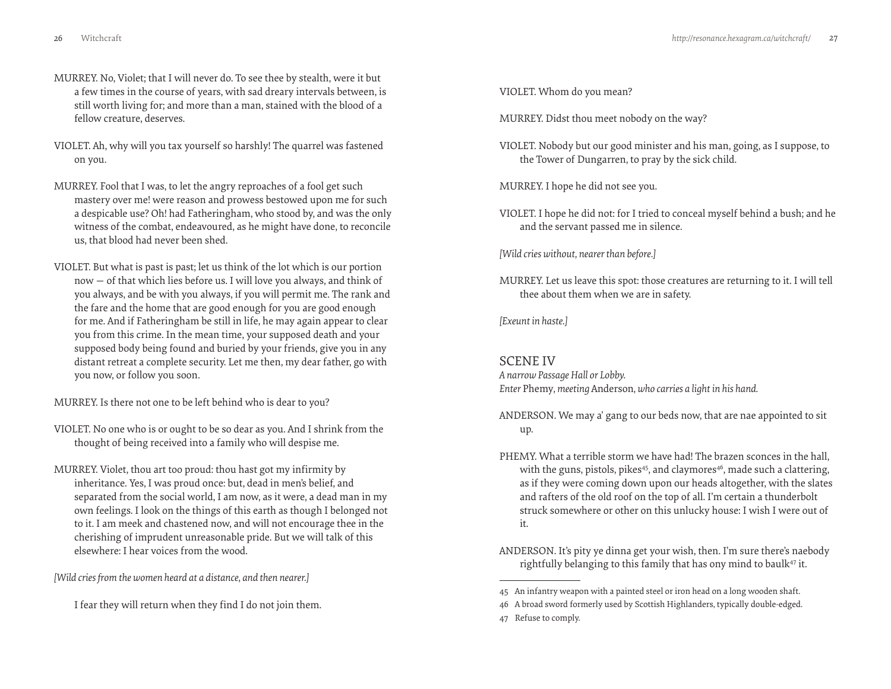MURREY. No, Violet; that I will never do. To see thee by stealth, were it but a few times in the course of years, with sad dreary intervals between, is still worth living for; and more than a man, stained with the blood of a fellow creature, deserves.

VIOLET. Ah, why will you tax yourself so harshly! The quarrel was fastened on you.

MURREY. Fool that I was, to let the angry reproaches of a fool get such mastery over me! were reason and prowess bestowed upon me for such a despicable use? Oh! had Fatheringham, who stood by, and was the only witness of the combat, endeavoured, as he might have done, to reconcile us, that blood had never been shed.

VIOLET. But what is past is past; let us think of the lot which is our portion now — of that which lies before us. I will love you always, and think of you always, and be with you always, if you will permit me. The rank and the fare and the home that are good enough for you are good enough for me. And if Fatheringham be still in life, he may again appear to clear you from this crime. In the mean time, your supposed death and your supposed body being found and buried by your friends, give you in any distant retreat a complete security. Let me then, my dear father, go with you now, or follow you soon.

MURREY. Is there not one to be left behind who is dear to you?

VIOLET. No one who is or ought to be so dear as you. And I shrink from the thought of being received into a family who will despise me.

MURREY. Violet, thou art too proud: thou hast got my infirmity by inheritance. Yes, I was proud once: but, dead in men's belief, and separated from the social world, I am now, as it were, a dead man in my own feelings. I look on the things of this earth as though I belonged not to it. I am meek and chastened now, and will not encourage thee in the cherishing of imprudent unreasonable pride. But we will talk of this elsewhere: I hear voices from the wood.

*[Wild cries from the women heard at a distance, and then nearer.]*

I fear they will return when they find I do not join them.

VIOLET. Whom do you mean?

MURREY. Didst thou meet nobody on the way?

VIOLET. Nobody but our good minister and his man, going, as I suppose, to the Tower of Dungarren, to pray by the sick child.

MURREY. I hope he did not see you.

VIOLET. I hope he did not: for I tried to conceal myself behind a bush; and he and the servant passed me in silence.

*[Wild cries without, nearer than before.]*

MURREY. Let us leave this spot: those creatures are returning to it. I will tell thee about them when we are in safety.

*[Exeunt in haste.]*

## SCENE IV

*A narrow Passage Hall or Lobby.*
*Enter* Phemy, *meeting* Anderson, *who carries a light in his hand.*

ANDERSON. We may a' gang to our beds now, that are nae appointed to sit up.

PHEMY. What a terrible storm we have had! The brazen sconces in the hall, with the guns, pistols, pikes[45], and claymores[46], made such a clattering, as if they were coming down upon our heads altogether, with the slates and rafters of the old roof on the top of all. I'm certain a thunderbolt struck somewhere or other on this unlucky house: I wish I were out of it.

ANDERSON. It's pity ye dinna get your wish, then. I'm sure there's naebody rightfully belanging to this family that has ony mind to baulk[47] it.

---

45 An infantry weapon with a painted steel or iron head on a long wooden shaft.

46 A broad sword formerly used by Scottish Highlanders, typically double-edged.

47 Refuse to comply.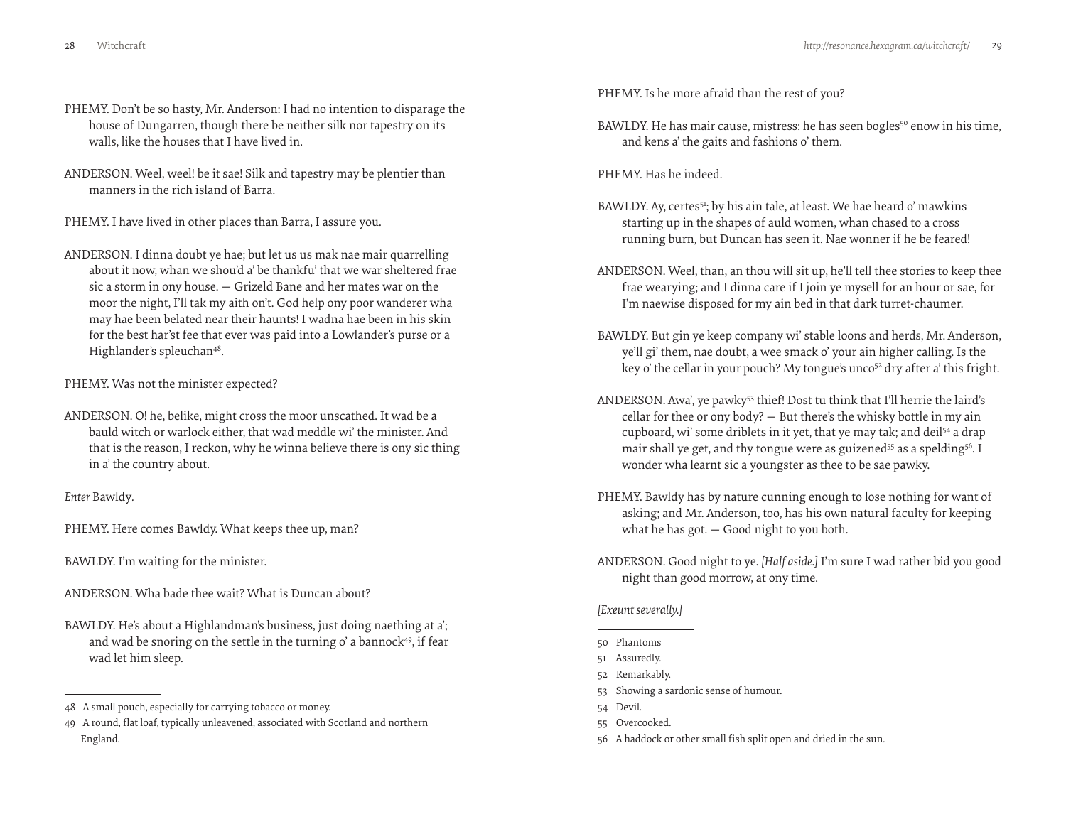PHEMY. Don't be so hasty, Mr. Anderson: I had no intention to disparage the house of Dungarren, though there be neither silk nor tapestry on its walls, like the houses that I have lived in.

ANDERSON. Weel, weel! be it sae! Silk and tapestry may be plentier than manners in the rich island of Barra.

PHEMY. I have lived in other places than Barra, I assure you.

ANDERSON. I dinna doubt ye hae; but let us us mak nae mair quarrelling about it now, whan we shou'd a' be thankfu' that we war sheltered frae sic a storm in ony house. — Grizeld Bane and her mates war on the moor the night, I'll tak my aith on't. God help ony poor wanderer wha may hae been belated near their haunts! I wadna hae been in his skin for the best har'st fee that ever was paid into a Lowlander's purse or a Highlander's spleuchan[48].

PHEMY. Was not the minister expected?

ANDERSON. O! he, belike, might cross the moor unscathed. It wad be a bauld witch or warlock either, that wad meddle wi' the minister. And that is the reason, I reckon, why he winna believe there is ony sic thing in a' the country about.

*Enter* Bawldy.

PHEMY. Here comes Bawldy. What keeps thee up, man?

BAWLDY. I'm waiting for the minister.

ANDERSON. Wha bade thee wait? What is Duncan about?

BAWLDY. He's about a Highlandman's business, just doing naething at a'; and wad be snoring on the settle in the turning o' a bannock[49], if fear wad let him sleep.

PHEMY. Is he more afraid than the rest of you?

BAWLDY. He has mair cause, mistress: he has seen bogles[50] enow in his time, and kens a' the gaits and fashions o' them.

PHEMY. Has he indeed.

BAWLDY. Ay, certes[51]; by his ain tale, at least. We hae heard o' mawkins starting up in the shapes of auld women, whan chased to a cross running burn, but Duncan has seen it. Nae wonner if he be feared!

ANDERSON. Weel, than, an thou will sit up, he'll tell thee stories to keep thee frae wearying; and I dinna care if I join ye mysell for an hour or sae, for I'm naewise disposed for my ain bed in that dark turret-chaumer.

BAWLDY. But gin ye keep company wi' stable loons and herds, Mr. Anderson, ye'll gi' them, nae doubt, a wee smack o' your ain higher calling. Is the key o' the cellar in your pouch? My tongue's unco[52] dry after a' this fright.

ANDERSON. Awa', ye pawky[53] thief! Dost tu think that I'll herrie the laird's cellar for thee or ony body? — But there's the whisky bottle in my ain cupboard, wi' some driblets in it yet, that ye may tak; and deil[54] a drap mair shall ye get, and thy tongue were as guizened[55] as a spelding[56]. I wonder wha learnt sic a youngster as thee to be sae pawky.

PHEMY. Bawldy has by nature cunning enough to lose nothing for want of asking; and Mr. Anderson, too, has his own natural faculty for keeping what he has got. — Good night to you both.

ANDERSON. Good night to ye. *[Half aside.]* I'm sure I wad rather bid you good night than good morrow, at ony time.

*[Exeunt severally.]*

---

48 A small pouch, especially for carrying tobacco or money.

49 A round, flat loaf, typically unleavened, associated with Scotland and northern England.

50 Phantoms

51 Assuredly.

52 Remarkably.

53 Showing a sardonic sense of humour.

54 Devil.

55 Overcooked.

56 A haddock or other small fish split open and dried in the sun.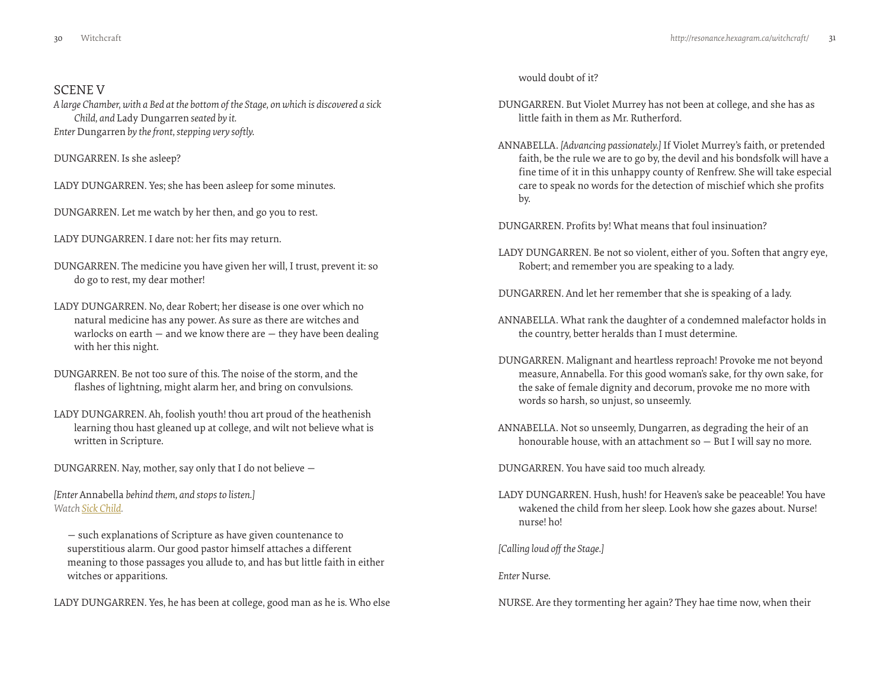## SCENE V

*A large Chamber, with a Bed at the bottom of the Stage, on which is discovered a sick Child, and* Lady Dungarren *seated by it.*
*Enter* Dungarren *by the front, stepping very softly.*

DUNGARREN. Is she asleep?

LADY DUNGARREN. Yes; she has been asleep for some minutes.

DUNGARREN. Let me watch by her then, and go you to rest.

LADY DUNGARREN. I dare not: her fits may return.

DUNGARREN. The medicine you have given her will, I trust, prevent it: so do go to rest, my dear mother!

LADY DUNGARREN. No, dear Robert; her disease is one over which no natural medicine has any power. As sure as there are witches and warlocks on earth — and we know there are — they have been dealing with her this night.

DUNGARREN. Be not too sure of this. The noise of the storm, and the flashes of lightning, might alarm her, and bring on convulsions.

LADY DUNGARREN. Ah, foolish youth! thou art proud of the heathenish learning thou hast gleaned up at college, and wilt not believe what is written in Scripture.

DUNGARREN. Nay, mother, say only that I do not believe —

*[Enter* Annabella *behind them, and stops to listen.]*
*Watch Sick Child.*

— such explanations of Scripture as have given countenance to superstitious alarm. Our good pastor himself attaches a different meaning to those passages you allude to, and has but little faith in either witches or apparitions.

LADY DUNGARREN. Yes, he has been at college, good man as he is. Who else would doubt of it?

DUNGARREN. But Violet Murrey has not been at college, and she has as little faith in them as Mr. Rutherford.

ANNABELLA. *[Advancing passionately.]* If Violet Murrey's faith, or pretended faith, be the rule we are to go by, the devil and his bondsfolk will have a fine time of it in this unhappy county of Renfrew. She will take especial care to speak no words for the detection of mischief which she profits by.

DUNGARREN. Profits by! What means that foul insinuation?

LADY DUNGARREN. Be not so violent, either of you. Soften that angry eye, Robert; and remember you are speaking to a lady.

DUNGARREN. And let her remember that she is speaking of a lady.

ANNABELLA. What rank the daughter of a condemned malefactor holds in the country, better heralds than I must determine.

DUNGARREN. Malignant and heartless reproach! Provoke me not beyond measure, Annabella. For this good woman's sake, for thy own sake, for the sake of female dignity and decorum, provoke me no more with words so harsh, so unjust, so unseemly.

ANNABELLA. Not so unseemly, Dungarren, as degrading the heir of an honourable house, with an attachment so — But I will say no more.

DUNGARREN. You have said too much already.

LADY DUNGARREN. Hush, hush! for Heaven's sake be peaceable! You have wakened the child from her sleep. Look how she gazes about. Nurse! nurse! ho!

*[Calling loud off the Stage.]*

*Enter* Nurse.

NURSE. Are they tormenting her again? They hae time now, when their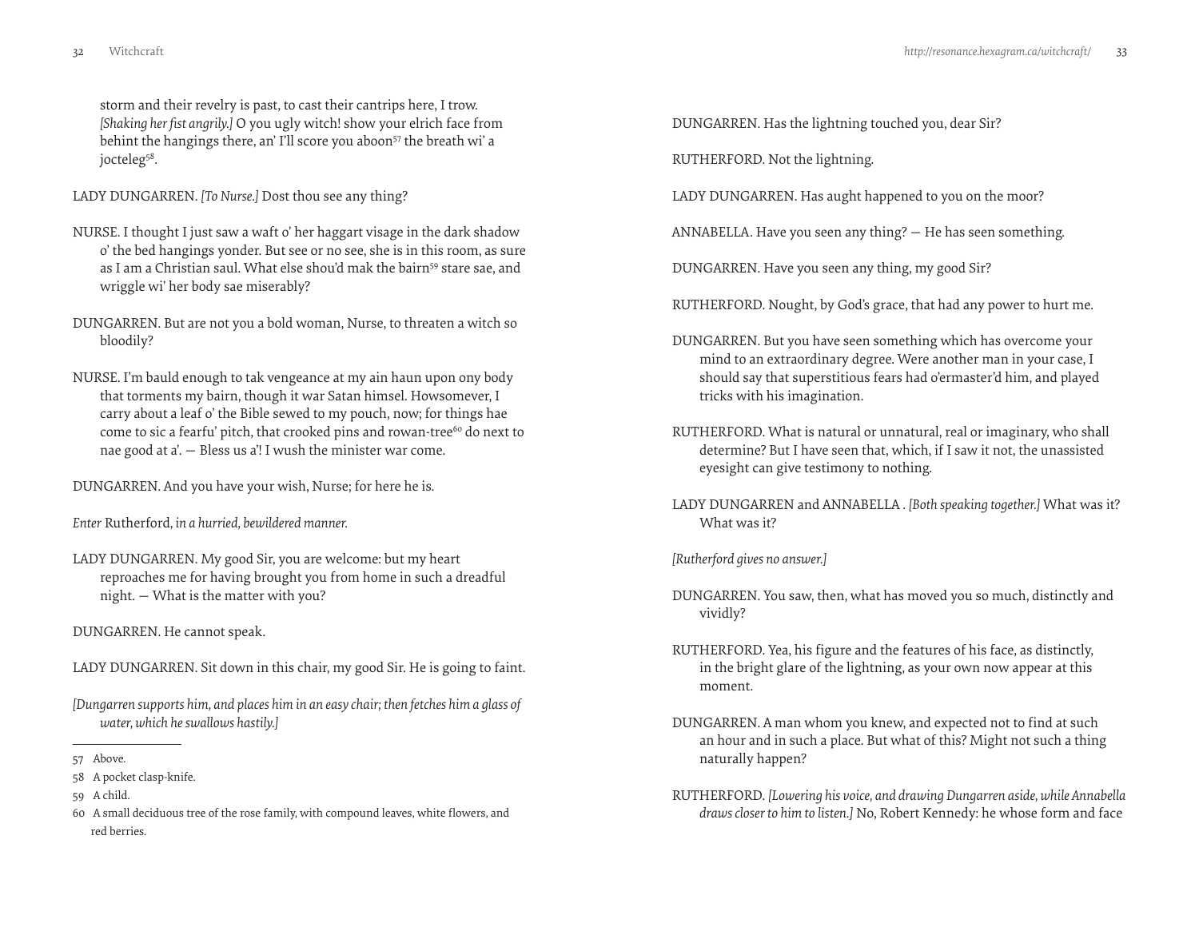storm and their revelry is past, to cast their cantrips here, I trow. *[Shaking her fist angrily.]* O you ugly witch! show your elrich face from behint the hangings there, an' I'll score you aboon[57] the breath wi' a jocteleg[58].

LADY DUNGARREN. *[To Nurse.]* Dost thou see any thing?

NURSE. I thought I just saw a waft o' her haggart visage in the dark shadow o' the bed hangings yonder. But see or no see, she is in this room, as sure as I am a Christian saul. What else shou'd mak the bairn[59] stare sae, and wriggle wi' her body sae miserably?

DUNGARREN. But are not you a bold woman, Nurse, to threaten a witch so bloodily?

NURSE. I'm bauld enough to tak vengeance at my ain haun upon ony body that torments my bairn, though it war Satan himsel. Howsomever, I carry about a leaf o' the Bible sewed to my pouch, now; for things hae come to sic a fearfu' pitch, that crooked pins and rowan-tree[60] do next to nae good at a'. — Bless us a'! I wush the minister war come.

DUNGARREN. And you have your wish, Nurse; for here he is.

*Enter* Rutherford, *in a hurried, bewildered manner.*

LADY DUNGARREN. My good Sir, you are welcome: but my heart reproaches me for having brought you from home in such a dreadful night. — What is the matter with you?

DUNGARREN. He cannot speak.

LADY DUNGARREN. Sit down in this chair, my good Sir. He is going to faint.

*[Dungarren supports him, and places him in an easy chair; then fetches him a glass of water, which he swallows hastily.]*

---

57 Above.

58 A pocket clasp-knife.

59 A child.

60 A small deciduous tree of the rose family, with compound leaves, white flowers, and red berries.

DUNGARREN. Has the lightning touched you, dear Sir?

RUTHERFORD. Not the lightning.

LADY DUNGARREN. Has aught happened to you on the moor?

ANNABELLA. Have you seen any thing? — He has seen something.

DUNGARREN. Have you seen any thing, my good Sir?

RUTHERFORD. Nought, by God's grace, that had any power to hurt me.

DUNGARREN. But you have seen something which has overcome your mind to an extraordinary degree. Were another man in your case, I should say that superstitious fears had o'ermaster'd him, and played tricks with his imagination.

RUTHERFORD. What is natural or unnatural, real or imaginary, who shall determine? But I have seen that, which, if I saw it not, the unassisted eyesight can give testimony to nothing.

LADY DUNGARREN and ANNABELLA . *[Both speaking together.]* What was it? What was it?

*[Rutherford gives no answer.]*

DUNGARREN. You saw, then, what has moved you so much, distinctly and vividly?

RUTHERFORD. Yea, his figure and the features of his face, as distinctly, in the bright glare of the lightning, as your own now appear at this moment.

DUNGARREN. A man whom you knew, and expected not to find at such an hour and in such a place. But what of this? Might not such a thing naturally happen?

RUTHERFORD. *[Lowering his voice, and drawing Dungarren aside, while Annabella draws closer to him to listen.]* No, Robert Kennedy: he whose form and face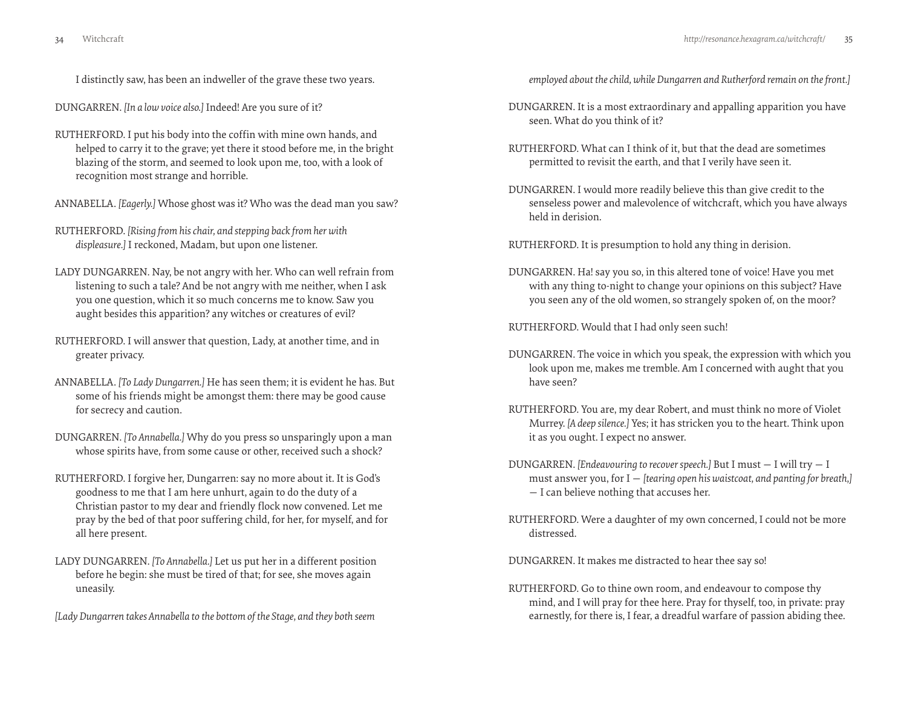I distinctly saw, has been an indweller of the grave these two years.

DUNGARREN. *[In a low voice also.]* Indeed! Are you sure of it?

RUTHERFORD. I put his body into the coffin with mine own hands, and helped to carry it to the grave; yet there it stood before me, in the bright blazing of the storm, and seemed to look upon me, too, with a look of recognition most strange and horrible.

ANNABELLA. *[Eagerly.]* Whose ghost was it? Who was the dead man you saw?

RUTHERFORD. *[Rising from his chair, and stepping back from her with displeasure.]* I reckoned, Madam, but upon one listener.

LADY DUNGARREN. Nay, be not angry with her. Who can well refrain from listening to such a tale? And be not angry with me neither, when I ask you one question, which it so much concerns me to know. Saw you aught besides this apparition? any witches or creatures of evil?

RUTHERFORD. I will answer that question, Lady, at another time, and in greater privacy.

ANNABELLA. *[To Lady Dungarren.]* He has seen them; it is evident he has. But some of his friends might be amongst them: there may be good cause for secrecy and caution.

DUNGARREN. *[To Annabella.]* Why do you press so unsparingly upon a man whose spirits have, from some cause or other, received such a shock?

RUTHERFORD. I forgive her, Dungarren: say no more about it. It is God's goodness to me that I am here unhurt, again to do the duty of a Christian pastor to my dear and friendly flock now convened. Let me pray by the bed of that poor suffering child, for her, for myself, and for all here present.

LADY DUNGARREN. *[To Annabella.]* Let us put her in a different position before he begin: she must be tired of that; for see, she moves again uneasily.

*[Lady Dungarren takes Annabella to the bottom of the Stage, and they both seem employed about the child, while Dungarren and Rutherford remain on the front.]*

DUNGARREN. It is a most extraordinary and appalling apparition you have seen. What do you think of it?

RUTHERFORD. What can I think of it, but that the dead are sometimes permitted to revisit the earth, and that I verily have seen it.

DUNGARREN. I would more readily believe this than give credit to the senseless power and malevolence of witchcraft, which you have always held in derision.

RUTHERFORD. It is presumption to hold any thing in derision.

DUNGARREN. Ha! say you so, in this altered tone of voice! Have you met with any thing to-night to change your opinions on this subject? Have you seen any of the old women, so strangely spoken of, on the moor?

RUTHERFORD. Would that I had only seen such!

DUNGARREN. The voice in which you speak, the expression with which you look upon me, makes me tremble. Am I concerned with aught that you have seen?

RUTHERFORD. You are, my dear Robert, and must think no more of Violet Murrey. *[A deep silence.]* Yes; it has stricken you to the heart. Think upon it as you ought. I expect no answer.

DUNGARREN. *[Endeavouring to recover speech.]* But I must — I will try — I must answer you, for I — *[tearing open his waistcoat, and panting for breath,]* — I can believe nothing that accuses her.

RUTHERFORD. Were a daughter of my own concerned, I could not be more distressed.

DUNGARREN. It makes me distracted to hear thee say so!

RUTHERFORD. Go to thine own room, and endeavour to compose thy mind, and I will pray for thee here. Pray for thyself, too, in private: pray earnestly, for there is, I fear, a dreadful warfare of passion abiding thee.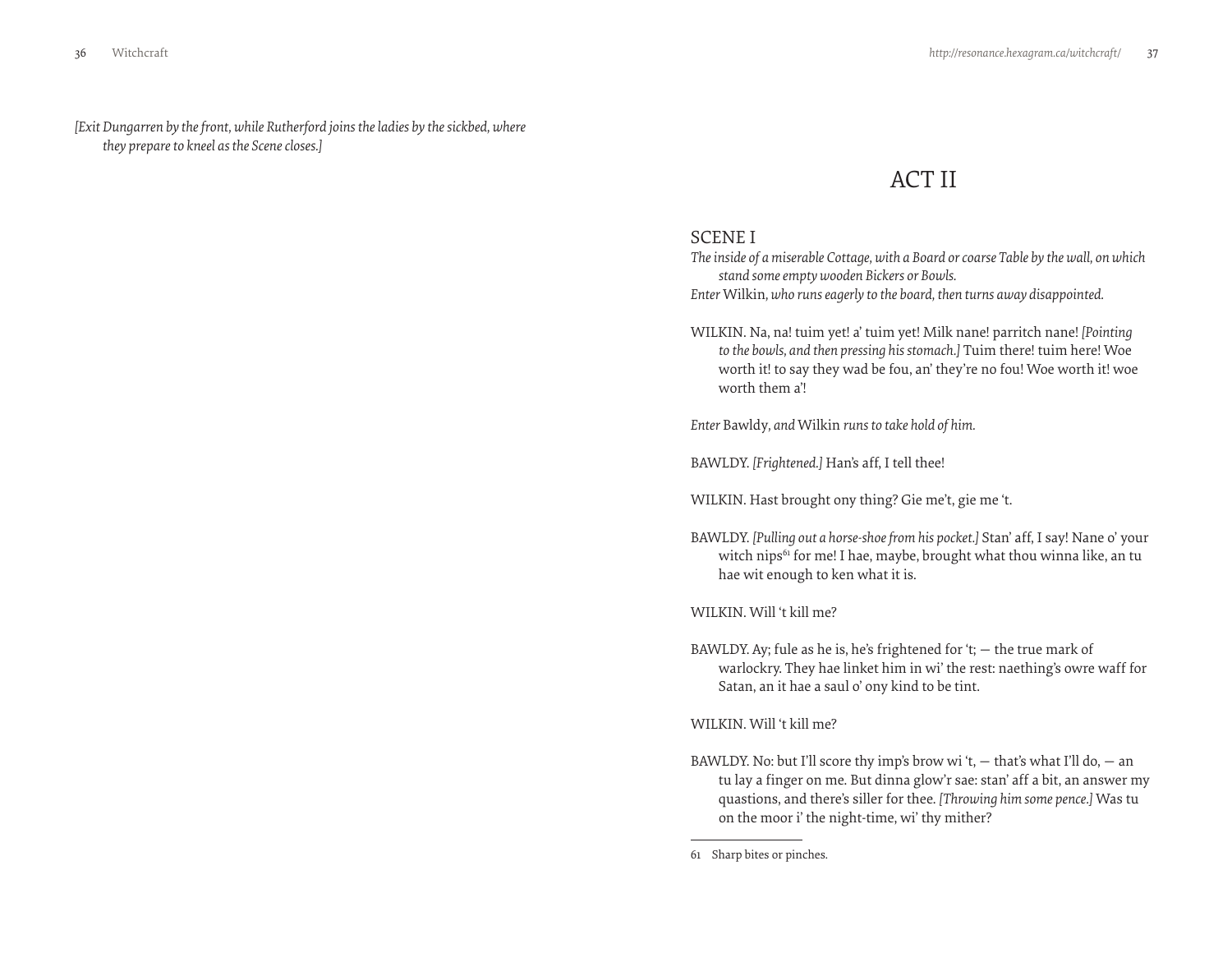*[Exit Dungarren by the front, while Rutherford joins the ladies by the sickbed, where they prepare to kneel as the Scene closes.]*

# ACT II

## SCENE I

*The inside of a miserable Cottage, with a Board or coarse Table by the wall, on which stand some empty wooden Bickers or Bowls.*

*Enter* Wilkin, *who runs eagerly to the board, then turns away disappointed.*

WILKIN. Na, na! tuim yet! a' tuim yet! Milk nane! parritch nane! *[Pointing to the bowls, and then pressing his stomach.]* Tuim there! tuim here! Woe worth it! to say they wad be fou, an' they're no fou! Woe worth it! woe worth them a'!

*Enter* Bawldy, *and* Wilkin *runs to take hold of him.*

BAWLDY. *[Frightened.]* Han's aff, I tell thee!

WILKIN. Hast brought ony thing? Gie me't, gie me 't.

BAWLDY. *[Pulling out a horse-shoe from his pocket.]* Stan' aff, I say! Nane o' your witch nips[61] for me! I hae, maybe, brought what thou winna like, an tu hae wit enough to ken what it is.

WILKIN. Will 't kill me?

BAWLDY. Ay; fule as he is, he's frightened for 't; — the true mark of warlockry. They hae linket him in wi' the rest: naething's owre waff for Satan, an it hae a saul o' ony kind to be tint.

WILKIN. Will 't kill me?

BAWLDY. No: but I'll score thy imp's brow wi 't, — that's what I'll do, — an tu lay a finger on me. But dinna glow'r sae: stan' aff a bit, an answer my questions, and there's siller for thee. *[Throwing him some pence.]* Was tu on the moor i' the night-time, wi' thy mither?

61 Sharp bites or pinches.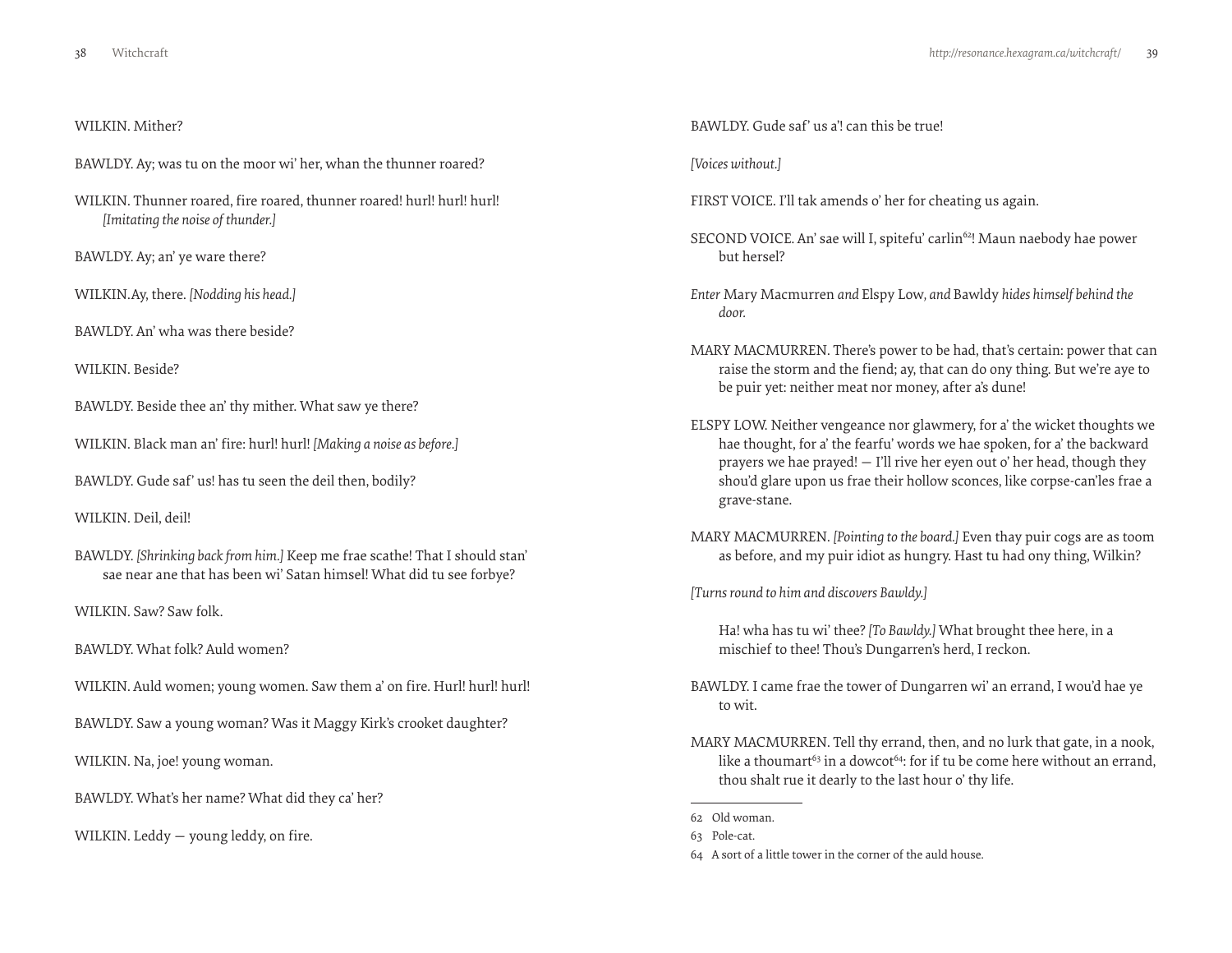WILKIN. Mither?

BAWLDY. Ay; was tu on the moor wi' her, whan the thunner roared?

WILKIN. Thunner roared, fire roared, thunner roared! hurl! hurl! hurl! *[Imitating the noise of thunder.]*

BAWLDY. Ay; an' ye ware there?

WILKIN.Ay, there. *[Nodding his head.]*

BAWLDY. An' wha was there beside?

WILKIN. Beside?

BAWLDY. Beside thee an' thy mither. What saw ye there?

WILKIN. Black man an' fire: hurl! hurl! *[Making a noise as before.]*

BAWLDY. Gude saf' us! has tu seen the deil then, bodily?

WILKIN. Deil, deil!

BAWLDY. *[Shrinking back from him.]* Keep me frae scathe! That I should stan' sae near ane that has been wi' Satan himsel! What did tu see forbye?

WILKIN. Saw? Saw folk.

BAWLDY. What folk? Auld women?

WILKIN. Auld women; young women. Saw them a' on fire. Hurl! hurl! hurl!

BAWLDY. Saw a young woman? Was it Maggy Kirk's crooket daughter?

WILKIN. Na, joe! young woman.

BAWLDY. What's her name? What did they ca' her?

WILKIN. Leddy — young leddy, on fire.

BAWLDY. Gude saf' us a'! can this be true!

*[Voices without.]*

FIRST VOICE. I'll tak amends o' her for cheating us again.

SECOND VOICE. An' sae will I, spitefu' carlin[62]! Maun naebody hae power but hersel?

*Enter* Mary Macmurren *and* Elspy Low, *and* Bawldy *hides himself behind the door.*

MARY MACMURREN. There's power to be had, that's certain: power that can raise the storm and the fiend; ay, that can do ony thing. But we're aye to be puir yet: neither meat nor money, after a's dune!

ELSPY LOW. Neither vengeance nor glawmery, for a' the wicket thoughts we hae thought, for a' the fearfu' words we hae spoken, for a' the backward prayers we hae prayed! — I'll rive her eyen out o' her head, though they shou'd glare upon us frae their hollow sconces, like corpse-can'les frae a grave-stane.

MARY MACMURREN. *[Pointing to the board.]* Even thay puir cogs are as toom as before, and my puir idiot as hungry. Hast tu had ony thing, Wilkin?

*[Turns round to him and discovers Bawldy.]*

Ha! wha has tu wi' thee? *[To Bawldy.]* What brought thee here, in a mischief to thee! Thou's Dungarren's herd, I reckon.

BAWLDY. I came frae the tower of Dungarren wi' an errand, I wou'd hae ye to wit.

MARY MACMURREN. Tell thy errand, then, and no lurk that gate, in a nook, like a thoumart[63] in a dowcot[64]: for if tu be come here without an errand, thou shalt rue it dearly to the last hour o' thy life.

---

62 Old woman.

63 Pole-cat.

64 A sort of a little tower in the corner of the auld house.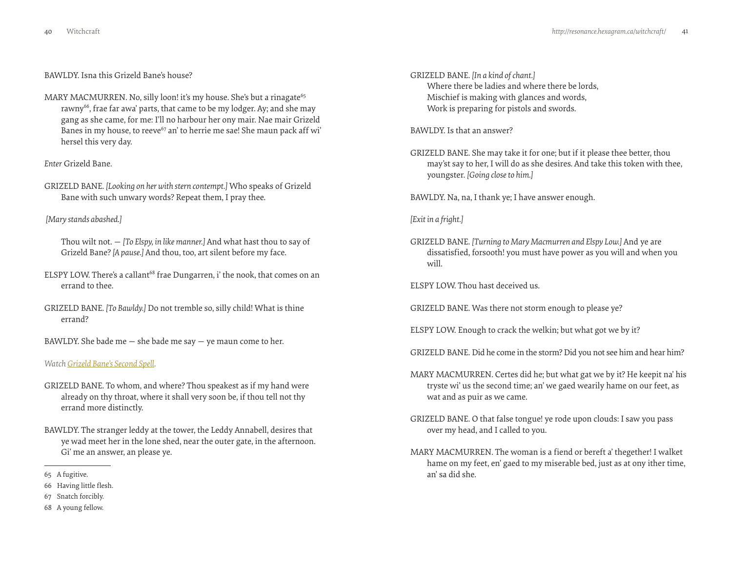BAWLDY. Isna this Grizeld Bane's house?

MARY MACMURREN. No, silly loon! it's my house. She's but a rinagate[65] rawny[66], frae far awa' parts, that came to be my lodger. Ay; and she may gang as she came, for me: I'll no harbour her ony mair. Nae mair Grizeld Banes in my house, to reeve[67] an' to herrie me sae! She maun pack aff wi' hersel this very day.

*Enter* Grizeld Bane.

GRIZELD BANE. *[Looking on her with stern contempt.]* Who speaks of Grizeld Bane with such unwary words? Repeat them, I pray thee.

*[Mary stands abashed.]*

Thou wilt not. — *[To Elspy, in like manner.]* And what hast thou to say of Grizeld Bane? *[A pause.]* And thou, too, art silent before my face.

ELSPY LOW. There's a callant[68] frae Dungarren, i' the nook, that comes on an errand to thee.

GRIZELD BANE. *[To Bawldy.]* Do not tremble so, silly child! What is thine errand?

BAWLDY. She bade me — she bade me say — ye maun come to her.

*Watch Grizeld Bane's Second Spell.*

GRIZELD BANE. To whom, and where? Thou speakest as if my hand were already on thy throat, where it shall very soon be, if thou tell not thy errand more distinctly.

BAWLDY. The stranger leddy at the tower, the Leddy Annabell, desires that ye wad meet her in the lone shed, near the outer gate, in the afternoon. Gi' me an answer, an please ye.

65 A fugitive.

66 Having little flesh.

67 Snatch forcibly.

68 A young fellow.

GRIZELD BANE. *[In a kind of chant.]*
Where there be ladies and where there be lords,
Mischief is making with glances and words,
Work is preparing for pistols and swords.

BAWLDY. Is that an answer?

GRIZELD BANE. She may take it for one; but if it please thee better, thou may'st say to her, I will do as she desires. And take this token with thee, youngster. *[Going close to him.]*

BAWLDY. Na, na, I thank ye; I have answer enough.

*[Exit in a fright.]*

GRIZELD BANE. *[Turning to Mary Macmurren and Elspy Low.]* And ye are dissatisfied, forsooth! you must have power as you will and when you will.

ELSPY LOW. Thou hast deceived us.

GRIZELD BANE. Was there not storm enough to please ye?

ELSPY LOW. Enough to crack the welkin; but what got we by it?

GRIZELD BANE. Did he come in the storm? Did you not see him and hear him?

MARY MACMURREN. Certes did he; but what gat we by it? He keepit na' his tryste wi' us the second time; an' we gaed wearily hame on our feet, as wat and as puir as we came.

GRIZELD BANE. O that false tongue! ye rode upon clouds: I saw you pass over my head, and I called to you.

MARY MACMURREN. The woman is a fiend or bereft a' thegether! I walket hame on my feet, en' gaed to my miserable bed, just as at ony ither time, an' sa did she.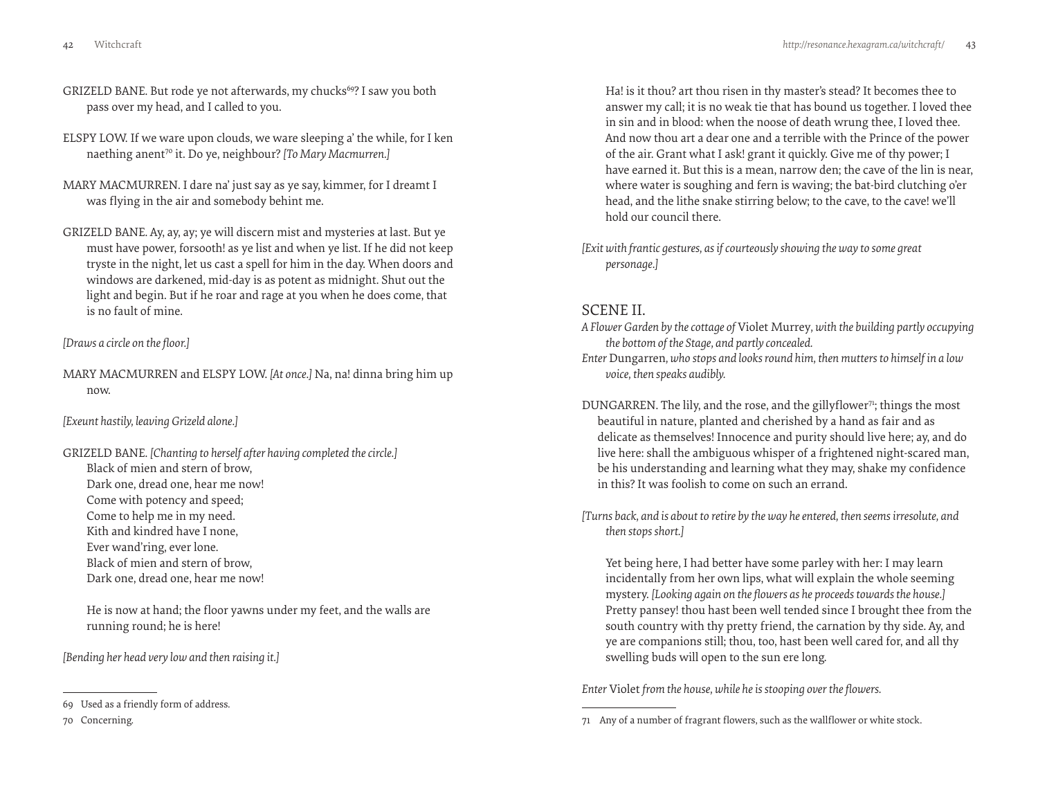GRIZELD BANE. But rode ye not afterwards, my chucks[69]? I saw you both pass over my head, and I called to you.

ELSPY LOW. If we ware upon clouds, we ware sleeping a' the while, for I ken naething anent[70] it. Do ye, neighbour? *[To Mary Macmurren.]*

MARY MACMURREN. I dare na' just say as ye say, kimmer, for I dreamt I was flying in the air and somebody behint me.

GRIZELD BANE. Ay, ay, ay; ye will discern mist and mysteries at last. But ye must have power, forsooth! as ye list and when ye list. If he did not keep tryste in the night, let us cast a spell for him in the day. When doors and windows are darkened, mid-day is as potent as midnight. Shut out the light and begin. But if he roar and rage at you when he does come, that is no fault of mine.

*[Draws a circle on the floor.]*

MARY MACMURREN and ELSPY LOW. *[At once.]* Na, na! dinna bring him up now.

*[Exeunt hastily, leaving Grizeld alone.]*

GRIZELD BANE. *[Chanting to herself after having completed the circle.]*
Black of mien and stern of brow,
Dark one, dread one, hear me now!
Come with potency and speed;
Come to help me in my need.
Kith and kindred have I none,
Ever wand'ring, ever lone.
Black of mien and stern of brow,
Dark one, dread one, hear me now!

He is now at hand; the floor yawns under my feet, and the walls are running round; he is here!

*[Bending her head very low and then raising it.]*

Ha! is it thou? art thou risen in thy master's stead? It becomes thee to answer my call; it is no weak tie that has bound us together. I loved thee in sin and in blood: when the noose of death wrung thee, I loved thee. And now thou art a dear one and a terrible with the Prince of the power of the air. Grant what I ask! grant it quickly. Give me of thy power; I have earned it. But this is a mean, narrow den; the cave of the lin is near, where water is soughing and fern is waving; the bat-bird clutching o'er head, and the lithe snake stirring below; to the cave, to the cave! we'll hold our council there.

*[Exit with frantic gestures, as if courteously showing the way to some great personage.]*

## SCENE II.

*A Flower Garden by the cottage of* Violet Murrey, *with the building partly occupying the bottom of the Stage, and partly concealed.*

*Enter* Dungarren, *who stops and looks round him, then mutters to himself in a low voice, then speaks audibly.*

DUNGARREN. The lily, and the rose, and the gillyflower[71]; things the most beautiful in nature, planted and cherished by a hand as fair and as delicate as themselves! Innocence and purity should live here; ay, and do live here: shall the ambiguous whisper of a frightened night-scared man, be his understanding and learning what they may, shake my confidence in this? It was foolish to come on such an errand.

*[Turns back, and is about to retire by the way he entered, then seems irresolute, and then stops short.]*

Yet being here, I had better have some parley with her: I may learn incidentally from her own lips, what will explain the whole seeming mystery. *[Looking again on the flowers as he proceeds towards the house.]* Pretty pansey! thou hast been well tended since I brought thee from the south country with thy pretty friend, the carnation by thy side. Ay, and ye are companions still; thou, too, hast been well cared for, and all thy swelling buds will open to the sun ere long.

*Enter* Violet *from the house, while he is stooping over the flowers.*

---

69 Used as a friendly form of address.

70 Concerning.

71 Any of a number of fragrant flowers, such as the wallflower or white stock.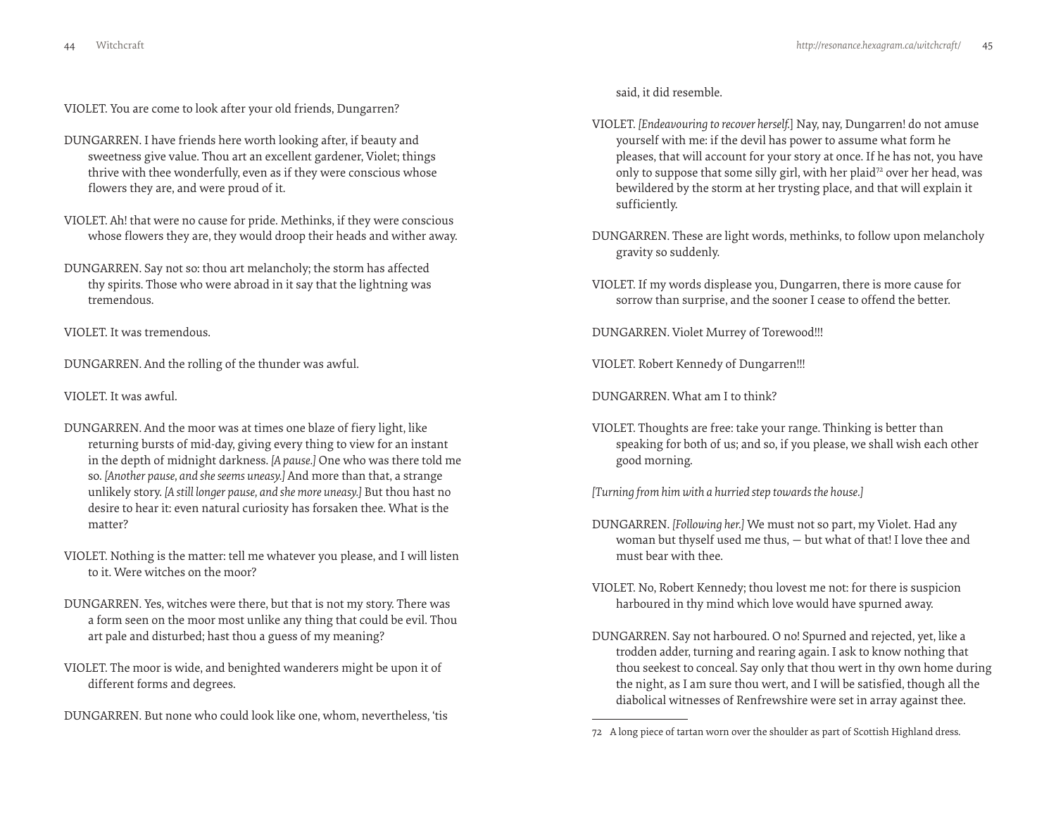VIOLET. You are come to look after your old friends, Dungarren?

DUNGARREN. I have friends here worth looking after, if beauty and sweetness give value. Thou art an excellent gardener, Violet; things thrive with thee wonderfully, even as if they were conscious whose flowers they are, and were proud of it.

VIOLET. Ah! that were no cause for pride. Methinks, if they were conscious whose flowers they are, they would droop their heads and wither away.

DUNGARREN. Say not so: thou art melancholy; the storm has affected thy spirits. Those who were abroad in it say that the lightning was tremendous.

VIOLET. It was tremendous.

DUNGARREN. And the rolling of the thunder was awful.

VIOLET. It was awful.

DUNGARREN. And the moor was at times one blaze of fiery light, like returning bursts of mid-day, giving every thing to view for an instant in the depth of midnight darkness. *[A pause.]* One who was there told me so. *[Another pause, and she seems uneasy.]* And more than that, a strange unlikely story. *[A still longer pause, and she more uneasy.]* But thou hast no desire to hear it: even natural curiosity has forsaken thee. What is the matter?

VIOLET. Nothing is the matter: tell me whatever you please, and I will listen to it. Were witches on the moor?

DUNGARREN. Yes, witches were there, but that is not my story. There was a form seen on the moor most unlike any thing that could be evil. Thou art pale and disturbed; hast thou a guess of my meaning?

VIOLET. The moor is wide, and benighted wanderers might be upon it of different forms and degrees.

DUNGARREN. But none who could look like one, whom, nevertheless, 'tis said, it did resemble.

VIOLET. *[Endeavouring to recover herself.]* Nay, nay, Dungarren! do not amuse yourself with me: if the devil has power to assume what form he pleases, that will account for your story at once. If he has not, you have only to suppose that some silly girl, with her plaid[72] over her head, was bewildered by the storm at her trysting place, and that will explain it sufficiently.

DUNGARREN. These are light words, methinks, to follow upon melancholy gravity so suddenly.

VIOLET. If my words displease you, Dungarren, there is more cause for sorrow than surprise, and the sooner I cease to offend the better.

DUNGARREN. Violet Murrey of Torewood!!!

VIOLET. Robert Kennedy of Dungarren!!!

DUNGARREN. What am I to think?

VIOLET. Thoughts are free: take your range. Thinking is better than speaking for both of us; and so, if you please, we shall wish each other good morning.

*[Turning from him with a hurried step towards the house.]*

DUNGARREN. *[Following her.]* We must not so part, my Violet. Had any woman but thyself used me thus, — but what of that! I love thee and must bear with thee.

VIOLET. No, Robert Kennedy; thou lovest me not: for there is suspicion harboured in thy mind which love would have spurned away.

DUNGARREN. Say not harboured. O no! Spurned and rejected, yet, like a trodden adder, turning and rearing again. I ask to know nothing that thou seekest to conceal. Say only that thou wert in thy own home during the night, as I am sure thou wert, and I will be satisfied, though all the diabolical witnesses of Renfrewshire were set in array against thee.

---

72 A long piece of tartan worn over the shoulder as part of Scottish Highland dress.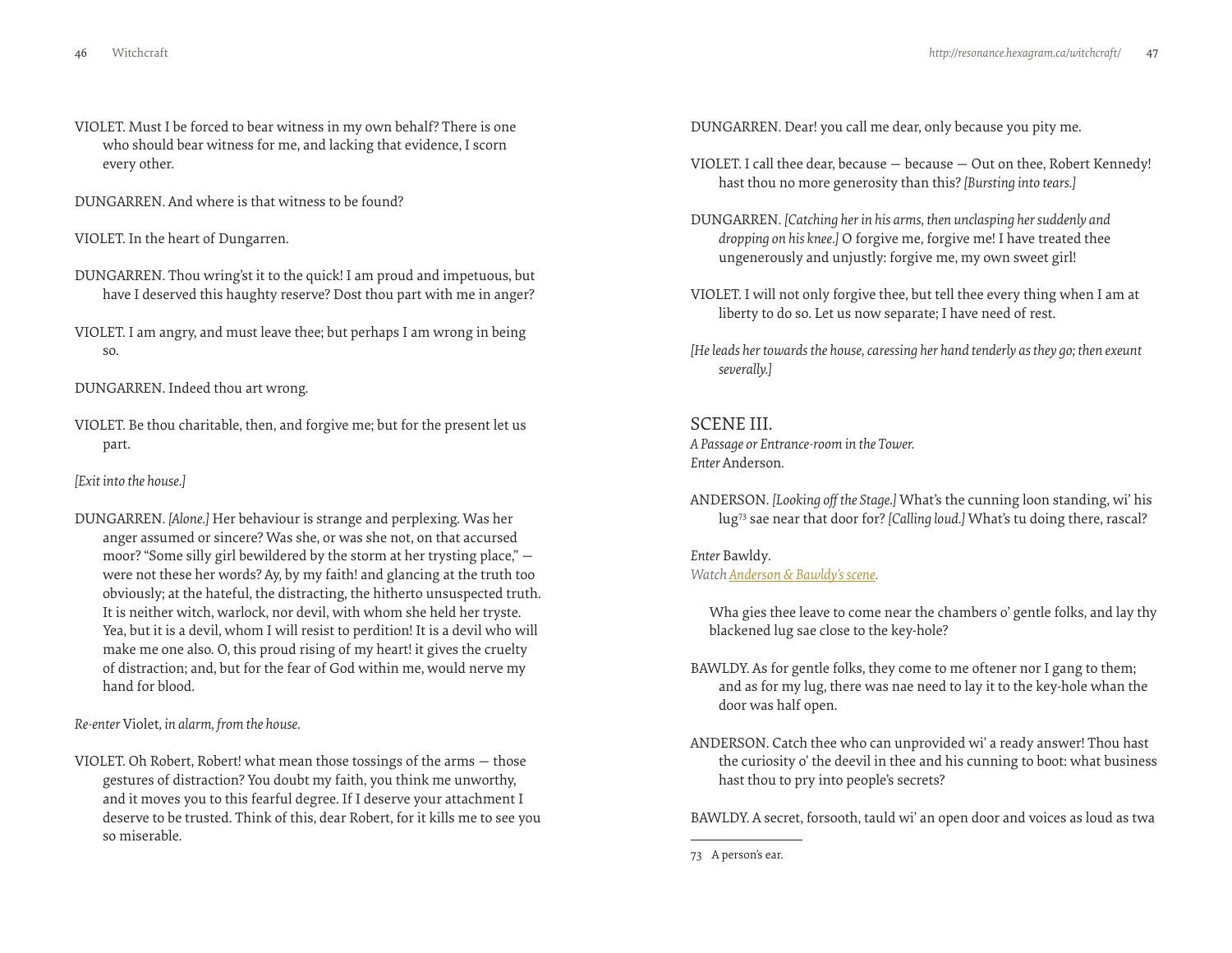VIOLET. Must I be forced to bear witness in my own behalf? There is one who should bear witness for me, and lacking that evidence, I scorn every other.

DUNGARREN. And where is that witness to be found?

VIOLET. In the heart of Dungarren.

DUNGARREN. Thou wring'st it to the quick! I am proud and impetuous, but have I deserved this haughty reserve? Dost thou part with me in anger?

VIOLET. I am angry, and must leave thee; but perhaps I am wrong in being so.

DUNGARREN. Indeed thou art wrong.

VIOLET. Be thou charitable, then, and forgive me; but for the present let us part.

*[Exit into the house.]*

DUNGARREN. *[Alone.]* Her behaviour is strange and perplexing. Was her anger assumed or sincere? Was she, or was she not, on that accursed moor? "Some silly girl bewildered by the storm at her trysting place," — were not these her words? Ay, by my faith! and glancing at the truth too obviously; at the hateful, the distracting, the hitherto unsuspected truth. It is neither witch, warlock, nor devil, with whom she held her tryste. Yea, but it is a devil, whom I will resist to perdition! It is a devil who will make me one also. O, this proud rising of my heart! it gives the cruelty of distraction; and, but for the fear of God within me, would nerve my hand for blood.

*Re-enter* Violet, *in alarm, from the house.*

VIOLET. Oh Robert, Robert! what mean those tossings of the arms — those gestures of distraction? You doubt my faith, you think me unworthy, and it moves you to this fearful degree. If I deserve your attachment I deserve to be trusted. Think of this, dear Robert, for it kills me to see you so miserable.

DUNGARREN. Dear! you call me dear, only because you pity me.

VIOLET. I call thee dear, because — because — Out on thee, Robert Kennedy! hast thou no more generosity than this? *[Bursting into tears.]*

DUNGARREN. *[Catching her in his arms, then unclasping her suddenly and dropping on his knee.]* O forgive me, forgive me! I have treated thee ungenerously and unjustly: forgive me, my own sweet girl!

VIOLET. I will not only forgive thee, but tell thee every thing when I am at liberty to do so. Let us now separate; I have need of rest.

*[He leads her towards the house, caressing her hand tenderly as they go; then exeunt severally.]*

## SCENE III.

*A Passage or Entrance-room in the Tower.*
*Enter* Anderson.

ANDERSON. *[Looking off the Stage.]* What's the cunning loon standing, wi' his lug[73] sae near that door for? *[Calling loud.]* What's tu doing there, rascal?

*Enter* Bawldy.
*Watch* [Anderson & Bawldy's scene](#).

Wha gies thee leave to come near the chambers o' gentle folks, and lay thy blackened lug sae close to the key-hole?

BAWLDY. As for gentle folks, they come to me oftener nor I gang to them; and as for my lug, there was nae need to lay it to the key-hole whan the door was half open.

ANDERSON. Catch thee who can unprovided wi' a ready answer! Thou hast the curiosity o' the deevil in thee and his cunning to boot: what business hast thou to pry into people's secrets?

BAWLDY. A secret, forsooth, tauld wi' an open door and voices as loud as twa

73 A person's ear.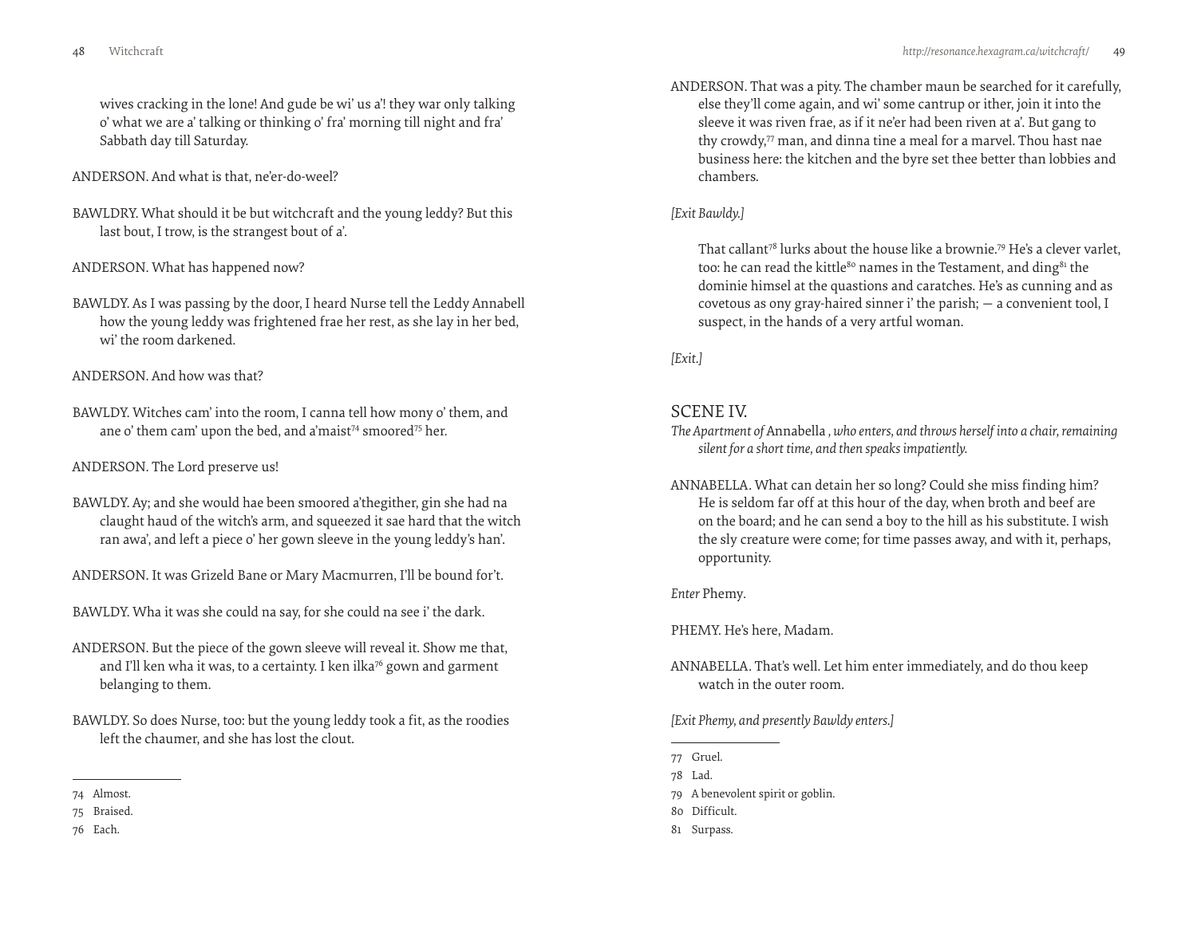wives cracking in the lone! And gude be wi' us a'! they war only talking o' what we are a' talking or thinking o' fra' morning till night and fra' Sabbath day till Saturday.

ANDERSON. And what is that, ne'er-do-weel?

BAWLDRY. What should it be but witchcraft and the young leddy? But this last bout, I trow, is the strangest bout of a'.

ANDERSON. What has happened now?

BAWLDY. As I was passing by the door, I heard Nurse tell the Leddy Annabell how the young leddy was frightened frae her rest, as she lay in her bed, wi' the room darkened.

ANDERSON. And how was that?

BAWLDY. Witches cam' into the room, I canna tell how mony o' them, and ane o' them cam' upon the bed, and a'maist[74] smoored[75] her.

ANDERSON. The Lord preserve us!

BAWLDY. Ay; and she would hae been smoored a'thegither, gin she had na claught haud of the witch's arm, and squeezed it sae hard that the witch ran awa', and left a piece o' her gown sleeve in the young leddy's han'.

ANDERSON. It was Grizeld Bane or Mary Macmurren, I'll be bound for't.

BAWLDY. Wha it was she could na say, for she could na see i' the dark.

ANDERSON. But the piece of the gown sleeve will reveal it. Show me that, and I'll ken wha it was, to a certainty. I ken ilka[76] gown and garment belanging to them.

BAWLDY. So does Nurse, too: but the young leddy took a fit, as the roodies left the chaumer, and she has lost the clout.

74 Almost.

75 Braised.

76 Each.

ANDERSON. That was a pity. The chamber maun be searched for it carefully, else they'll come again, and wi' some cantrup or ither, join it into the sleeve it was riven frae, as if it ne'er had been riven at a'. But gang to thy crowdy,[77] man, and dinna tine a meal for a marvel. Thou hast nae business here: the kitchen and the byre set thee better than lobbies and chambers.

*[Exit Bawldy.]*

That callant[78] lurks about the house like a brownie.[79] He's a clever varlet, too: he can read the kittle[80] names in the Testament, and ding[81] the dominie himsel at the quastions and caratches. He's as cunning and as covetous as ony gray-haired sinner i' the parish; — a convenient tool, I suspect, in the hands of a very artful woman.

*[Exit.]*

## SCENE IV.

*The Apartment of* Annabella *, who enters, and throws herself into a chair, remaining silent for a short time, and then speaks impatiently.*

ANNABELLA. What can detain her so long? Could she miss finding him? He is seldom far off at this hour of the day, when broth and beef are on the board; and he can send a boy to the hill as his substitute. I wish the sly creature were come; for time passes away, and with it, perhaps, opportunity.

*Enter* Phemy.

PHEMY. He's here, Madam.

ANNABELLA. That's well. Let him enter immediately, and do thou keep watch in the outer room.

*[Exit Phemy, and presently Bawldy enters.]*

77 Gruel.

78 Lad.

79 A benevolent spirit or goblin.

80 Difficult.

81 Surpass.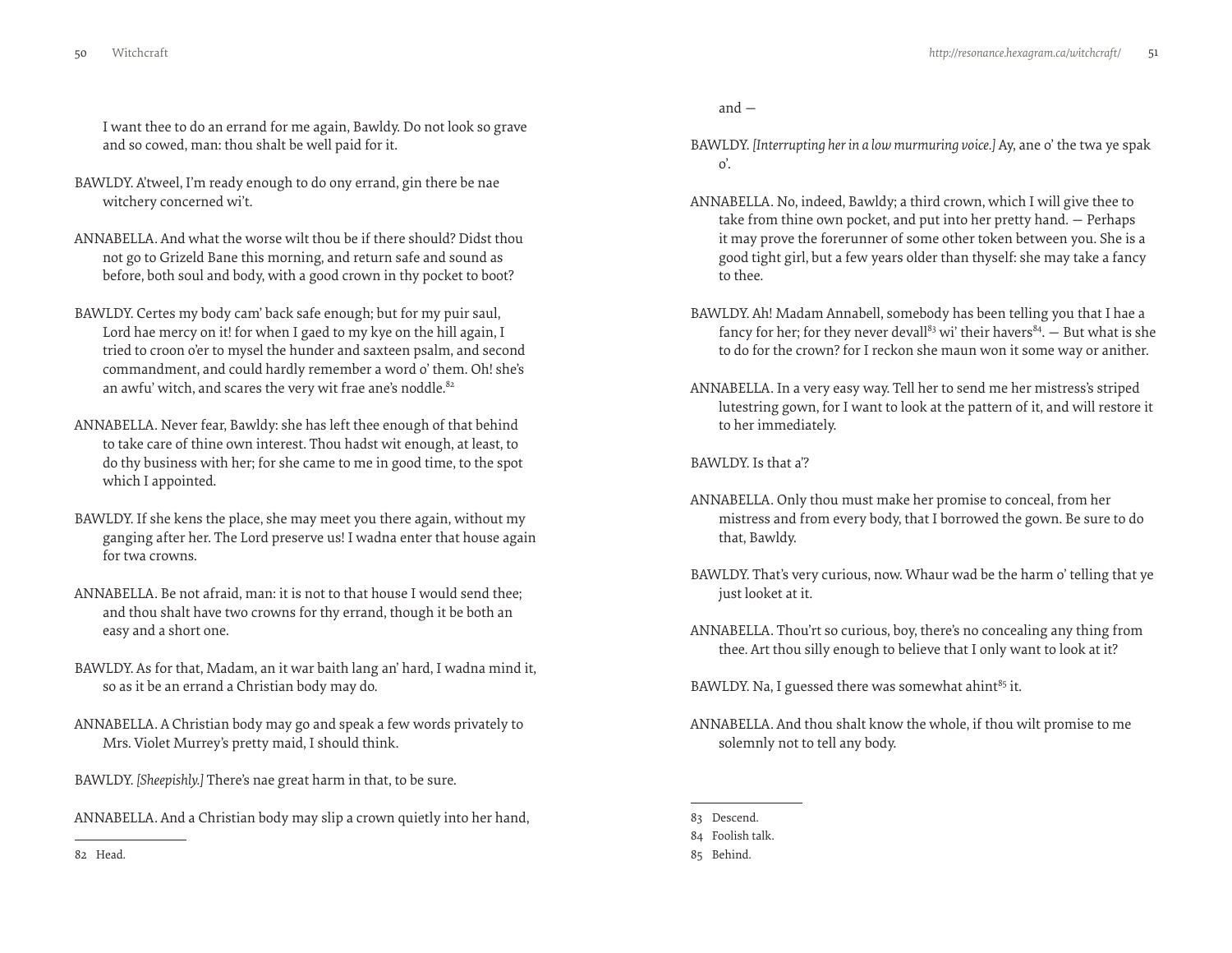I want thee to do an errand for me again, Bawldy. Do not look so grave and so cowed, man: thou shalt be well paid for it.

BAWLDY. A'tweel, I'm ready enough to do ony errand, gin there be nae witchery concerned wi't.

ANNABELLA. And what the worse wilt thou be if there should? Didst thou not go to Grizeld Bane this morning, and return safe and sound as before, both soul and body, with a good crown in thy pocket to boot?

BAWLDY. Certes my body cam' back safe enough; but for my puir saul, Lord hae mercy on it! for when I gaed to my kye on the hill again, I tried to croon o'er to mysel the hunder and saxteen psalm, and second commandment, and could hardly remember a word o' them. Oh! she's an awfu' witch, and scares the very wit frae ane's noddle.[82]

ANNABELLA. Never fear, Bawldy: she has left thee enough of that behind to take care of thine own interest. Thou hadst wit enough, at least, to do thy business with her; for she came to me in good time, to the spot which I appointed.

BAWLDY. If she kens the place, she may meet you there again, without my ganging after her. The Lord preserve us! I wadna enter that house again for twa crowns.

ANNABELLA. Be not afraid, man: it is not to that house I would send thee; and thou shalt have two crowns for thy errand, though it be both an easy and a short one.

BAWLDY. As for that, Madam, an it war baith lang an' hard, I wadna mind it, so as it be an errand a Christian body may do.

ANNABELLA. A Christian body may go and speak a few words privately to Mrs. Violet Murrey's pretty maid, I should think.

BAWLDY. *[Sheepishly.]* There's nae great harm in that, to be sure.

ANNABELLA. And a Christian body may slip a crown quietly into her hand, and —

BAWLDY. *[Interrupting her in a low murmuring voice.]* Ay, ane o' the twa ye spak o'.

ANNABELLA. No, indeed, Bawldy; a third crown, which I will give thee to take from thine own pocket, and put into her pretty hand. — Perhaps it may prove the forerunner of some other token between you. She is a good tight girl, but a few years older than thyself: she may take a fancy to thee.

BAWLDY. Ah! Madam Annabell, somebody has been telling you that I hae a fancy for her; for they never devall[83] wi' their havers[84]. — But what is she to do for the crown? for I reckon she maun won it some way or anither.

ANNABELLA. In a very easy way. Tell her to send me her mistress's striped lutestring gown, for I want to look at the pattern of it, and will restore it to her immediately.

BAWLDY. Is that a'?

ANNABELLA. Only thou must make her promise to conceal, from her mistress and from every body, that I borrowed the gown. Be sure to do that, Bawldy.

BAWLDY. That's very curious, now. Whaur wad be the harm o' telling that ye just looket at it.

ANNABELLA. Thou'rt so curious, boy, there's no concealing any thing from thee. Art thou silly enough to believe that I only want to look at it?

BAWLDY. Na, I guessed there was somewhat ahint[85] it.

ANNABELLA. And thou shalt know the whole, if thou wilt promise to me solemnly not to tell any body.

---

82 Head.

83 Descend.

84 Foolish talk.

85 Behind.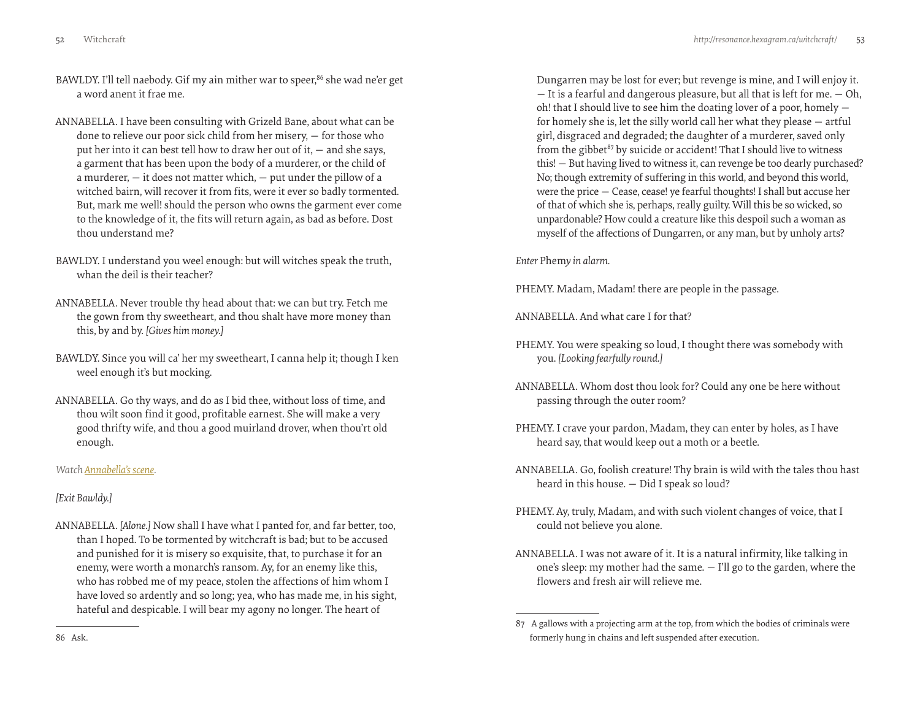BAWLDY. I'll tell naebody. Gif my ain mither war to speer,[86] she wad ne'er get a word anent it frae me.

ANNABELLA. I have been consulting with Grizeld Bane, about what can be done to relieve our poor sick child from her misery, — for those who put her into it can best tell how to draw her out of it, — and she says, a garment that has been upon the body of a murderer, or the child of a murderer, — it does not matter which, — put under the pillow of a witched bairn, will recover it from fits, were it ever so badly tormented. But, mark me well! should the person who owns the garment ever come to the knowledge of it, the fits will return again, as bad as before. Dost thou understand me?

BAWLDY. I understand you weel enough: but will witches speak the truth, whan the deil is their teacher?

ANNABELLA. Never trouble thy head about that: we can but try. Fetch me the gown from thy sweetheart, and thou shalt have more money than this, by and by. *[Gives him money.]*

BAWLDY. Since you will ca' her my sweetheart, I canna help it; though I ken weel enough it's but mocking.

ANNABELLA. Go thy ways, and do as I bid thee, without loss of time, and thou wilt soon find it good, profitable earnest. She will make a very good thrifty wife, and thou a good muirland drover, when thou'rt old enough.

*Watch Annabella's scene.*

*[Exit Bawldy.]*

ANNABELLA. *[Alone.]* Now shall I have what I panted for, and far better, too, than I hoped. To be tormented by witchcraft is bad; but to be accused and punished for it is misery so exquisite, that, to purchase it for an enemy, were worth a monarch's ransom. Ay, for an enemy like this, who has robbed me of my peace, stolen the affections of him whom I have loved so ardently and so long; yea, who has made me, in his sight, hateful and despicable. I will bear my agony no longer. The heart of Dungarren may be lost for ever; but revenge is mine, and I will enjoy it. — It is a fearful and dangerous pleasure, but all that is left for me. — Oh, oh! that I should live to see him the doating lover of a poor, homely — for homely she is, let the silly world call her what they please — artful girl, disgraced and degraded; the daughter of a murderer, saved only from the gibbet[87] by suicide or accident! That I should live to witness this! — But having lived to witness it, can revenge be too dearly purchased? No; though extremity of suffering in this world, and beyond this world, were the price — Cease, cease! ye fearful thoughts! I shall but accuse her of that of which she is, perhaps, really guilty. Will this be so wicked, so unpardonable? How could a creature like this despoil such a woman as myself of the affections of Dungarren, or any man, but by unholy arts?

*Enter* Phemy *in alarm.*

PHEMY. Madam, Madam! there are people in the passage.

ANNABELLA. And what care I for that?

PHEMY. You were speaking so loud, I thought there was somebody with you. *[Looking fearfully round.]*

ANNABELLA. Whom dost thou look for? Could any one be here without passing through the outer room?

PHEMY. I crave your pardon, Madam, they can enter by holes, as I have heard say, that would keep out a moth or a beetle.

ANNABELLA. Go, foolish creature! Thy brain is wild with the tales thou hast heard in this house. — Did I speak so loud?

PHEMY. Ay, truly, Madam, and with such violent changes of voice, that I could not believe you alone.

ANNABELLA. I was not aware of it. It is a natural infirmity, like talking in one's sleep: my mother had the same. — I'll go to the garden, where the flowers and fresh air will relieve me.

---

86 Ask.

87 A gallows with a projecting arm at the top, from which the bodies of criminals were formerly hung in chains and left suspended after execution.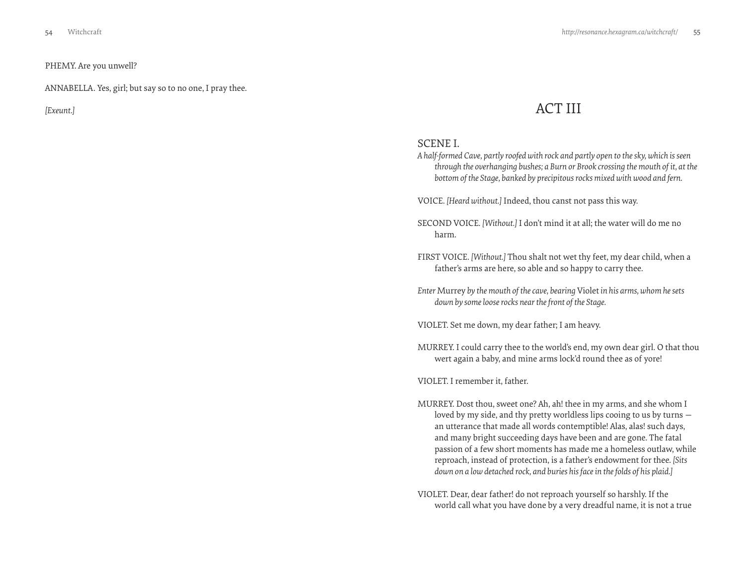PHEMY. Are you unwell?

ANNABELLA. Yes, girl; but say so to no one, I pray thee.

*[Exeunt.]*

# ACT III

## SCENE I.

*A half-formed Cave, partly roofed with rock and partly open to the sky, which is seen through the overhanging bushes; a Burn or Brook crossing the mouth of it, at the bottom of the Stage, banked by precipitous rocks mixed with wood and fern.*

VOICE. *[Heard without.]* Indeed, thou canst not pass this way.

SECOND VOICE. *[Without.]* I don't mind it at all; the water will do me no harm.

FIRST VOICE. *[Without.]* Thou shalt not wet thy feet, my dear child, when a father's arms are here, so able and so happy to carry thee.

*Enter* Murrey *by the mouth of the cave, bearing* Violet *in his arms, whom he sets down by some loose rocks near the front of the Stage.*

VIOLET. Set me down, my dear father; I am heavy.

MURREY. I could carry thee to the world's end, my own dear girl. O that thou wert again a baby, and mine arms lock'd round thee as of yore!

VIOLET. I remember it, father.

MURREY. Dost thou, sweet one? Ah, ah! thee in my arms, and she whom I loved by my side, and thy pretty worldless lips cooing to us by turns — an utterance that made all words contemptible! Alas, alas! such days, and many bright succeeding days have been and are gone. The fatal passion of a few short moments has made me a homeless outlaw, while reproach, instead of protection, is a father's endowment for thee. *[Sits down on a low detached rock, and buries his face in the folds of his plaid.]*

VIOLET. Dear, dear father! do not reproach yourself so harshly. If the world call what you have done by a very dreadful name, it is not a true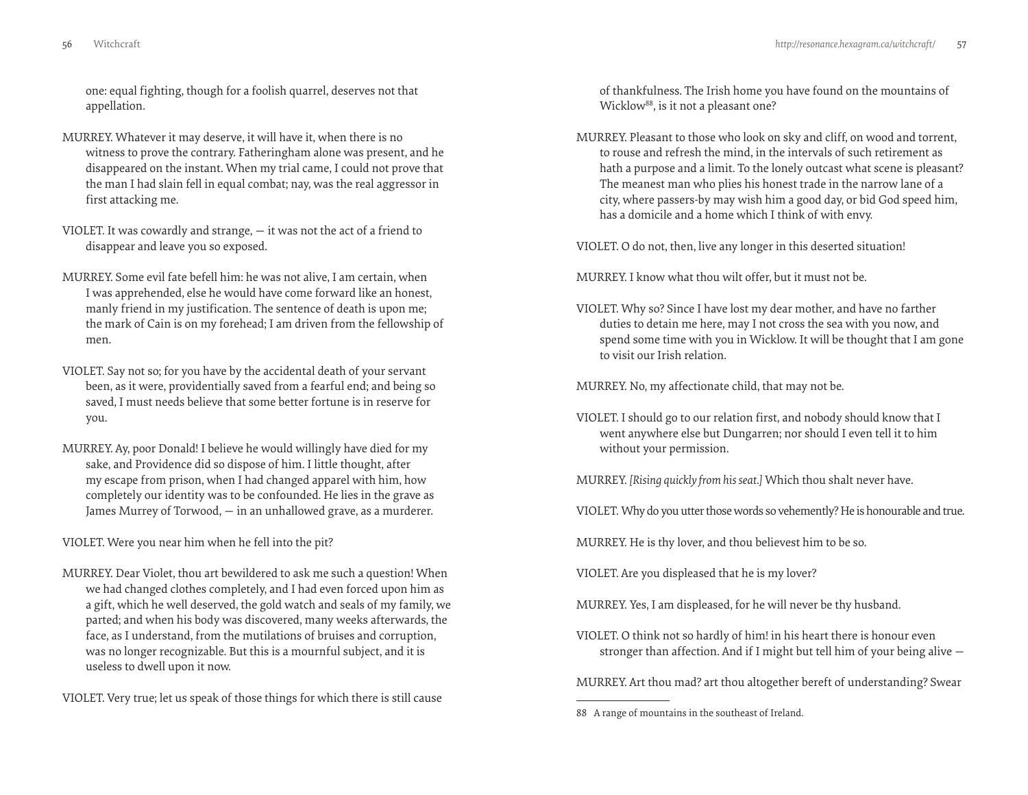one: equal fighting, though for a foolish quarrel, deserves not that appellation.

MURREY. Whatever it may deserve, it will have it, when there is no witness to prove the contrary. Fatheringham alone was present, and he disappeared on the instant. When my trial came, I could not prove that the man I had slain fell in equal combat; nay, was the real aggressor in first attacking me.

VIOLET. It was cowardly and strange, — it was not the act of a friend to disappear and leave you so exposed.

MURREY. Some evil fate befell him: he was not alive, I am certain, when I was apprehended, else he would have come forward like an honest, manly friend in my justification. The sentence of death is upon me; the mark of Cain is on my forehead; I am driven from the fellowship of men.

VIOLET. Say not so; for you have by the accidental death of your servant been, as it were, providentially saved from a fearful end; and being so saved, I must needs believe that some better fortune is in reserve for you.

MURREY. Ay, poor Donald! I believe he would willingly have died for my sake, and Providence did so dispose of him. I little thought, after my escape from prison, when I had changed apparel with him, how completely our identity was to be confounded. He lies in the grave as James Murrey of Torwood, — in an unhallowed grave, as a murderer.

VIOLET. Were you near him when he fell into the pit?

MURREY. Dear Violet, thou art bewildered to ask me such a question! When we had changed clothes completely, and I had even forced upon him as a gift, which he well deserved, the gold watch and seals of my family, we parted; and when his body was discovered, many weeks afterwards, the face, as I understand, from the mutilations of bruises and corruption, was no longer recognizable. But this is a mournful subject, and it is useless to dwell upon it now.

VIOLET. Very true; let us speak of those things for which there is still cause of thankfulness. The Irish home you have found on the mountains of Wicklow[88], is it not a pleasant one?

MURREY. Pleasant to those who look on sky and cliff, on wood and torrent, to rouse and refresh the mind, in the intervals of such retirement as hath a purpose and a limit. To the lonely outcast what scene is pleasant? The meanest man who plies his honest trade in the narrow lane of a city, where passers-by may wish him a good day, or bid God speed him, has a domicile and a home which I think of with envy.

VIOLET. O do not, then, live any longer in this deserted situation!

MURREY. I know what thou wilt offer, but it must not be.

VIOLET. Why so? Since I have lost my dear mother, and have no farther duties to detain me here, may I not cross the sea with you now, and spend some time with you in Wicklow. It will be thought that I am gone to visit our Irish relation.

MURREY. No, my affectionate child, that may not be.

VIOLET. I should go to our relation first, and nobody should know that I went anywhere else but Dungarren; nor should I even tell it to him without your permission.

MURREY. *[Rising quickly from his seat.]* Which thou shalt never have.

VIOLET. Why do you utter those words so vehemently? He is honourable and true.

MURREY. He is thy lover, and thou believest him to be so.

VIOLET. Are you displeased that he is my lover?

MURREY. Yes, I am displeased, for he will never be thy husband.

VIOLET. O think not so hardly of him! in his heart there is honour even stronger than affection. And if I might but tell him of your being alive —

MURREY. Art thou mad? art thou altogether bereft of understanding? Swear

88 A range of mountains in the southeast of Ireland.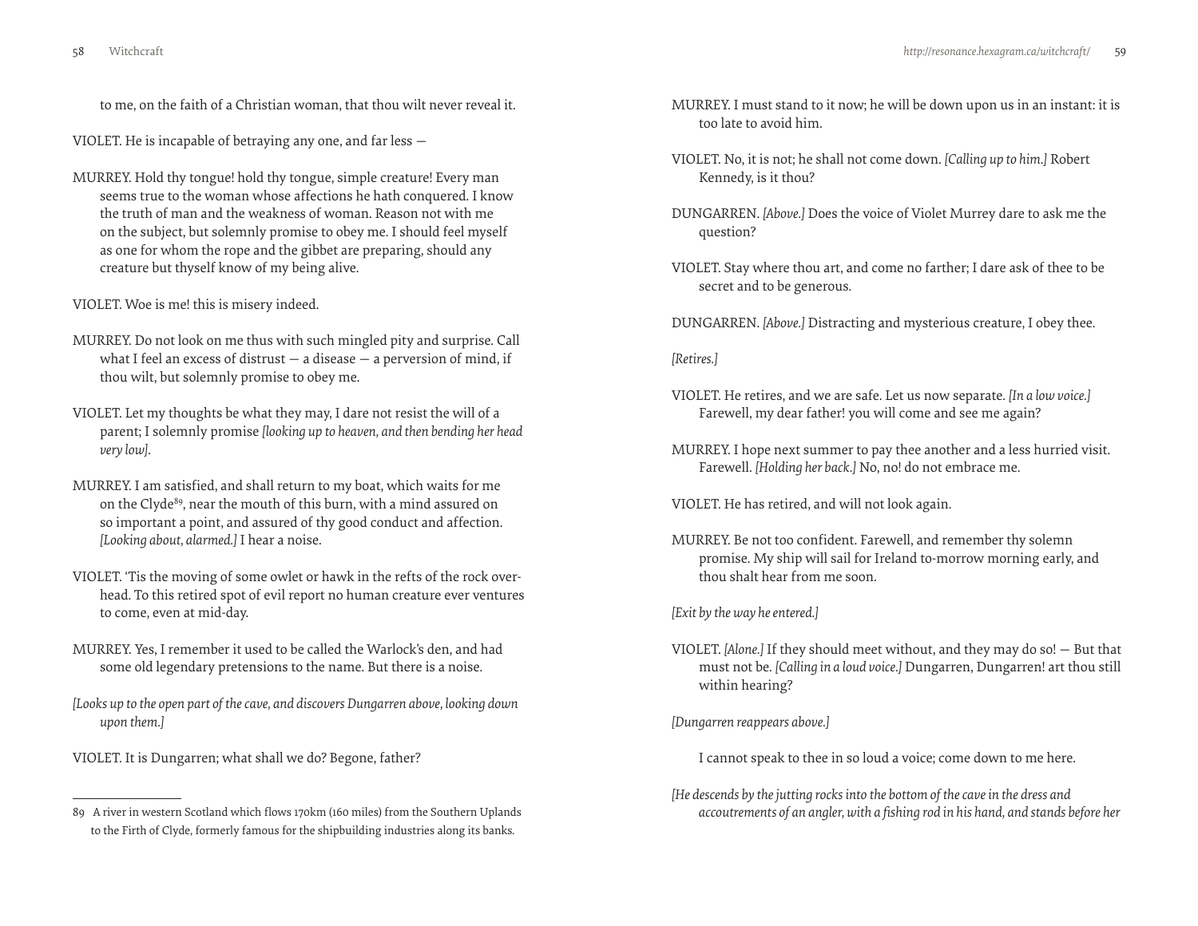to me, on the faith of a Christian woman, that thou wilt never reveal it.

VIOLET. He is incapable of betraying any one, and far less —

MURREY. Hold thy tongue! hold thy tongue, simple creature! Every man seems true to the woman whose affections he hath conquered. I know the truth of man and the weakness of woman. Reason not with me on the subject, but solemnly promise to obey me. I should feel myself as one for whom the rope and the gibbet are preparing, should any creature but thyself know of my being alive.

VIOLET. Woe is me! this is misery indeed.

MURREY. Do not look on me thus with such mingled pity and surprise. Call what I feel an excess of distrust — a disease — a perversion of mind, if thou wilt, but solemnly promise to obey me.

VIOLET. Let my thoughts be what they may, I dare not resist the will of a parent; I solemnly promise *[looking up to heaven, and then bending her head very low]*.

MURREY. I am satisfied, and shall return to my boat, which waits for me on the Clyde[89], near the mouth of this burn, with a mind assured on so important a point, and assured of thy good conduct and affection. *[Looking about, alarmed.]* I hear a noise.

VIOLET. 'Tis the moving of some owlet or hawk in the refts of the rock overhead. To this retired spot of evil report no human creature ever ventures to come, even at mid-day.

MURREY. Yes, I remember it used to be called the Warlock's den, and had some old legendary pretensions to the name. But there is a noise.

*[Looks up to the open part of the cave, and discovers Dungarren above, looking down upon them.]*

VIOLET. It is Dungarren; what shall we do? Begone, father?

MURREY. I must stand to it now; he will be down upon us in an instant: it is too late to avoid him.

VIOLET. No, it is not; he shall not come down. *[Calling up to him.]* Robert Kennedy, is it thou?

DUNGARREN. *[Above.]* Does the voice of Violet Murrey dare to ask me the question?

VIOLET. Stay where thou art, and come no farther; I dare ask of thee to be secret and to be generous.

DUNGARREN. *[Above.]* Distracting and mysterious creature, I obey thee.

*[Retires.]*

VIOLET. He retires, and we are safe. Let us now separate. *[In a low voice.]* Farewell, my dear father! you will come and see me again?

MURREY. I hope next summer to pay thee another and a less hurried visit. Farewell. *[Holding her back.]* No, no! do not embrace me.

VIOLET. He has retired, and will not look again.

MURREY. Be not too confident. Farewell, and remember thy solemn promise. My ship will sail for Ireland to-morrow morning early, and thou shalt hear from me soon.

*[Exit by the way he entered.]*

VIOLET. *[Alone.]* If they should meet without, and they may do so! — But that must not be. *[Calling in a loud voice.]* Dungarren, Dungarren! art thou still within hearing?

*[Dungarren reappears above.]*

I cannot speak to thee in so loud a voice; come down to me here.

*[He descends by the jutting rocks into the bottom of the cave in the dress and accoutrements of an angler, with a fishing rod in his hand, and stands before her*

---

89 A river in western Scotland which flows 170km (160 miles) from the Southern Uplands to the Firth of Clyde, formerly famous for the shipbuilding industries along its banks.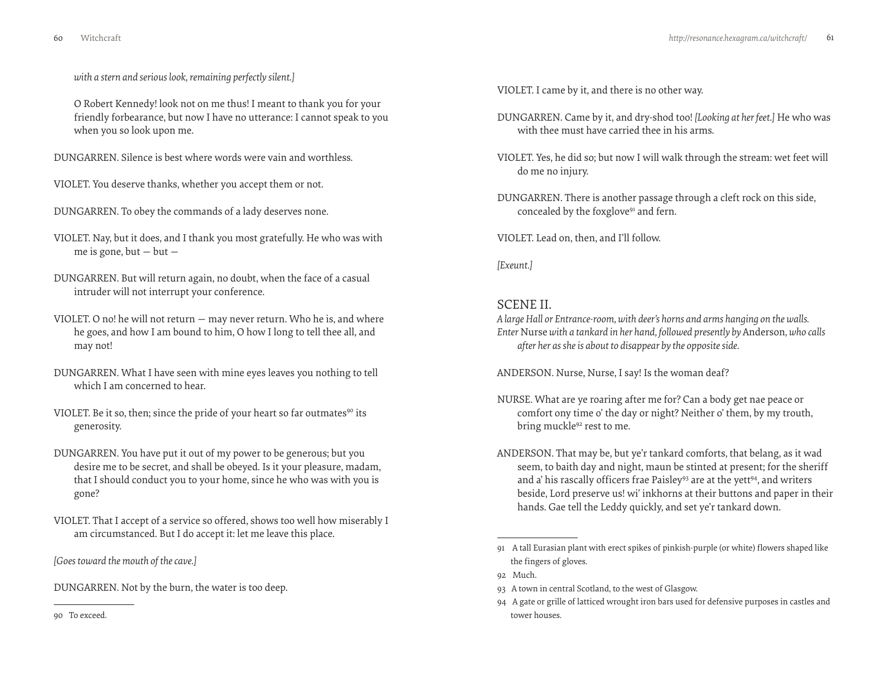*with a stern and serious look, remaining perfectly silent.]*

O Robert Kennedy! look not on me thus! I meant to thank you for your friendly forbearance, but now I have no utterance: I cannot speak to you when you so look upon me.

DUNGARREN. Silence is best where words were vain and worthless.

VIOLET. You deserve thanks, whether you accept them or not.

DUNGARREN. To obey the commands of a lady deserves none.

VIOLET. Nay, but it does, and I thank you most gratefully. He who was with me is gone, but — but —

DUNGARREN. But will return again, no doubt, when the face of a casual intruder will not interrupt your conference.

VIOLET. O no! he will not return — may never return. Who he is, and where he goes, and how I am bound to him, O how I long to tell thee all, and may not!

DUNGARREN. What I have seen with mine eyes leaves you nothing to tell which I am concerned to hear.

VIOLET. Be it so, then; since the pride of your heart so far outmates[90] its generosity.

DUNGARREN. You have put it out of my power to be generous; but you desire me to be secret, and shall be obeyed. Is it your pleasure, madam, that I should conduct you to your home, since he who was with you is gone?

VIOLET. That I accept of a service so offered, shows too well how miserably I am circumstanced. But I do accept it: let me leave this place.

*[Goes toward the mouth of the cave.]*

DUNGARREN. Not by the burn, the water is too deep.

[90] To exceed.

VIOLET. I came by it, and there is no other way.

DUNGARREN. Came by it, and dry-shod too! *[Looking at her feet.]* He who was with thee must have carried thee in his arms.

VIOLET. Yes, he did so; but now I will walk through the stream: wet feet will do me no injury.

DUNGARREN. There is another passage through a cleft rock on this side, concealed by the foxglove[91] and fern.

VIOLET. Lead on, then, and I'll follow.

*[Exeunt.]*

## SCENE II.

*A large Hall or Entrance-room, with deer's horns and arms hanging on the walls. Enter* Nurse *with a tankard in her hand, followed presently by* Anderson, *who calls after her as she is about to disappear by the opposite side.*

ANDERSON. Nurse, Nurse, I say! Is the woman deaf?

NURSE. What are ye roaring after me for? Can a body get nae peace or comfort ony time o' the day or night? Neither o' them, by my trouth, bring muckle[92] rest to me.

ANDERSON. That may be, but ye'r tankard comforts, that belang, as it wad seem, to baith day and night, maun be stinted at present; for the sheriff and a' his rascally officers frae Paisley[93] are at the yett[94], and writers beside, Lord preserve us! wi' inkhorns at their buttons and paper in their hands. Gae tell the Leddy quickly, and set ye'r tankard down.

[91] A tall Eurasian plant with erect spikes of pinkish-purple (or white) flowers shaped like the fingers of gloves.

[92] Much.

[93] A town in central Scotland, to the west of Glasgow.

[94] A gate or grille of latticed wrought iron bars used for defensive purposes in castles and tower houses.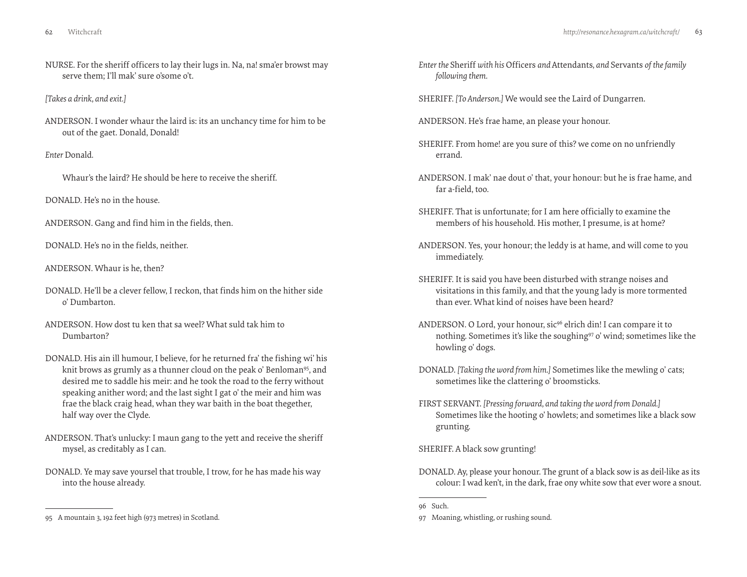NURSE. For the sheriff officers to lay their lugs in. Na, na! sma'er browst may serve them; I'll mak' sure o'some o't.

*[Takes a drink, and exit.]*

ANDERSON. I wonder whaur the laird is: its an unchancy time for him to be out of the gaet. Donald, Donald!

*Enter* Donald.

Whaur's the laird? He should be here to receive the sheriff.

DONALD. He's no in the house.

ANDERSON. Gang and find him in the fields, then.

DONALD. He's no in the fields, neither.

ANDERSON. Whaur is he, then?

DONALD. He'll be a clever fellow, I reckon, that finds him on the hither side o' Dumbarton.

ANDERSON. How dost tu ken that sa weel? What suld tak him to Dumbarton?

DONALD. His ain ill humour, I believe, for he returned fra' the fishing wi' his knit brows as grumly as a thunner cloud on the peak o' Benloman[95], and desired me to saddle his meir: and he took the road to the ferry without speaking anither word; and the last sight I gat o' the meir and him was frae the black craig head, whan they war baith in the boat thegether, half way over the Clyde.

ANDERSON. That's unlucky: I maun gang to the yett and receive the sheriff mysel, as creditably as I can.

DONALD. Ye may save yoursel that trouble, I trow, for he has made his way into the house already.

95 A mountain 3, 192 feet high (973 metres) in Scotland.

*Enter the* Sheriff *with his* Officers *and* Attendants, *and* Servants *of the family following them.*

SHERIFF. *[To Anderson.]* We would see the Laird of Dungarren.

ANDERSON. He's frae hame, an please your honour.

SHERIFF. From home! are you sure of this? we come on no unfriendly errand.

ANDERSON. I mak' nae dout o' that, your honour: but he is frae hame, and far a-field, too.

SHERIFF. That is unfortunate; for I am here officially to examine the members of his household. His mother, I presume, is at home?

ANDERSON. Yes, your honour; the leddy is at hame, and will come to you immediately.

SHERIFF. It is said you have been disturbed with strange noises and visitations in this family, and that the young lady is more tormented than ever. What kind of noises have been heard?

ANDERSON. O Lord, your honour, sic[96] elrich din! I can compare it to nothing. Sometimes it's like the soughing[97] o' wind; sometimes like the howling o' dogs.

DONALD. *[Taking the word from him.]* Sometimes like the mewling o' cats; sometimes like the clattering o' broomsticks.

FIRST SERVANT. *[Pressing forward, and taking the word from Donald.]* Sometimes like the hooting o' howlets; and sometimes like a black sow grunting.

SHERIFF. A black sow grunting!

DONALD. Ay, please your honour. The grunt of a black sow is as deil-like as its colour: I wad ken't, in the dark, frae ony white sow that ever wore a snout.

96 Such.

97 Moaning, whistling, or rushing sound.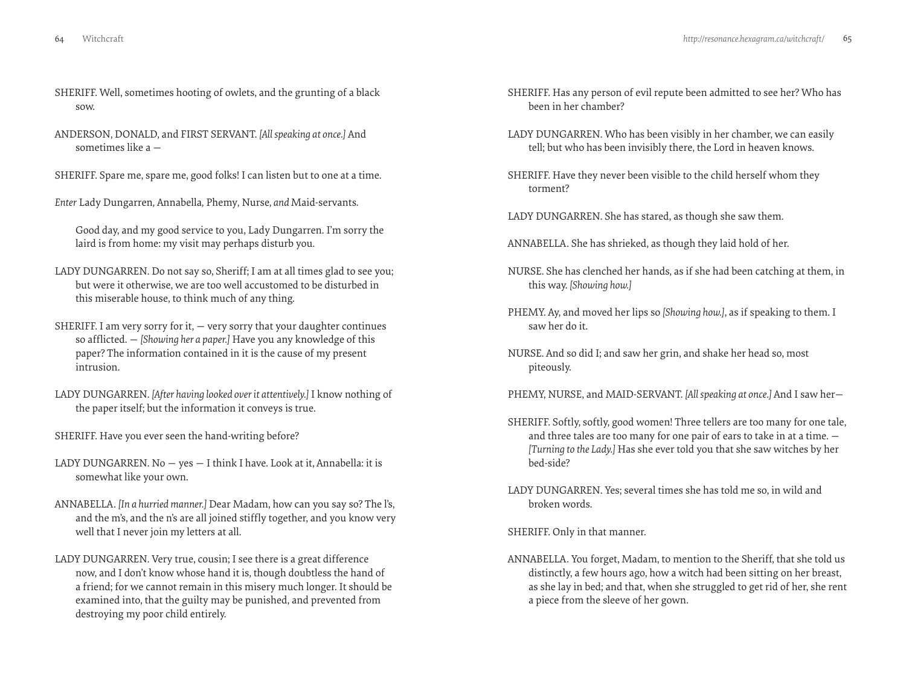SHERIFF. Well, sometimes hooting of owlets, and the grunting of a black sow.

ANDERSON, DONALD, and FIRST SERVANT. *[All speaking at once.]* And sometimes like a —

SHERIFF. Spare me, spare me, good folks! I can listen but to one at a time.

*Enter* Lady Dungarren, Annabella, Phemy, Nurse, *and* Maid-servants.

Good day, and my good service to you, Lady Dungarren. I'm sorry the laird is from home: my visit may perhaps disturb you.

LADY DUNGARREN. Do not say so, Sheriff; I am at all times glad to see you; but were it otherwise, we are too well accustomed to be disturbed in this miserable house, to think much of any thing.

SHERIFF. I am very sorry for it, — very sorry that your daughter continues so afflicted. — *[Showing her a paper.]* Have you any knowledge of this paper? The information contained in it is the cause of my present intrusion.

LADY DUNGARREN. *[After having looked over it attentively.]* I know nothing of the paper itself; but the information it conveys is true.

SHERIFF. Have you ever seen the hand-writing before?

LADY DUNGARREN. No — yes — I think I have. Look at it, Annabella: it is somewhat like your own.

ANNABELLA. *[In a hurried manner.]* Dear Madam, how can you say so? The l's, and the m's, and the n's are all joined stiffly together, and you know very well that I never join my letters at all.

LADY DUNGARREN. Very true, cousin; I see there is a great difference now, and I don't know whose hand it is, though doubtless the hand of a friend; for we cannot remain in this misery much longer. It should be examined into, that the guilty may be punished, and prevented from destroying my poor child entirely.

SHERIFF. Has any person of evil repute been admitted to see her? Who has been in her chamber?

LADY DUNGARREN. Who has been visibly in her chamber, we can easily tell; but who has been invisibly there, the Lord in heaven knows.

SHERIFF. Have they never been visible to the child herself whom they torment?

LADY DUNGARREN. She has stared, as though she saw them.

ANNABELLA. She has shrieked, as though they laid hold of her.

NURSE. She has clenched her hands, as if she had been catching at them, in this way. *[Showing how.]*

PHEMY. Ay, and moved her lips so *[Showing how.]*, as if speaking to them. I saw her do it.

NURSE. And so did I; and saw her grin, and shake her head so, most piteously.

PHEMY, NURSE, and MAID-SERVANT. *[All speaking at once.]* And I saw her—

SHERIFF. Softly, softly, good women! Three tellers are too many for one tale, and three tales are too many for one pair of ears to take in at a time. — *[Turning to the Lady.]* Has she ever told you that she saw witches by her bed-side?

LADY DUNGARREN. Yes; several times she has told me so, in wild and broken words.

SHERIFF. Only in that manner.

ANNABELLA. You forget, Madam, to mention to the Sheriff, that she told us distinctly, a few hours ago, how a witch had been sitting on her breast, as she lay in bed; and that, when she struggled to get rid of her, she rent a piece from the sleeve of her gown.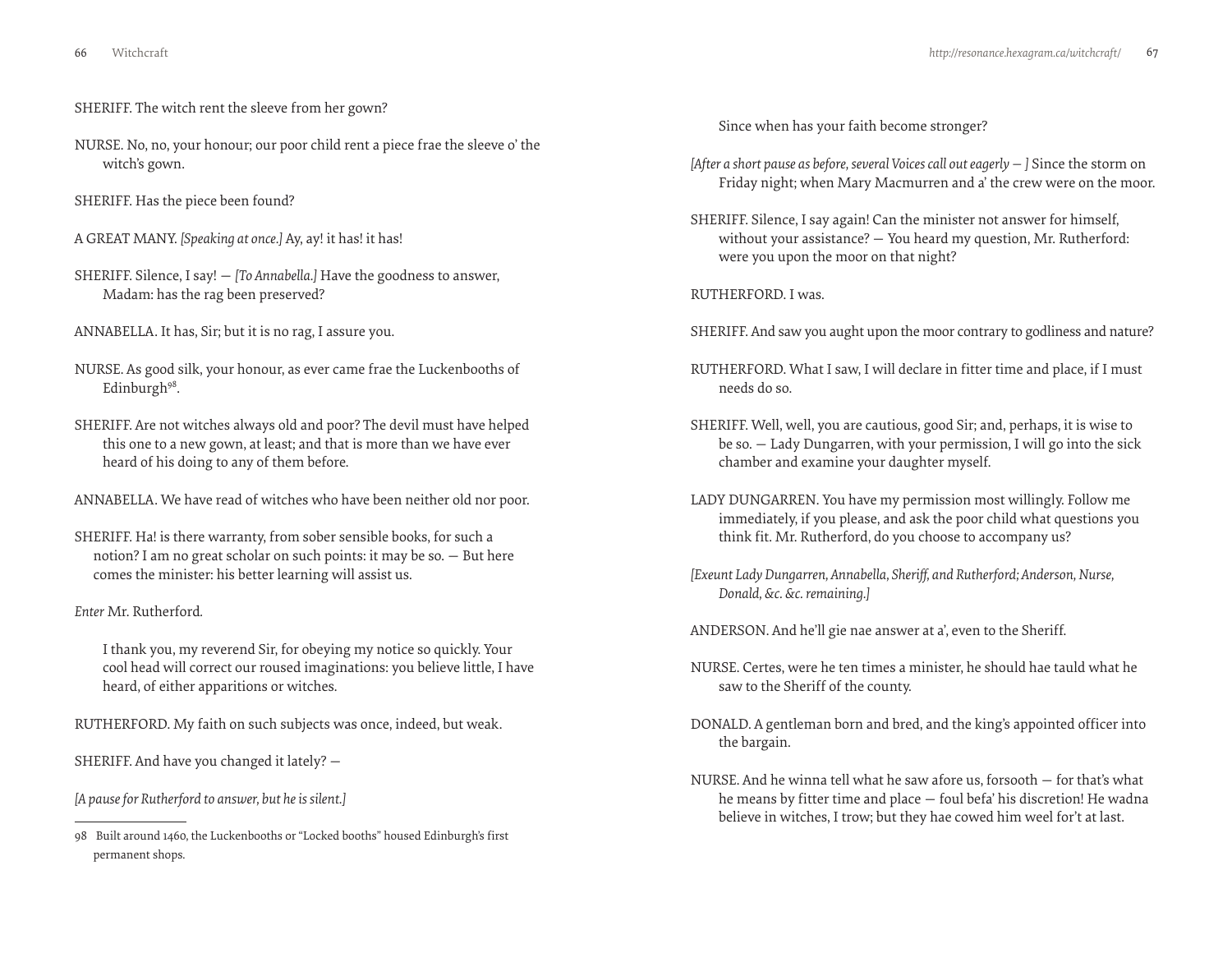SHERIFF. The witch rent the sleeve from her gown?

NURSE. No, no, your honour; our poor child rent a piece frae the sleeve o' the witch's gown.

SHERIFF. Has the piece been found?

A GREAT MANY. *[Speaking at once.]* Ay, ay! it has! it has!

SHERIFF. Silence, I say! — *[To Annabella.]* Have the goodness to answer, Madam: has the rag been preserved?

ANNABELLA. It has, Sir; but it is no rag, I assure you.

NURSE. As good silk, your honour, as ever came frae the Luckenbooths of Edinburgh[98].

SHERIFF. Are not witches always old and poor? The devil must have helped this one to a new gown, at least; and that is more than we have ever heard of his doing to any of them before.

ANNABELLA. We have read of witches who have been neither old nor poor.

SHERIFF. Ha! is there warranty, from sober sensible books, for such a notion? I am no great scholar on such points: it may be so. — But here comes the minister: his better learning will assist us.

*Enter* Mr. Rutherford.

I thank you, my reverend Sir, for obeying my notice so quickly. Your cool head will correct our roused imaginations: you believe little, I have heard, of either apparitions or witches.

RUTHERFORD. My faith on such subjects was once, indeed, but weak.

SHERIFF. And have you changed it lately? —

*[A pause for Rutherford to answer, but he is silent.]*

Since when has your faith become stronger?

*[After a short pause as before, several Voices call out eagerly — ]* Since the storm on Friday night; when Mary Macmurren and a' the crew were on the moor.

SHERIFF. Silence, I say again! Can the minister not answer for himself, without your assistance? — You heard my question, Mr. Rutherford: were you upon the moor on that night?

RUTHERFORD. I was.

SHERIFF. And saw you aught upon the moor contrary to godliness and nature?

RUTHERFORD. What I saw, I will declare in fitter time and place, if I must needs do so.

SHERIFF. Well, well, you are cautious, good Sir; and, perhaps, it is wise to be so. — Lady Dungarren, with your permission, I will go into the sick chamber and examine your daughter myself.

LADY DUNGARREN. You have my permission most willingly. Follow me immediately, if you please, and ask the poor child what questions you think fit. Mr. Rutherford, do you choose to accompany us?

*[Exeunt Lady Dungarren, Annabella, Sheriff, and Rutherford; Anderson, Nurse, Donald, &c. &c. remaining.]*

ANDERSON. And he'll gie nae answer at a', even to the Sheriff.

NURSE. Certes, were he ten times a minister, he should hae tauld what he saw to the Sheriff of the county.

DONALD. A gentleman born and bred, and the king's appointed officer into the bargain.

NURSE. And he winna tell what he saw afore us, forsooth — for that's what he means by fitter time and place — foul befa' his discretion! He wadna believe in witches, I trow; but they hae cowed him weel for't at last.

---

98 Built around 1460, the Luckenbooths or "Locked booths" housed Edinburgh's first permanent shops.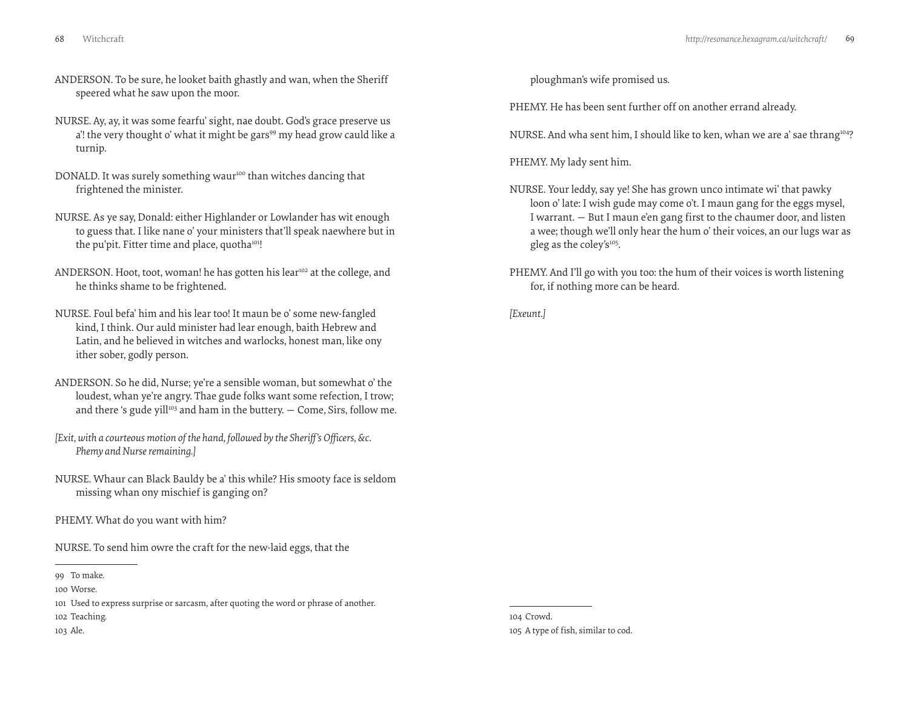ANDERSON. To be sure, he looket baith ghastly and wan, when the Sheriff speered what he saw upon the moor.

NURSE. Ay, ay, it was some fearfu' sight, nae doubt. God's grace preserve us a'! the very thought o' what it might be gars[99] my head grow cauld like a turnip.

DONALD. It was surely something waur[100] than witches dancing that frightened the minister.

NURSE. As ye say, Donald: either Highlander or Lowlander has wit enough to guess that. I like nane o' your ministers that'll speak naewhere but in the pu'pit. Fitter time and place, quotha[101]!

ANDERSON. Hoot, toot, woman! he has gotten his lear[102] at the college, and he thinks shame to be frightened.

NURSE. Foul befa' him and his lear too! It maun be o' some new-fangled kind, I think. Our auld minister had lear enough, baith Hebrew and Latin, and he believed in witches and warlocks, honest man, like ony ither sober, godly person.

ANDERSON. So he did, Nurse; ye're a sensible woman, but somewhat o' the loudest, whan ye're angry. Thae gude folks want some refection, I trow; and there 's gude yill[103] and ham in the buttery. — Come, Sirs, follow me.

*[Exit, with a courteous motion of the hand, followed by the Sheriff's Officers, &c. Phemy and Nurse remaining.]*

NURSE. Whaur can Black Bauldy be a' this while? His smooty face is seldom missing whan ony mischief is ganging on?

PHEMY. What do you want with him?

NURSE. To send him owre the craft for the new-laid eggs, that the ploughman's wife promised us.

PHEMY. He has been sent further off on another errand already.

NURSE. And wha sent him, I should like to ken, whan we are a' sae thrang[104]?

PHEMY. My lady sent him.

NURSE. Your leddy, say ye! She has grown unco intimate wi' that pawky loon o' late: I wish gude may come o't. I maun gang for the eggs mysel, I warrant. — But I maun e'en gang first to the chaumer door, and listen a wee; though we'll only hear the hum o' their voices, an our lugs war as gleg as the coley's[105].

PHEMY. And I'll go with you too: the hum of their voices is worth listening for, if nothing more can be heard.

*[Exeunt.]*

---

99 To make.

100 Worse.

101 Used to express surprise or sarcasm, after quoting the word or phrase of another.

102 Teaching.

103 Ale.

104 Crowd.

105 A type of fish, similar to cod.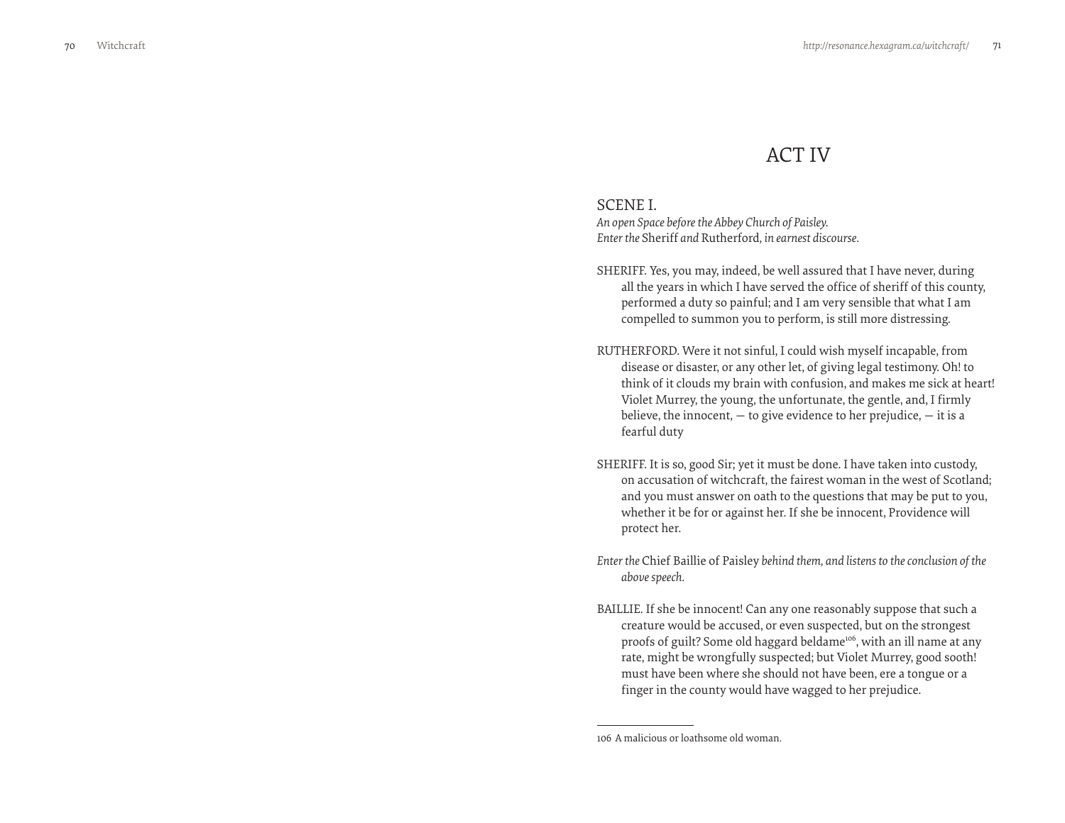# ACT IV

## SCENE I.

*An open Space before the Abbey Church of Paisley.*
*Enter the* Sheriff *and* Rutherford, *in earnest discourse.*

SHERIFF. Yes, you may, indeed, be well assured that I have never, during all the years in which I have served the office of sheriff of this county, performed a duty so painful; and I am very sensible that what I am compelled to summon you to perform, is still more distressing.

RUTHERFORD. Were it not sinful, I could wish myself incapable, from disease or disaster, or any other let, of giving legal testimony. Oh! to think of it clouds my brain with confusion, and makes me sick at heart! Violet Murrey, the young, the unfortunate, the gentle, and, I firmly believe, the innocent, — to give evidence to her prejudice, — it is a fearful duty

SHERIFF. It is so, good Sir; yet it must be done. I have taken into custody, on accusation of witchcraft, the fairest woman in the west of Scotland; and you must answer on oath to the questions that may be put to you, whether it be for or against her. If she be innocent, Providence will protect her.

*Enter the* Chief Baillie of Paisley *behind them, and listens to the conclusion of the above speech.*

BAILLIE. If she be innocent! Can any one reasonably suppose that such a creature would be accused, or even suspected, but on the strongest proofs of guilt? Some old haggard beldame[106], with an ill name at any rate, might be wrongfully suspected; but Violet Murrey, good sooth! must have been where she should not have been, ere a tongue or a finger in the county would have wagged to her prejudice.

---

106 A malicious or loathsome old woman.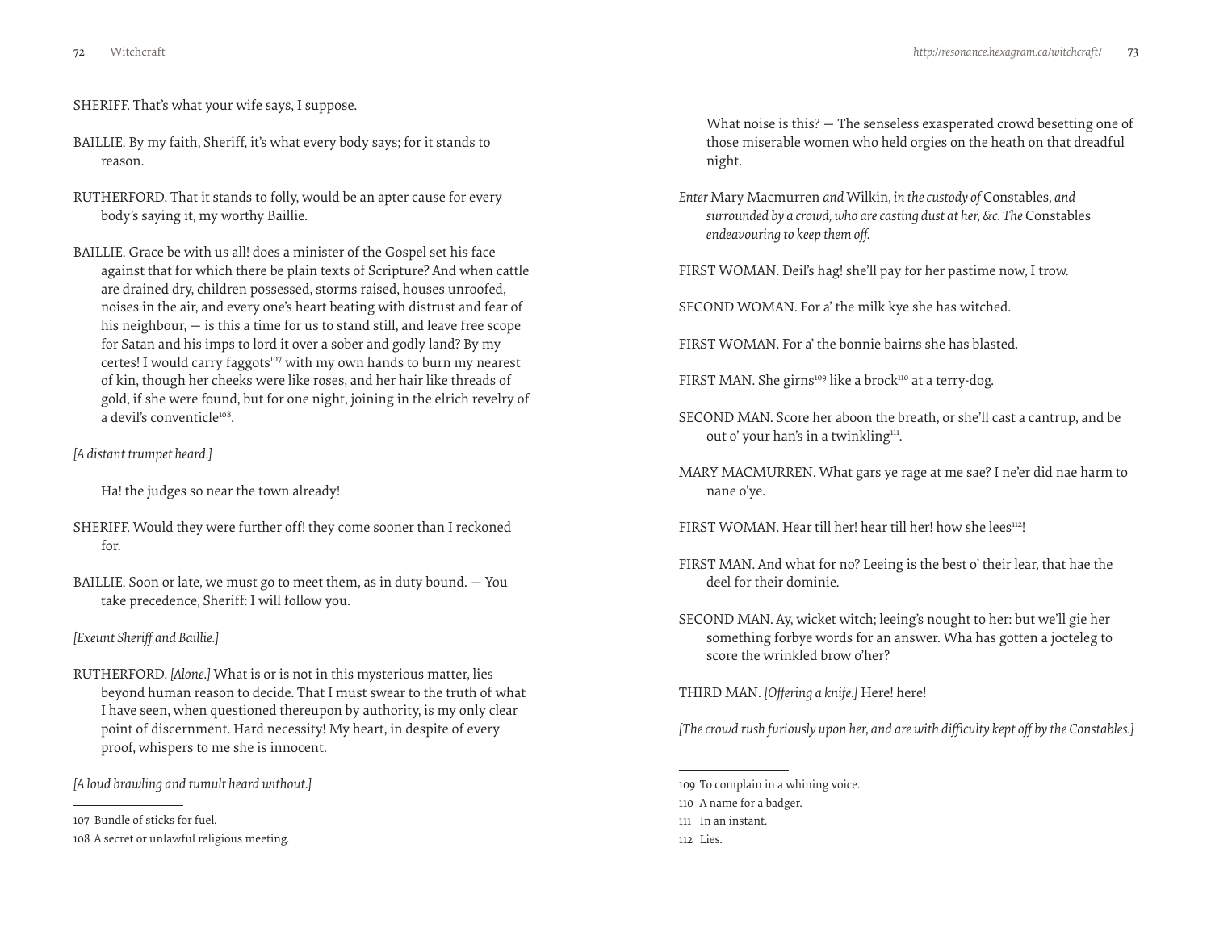SHERIFF. That's what your wife says, I suppose.

BAILLIE. By my faith, Sheriff, it's what every body says; for it stands to reason.

RUTHERFORD. That it stands to folly, would be an apter cause for every body's saying it, my worthy Baillie.

BAILLIE. Grace be with us all! does a minister of the Gospel set his face against that for which there be plain texts of Scripture? And when cattle are drained dry, children possessed, storms raised, houses unroofed, noises in the air, and every one's heart beating with distrust and fear of his neighbour, — is this a time for us to stand still, and leave free scope for Satan and his imps to lord it over a sober and godly land? By my certes! I would carry faggots[107] with my own hands to burn my nearest of kin, though her cheeks were like roses, and her hair like threads of gold, if she were found, but for one night, joining in the elrich revelry of a devil's conventicle[108].

*[A distant trumpet heard.]*

Ha! the judges so near the town already!

SHERIFF. Would they were further off! they come sooner than I reckoned for.

BAILLIE. Soon or late, we must go to meet them, as in duty bound. — You take precedence, Sheriff: I will follow you.

*[Exeunt Sheriff and Baillie.]*

RUTHERFORD. *[Alone.]* What is or is not in this mysterious matter, lies beyond human reason to decide. That I must swear to the truth of what I have seen, when questioned thereupon by authority, is my only clear point of discernment. Hard necessity! My heart, in despite of every proof, whispers to me she is innocent.

*[A loud brawling and tumult heard without.]*

What noise is this? — The senseless exasperated crowd besetting one of those miserable women who held orgies on the heath on that dreadful night.

*Enter* Mary Macmurren *and* Wilkin, *in the custody of* Constables, *and surrounded by a crowd, who are casting dust at her, &c. The* Constables *endeavouring to keep them off.*

FIRST WOMAN. Deil's hag! she'll pay for her pastime now, I trow.

SECOND WOMAN. For a' the milk kye she has witched.

FIRST WOMAN. For a' the bonnie bairns she has blasted.

FIRST MAN. She girns[109] like a brock[110] at a terry-dog.

SECOND MAN. Score her aboon the breath, or she'll cast a cantrup, and be out o' your han's in a twinkling[111].

MARY MACMURREN. What gars ye rage at me sae? I ne'er did nae harm to nane o'ye.

FIRST WOMAN. Hear till her! hear till her! how she lees[112]!

FIRST MAN. And what for no? Leeing is the best o' their lear, that hae the deel for their dominie.

SECOND MAN. Ay, wicket witch; leeing's nought to her: but we'll gie her something forbye words for an answer. Wha has gotten a jocteleg to score the wrinkled brow o'her?

THIRD MAN. *[Offering a knife.]* Here! here!

*[The crowd rush furiously upon her, and are with difficulty kept off by the Constables.]*

---

107 Bundle of sticks for fuel.

108 A secret or unlawful religious meeting.

109 To complain in a whining voice.

110 A name for a badger.

111 In an instant.

112 Lies.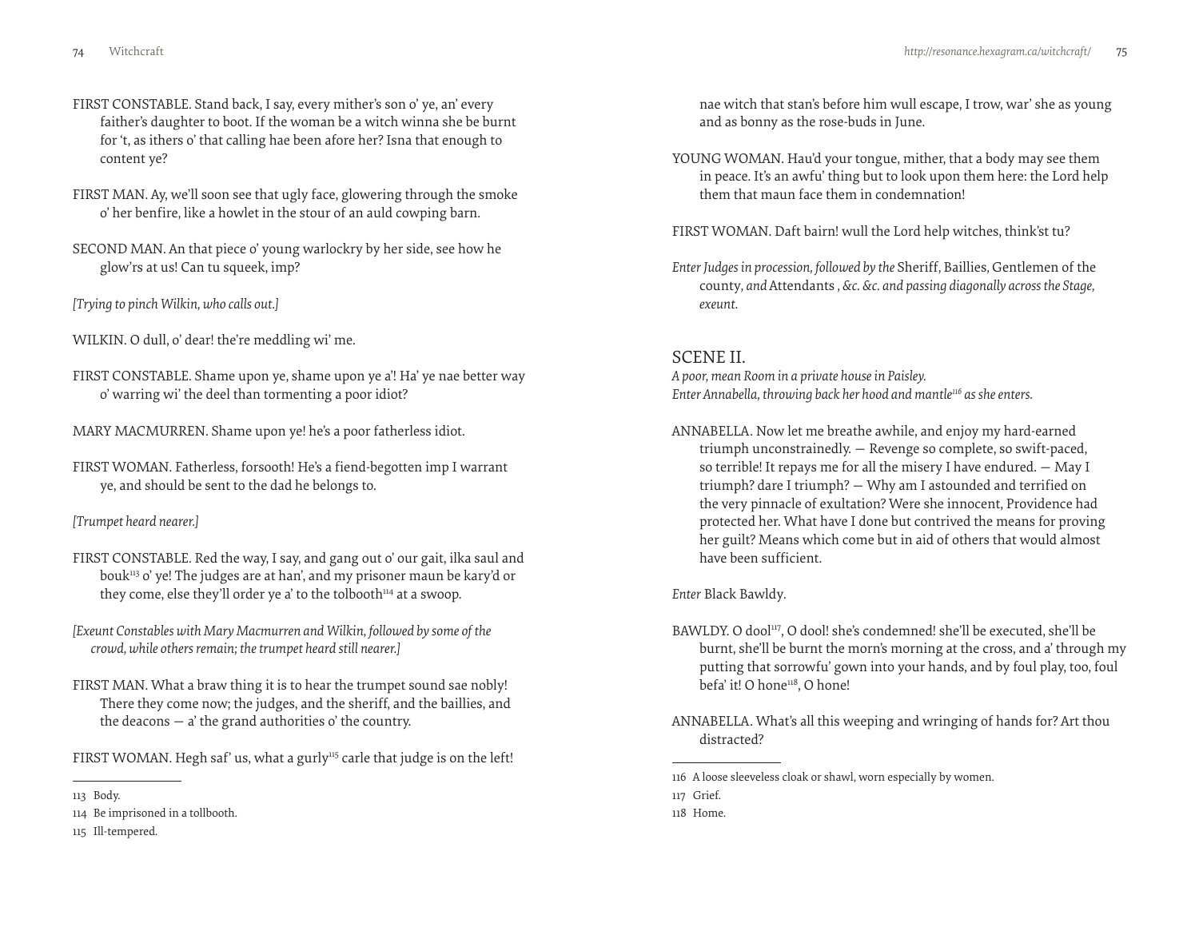FIRST CONSTABLE. Stand back, I say, every mither's son o' ye, an' every faither's daughter to boot. If the woman be a witch winna she be burnt for 't, as ithers o' that calling hae been afore her? Isna that enough to content ye?

FIRST MAN. Ay, we'll soon see that ugly face, glowering through the smoke o' her benfire, like a howlet in the stour of an auld cowping barn.

SECOND MAN. An that piece o' young warlockry by her side, see how he glow'rs at us! Can tu squeek, imp?

*[Trying to pinch Wilkin, who calls out.]*

WILKIN. O dull, o' dear! the're meddling wi' me.

FIRST CONSTABLE. Shame upon ye, shame upon ye a'! Ha' ye nae better way o' warring wi' the deel than tormenting a poor idiot?

MARY MACMURREN. Shame upon ye! he's a poor fatherless idiot.

FIRST WOMAN. Fatherless, forsooth! He's a fiend-begotten imp I warrant ye, and should be sent to the dad he belongs to.

*[Trumpet heard nearer.]*

FIRST CONSTABLE. Red the way, I say, and gang out o' our gait, ilka saul and bouk[113] o' ye! The judges are at han', and my prisoner maun be kary'd or they come, else they'll order ye a' to the tolbooth[114] at a swoop.

*[Exeunt Constables with Mary Macmurren and Wilkin, followed by some of the crowd, while others remain; the trumpet heard still nearer.]*

FIRST MAN. What a braw thing it is to hear the trumpet sound sae nobly! There they come now; the judges, and the sheriff, and the baillies, and the deacons — a' the grand authorities o' the country.

FIRST WOMAN. Hegh saf' us, what a gurly[115] carle that judge is on the left! nae witch that stan's before him wull escape, I trow, war' she as young and as bonny as the rose-buds in June.

YOUNG WOMAN. Hau'd your tongue, mither, that a body may see them in peace. It's an awfu' thing but to look upon them here: the Lord help them that maun face them in condemnation!

FIRST WOMAN. Daft bairn! wull the Lord help witches, think'st tu?

*Enter Judges in procession, followed by the* Sheriff, Baillies, Gentlemen of the county, *and* Attendants *, &c. &c. and passing diagonally across the Stage, exeunt.*

## SCENE II.

*A poor, mean Room in a private house in Paisley.*
*Enter Annabella, throwing back her hood and mantle[116] as she enters.*

ANNABELLA. Now let me breathe awhile, and enjoy my hard-earned triumph unconstrainedly. — Revenge so complete, so swift-paced, so terrible! It repays me for all the misery I have endured. — May I triumph? dare I triumph? — Why am I astounded and terrified on the very pinnacle of exultation? Were she innocent, Providence had protected her. What have I done but contrived the means for proving her guilt? Means which come but in aid of others that would almost have been sufficient.

*Enter* Black Bawldy.

BAWLDY. O dool[117], O dool! she's condemned! she'll be executed, she'll be burnt, she'll be burnt the morn's morning at the cross, and a' through my putting that sorrowfu' gown into your hands, and by foul play, too, foul befa' it! O hone[118], O hone!

ANNABELLA. What's all this weeping and wringing of hands for? Art thou distracted?

---

113 Body.

114 Be imprisoned in a tollbooth.

115 Ill-tempered.

116 A loose sleeveless cloak or shawl, worn especially by women.

117 Grief.

118 Home.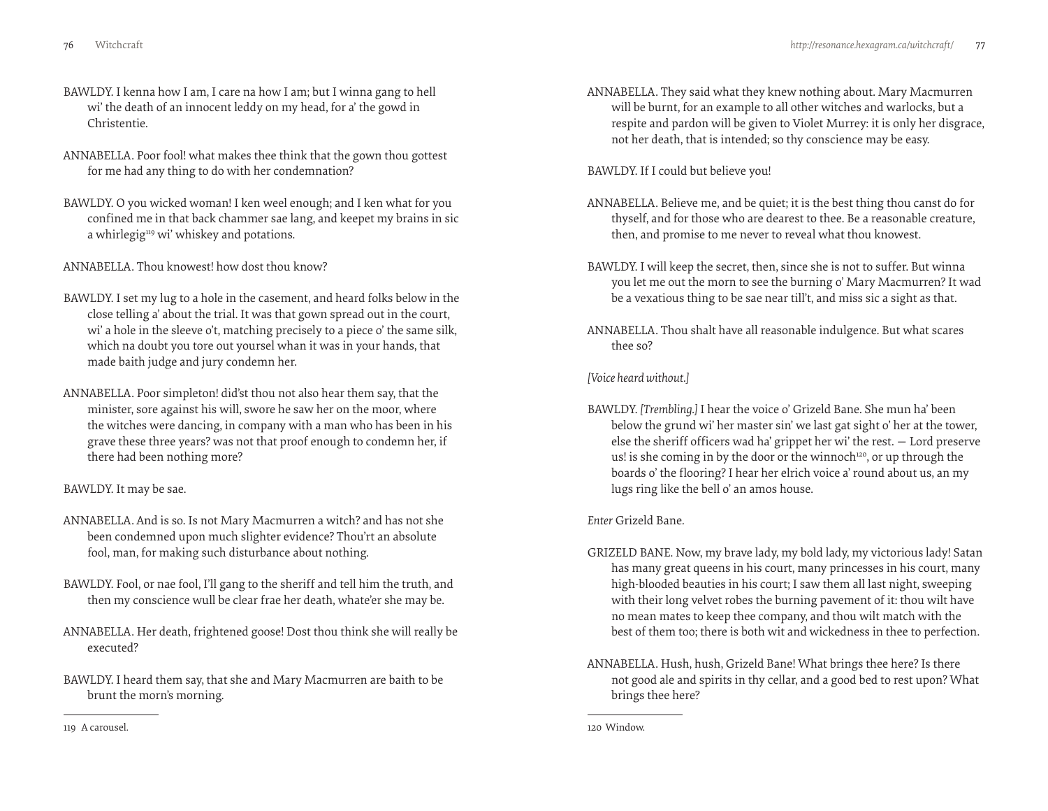BAWLDY. I kenna how I am, I care na how I am; but I winna gang to hell wi' the death of an innocent leddy on my head, for a' the gowd in Christentie.

ANNABELLA. Poor fool! what makes thee think that the gown thou gottest for me had any thing to do with her condemnation?

BAWLDY. O you wicked woman! I ken weel enough; and I ken what for you confined me in that back chammer sae lang, and keepet my brains in sic a whirlegig[119] wi' whiskey and potations.

ANNABELLA. Thou knowest! how dost thou know?

BAWLDY. I set my lug to a hole in the casement, and heard folks below in the close telling a' about the trial. It was that gown spread out in the court, wi' a hole in the sleeve o't, matching precisely to a piece o' the same silk, which na doubt you tore out yoursel whan it was in your hands, that made baith judge and jury condemn her.

ANNABELLA. Poor simpleton! did'st thou not also hear them say, that the minister, sore against his will, swore he saw her on the moor, where the witches were dancing, in company with a man who has been in his grave these three years? was not that proof enough to condemn her, if there had been nothing more?

BAWLDY. It may be sae.

ANNABELLA. And is so. Is not Mary Macmurren a witch? and has not she been condemned upon much slighter evidence? Thou'rt an absolute fool, man, for making such disturbance about nothing.

BAWLDY. Fool, or nae fool, I'll gang to the sheriff and tell him the truth, and then my conscience wull be clear frae her death, whate'er she may be.

ANNABELLA. Her death, frightened goose! Dost thou think she will really be executed?

BAWLDY. I heard them say, that she and Mary Macmurren are baith to be brunt the morn's morning.

119 A carousel.

ANNABELLA. They said what they knew nothing about. Mary Macmurren will be burnt, for an example to all other witches and warlocks, but a respite and pardon will be given to Violet Murrey: it is only her disgrace, not her death, that is intended; so thy conscience may be easy.

BAWLDY. If I could but believe you!

ANNABELLA. Believe me, and be quiet; it is the best thing thou canst do for thyself, and for those who are dearest to thee. Be a reasonable creature, then, and promise to me never to reveal what thou knowest.

BAWLDY. I will keep the secret, then, since she is not to suffer. But winna you let me out the morn to see the burning o' Mary Macmurren? It wad be a vexatious thing to be sae near till't, and miss sic a sight as that.

ANNABELLA. Thou shalt have all reasonable indulgence. But what scares thee so?

*[Voice heard without.]*

BAWLDY. *[Trembling.]* I hear the voice o' Grizeld Bane. She mun ha' been below the grund wi' her master sin' we last gat sight o' her at the tower, else the sheriff officers wad ha' grippet her wi' the rest. — Lord preserve us! is she coming in by the door or the winnoch[120], or up through the boards o' the flooring? I hear her elrich voice a' round about us, an my lugs ring like the bell o' an amos house.

*Enter* Grizeld Bane.

GRIZELD BANE. Now, my brave lady, my bold lady, my victorious lady! Satan has many great queens in his court, many princesses in his court, many high-blooded beauties in his court; I saw them all last night, sweeping with their long velvet robes the burning pavement of it: thou wilt have no mean mates to keep thee company, and thou wilt match with the best of them too; there is both wit and wickedness in thee to perfection.

ANNABELLA. Hush, hush, Grizeld Bane! What brings thee here? Is there not good ale and spirits in thy cellar, and a good bed to rest upon? What brings thee here?

120 Window.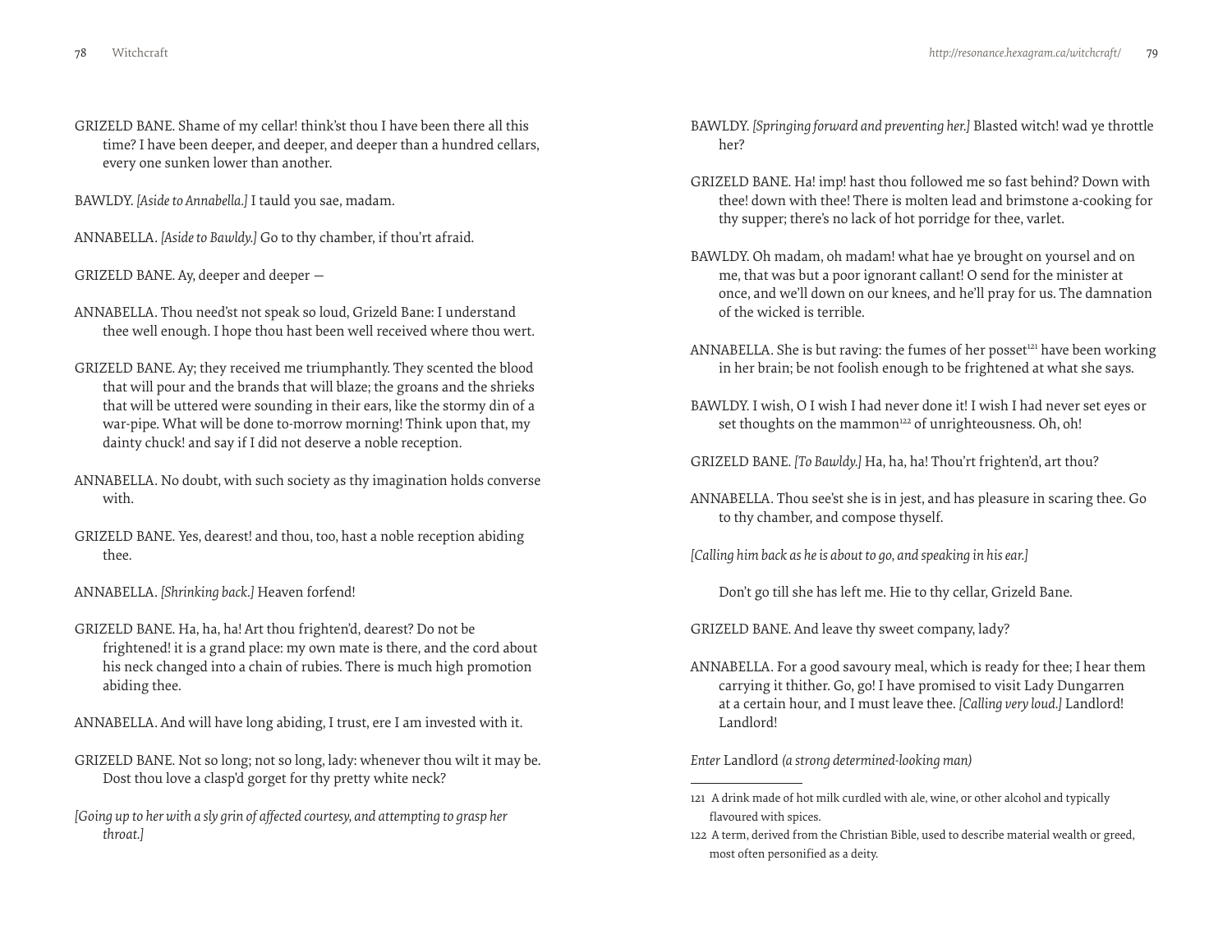GRIZELD BANE. Shame of my cellar! think'st thou I have been there all this time? I have been deeper, and deeper, and deeper than a hundred cellars, every one sunken lower than another.

BAWLDY. *[Aside to Annabella.]* I tauld you sae, madam.

ANNABELLA. *[Aside to Bawldy.]* Go to thy chamber, if thou'rt afraid.

GRIZELD BANE. Ay, deeper and deeper —

ANNABELLA. Thou need'st not speak so loud, Grizeld Bane: I understand thee well enough. I hope thou hast been well received where thou wert.

GRIZELD BANE. Ay; they received me triumphantly. They scented the blood that will pour and the brands that will blaze; the groans and the shrieks that will be uttered were sounding in their ears, like the stormy din of a war-pipe. What will be done to-morrow morning! Think upon that, my dainty chuck! and say if I did not deserve a noble reception.

ANNABELLA. No doubt, with such society as thy imagination holds converse with.

GRIZELD BANE. Yes, dearest! and thou, too, hast a noble reception abiding thee.

ANNABELLA. *[Shrinking back.]* Heaven forfend!

GRIZELD BANE. Ha, ha, ha! Art thou frighten'd, dearest? Do not be frightened! it is a grand place: my own mate is there, and the cord about his neck changed into a chain of rubies. There is much high promotion abiding thee.

ANNABELLA. And will have long abiding, I trust, ere I am invested with it.

GRIZELD BANE. Not so long; not so long, lady: whenever thou wilt it may be. Dost thou love a clasp'd gorget for thy pretty white neck?

*[Going up to her with a sly grin of affected courtesy, and attempting to grasp her throat.]*

BAWLDY. *[Springing forward and preventing her.]* Blasted witch! wad ye throttle her?

GRIZELD BANE. Ha! imp! hast thou followed me so fast behind? Down with thee! down with thee! There is molten lead and brimstone a-cooking for thy supper; there's no lack of hot porridge for thee, varlet.

BAWLDY. Oh madam, oh madam! what hae ye brought on yoursel and on me, that was but a poor ignorant callant! O send for the minister at once, and we'll down on our knees, and he'll pray for us. The damnation of the wicked is terrible.

ANNABELLA. She is but raving: the fumes of her posset[121] have been working in her brain; be not foolish enough to be frightened at what she says.

BAWLDY. I wish, O I wish I had never done it! I wish I had never set eyes or set thoughts on the mammon[122] of unrighteousness. Oh, oh!

GRIZELD BANE. *[To Bawldy.]* Ha, ha, ha! Thou'rt frighten'd, art thou?

ANNABELLA. Thou see'st she is in jest, and has pleasure in scaring thee. Go to thy chamber, and compose thyself.

*[Calling him back as he is about to go, and speaking in his ear.]*

Don't go till she has left me. Hie to thy cellar, Grizeld Bane.

GRIZELD BANE. And leave thy sweet company, lady?

ANNABELLA. For a good savoury meal, which is ready for thee; I hear them carrying it thither. Go, go! I have promised to visit Lady Dungarren at a certain hour, and I must leave thee. *[Calling very loud.]* Landlord! Landlord!

*Enter* Landlord *(a strong determined-looking man)*

---

121 A drink made of hot milk curdled with ale, wine, or other alcohol and typically flavoured with spices.

122 A term, derived from the Christian Bible, used to describe material wealth or greed, most often personified as a deity.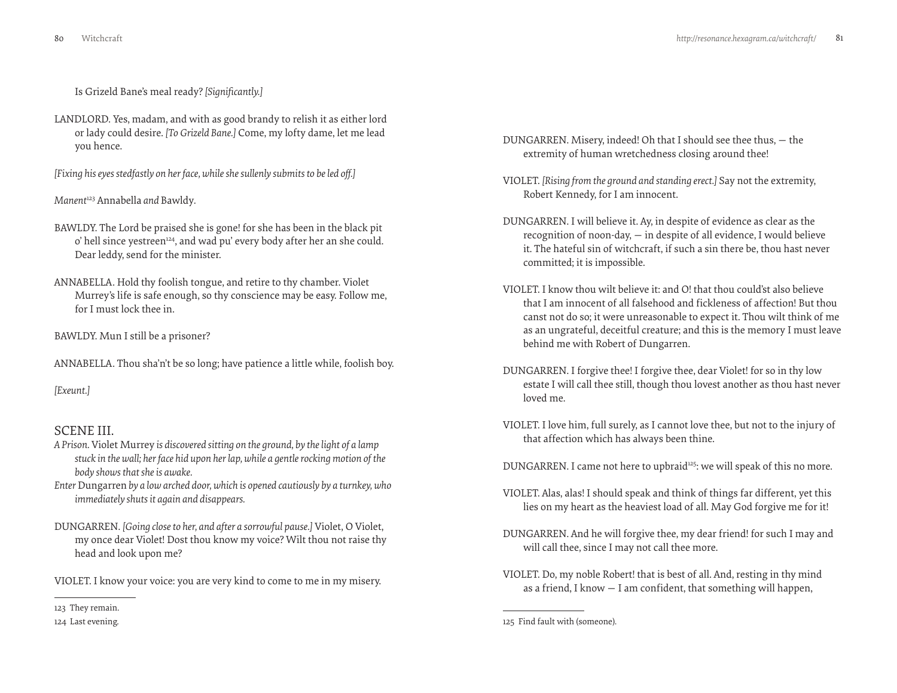Is Grizeld Bane's meal ready? *[Significantly.]*

LANDLORD. Yes, madam, and with as good brandy to relish it as either lord or lady could desire. *[To Grizeld Bane.]* Come, my lofty dame, let me lead you hence.

*[Fixing his eyes stedfastly on her face, while she sullenly submits to be led off.]*

*Manent*[123] Annabella *and* Bawldy.

BAWLDY. The Lord be praised she is gone! for she has been in the black pit o' hell since yestreen[124], and wad pu' every body after her an she could. Dear leddy, send for the minister.

ANNABELLA. Hold thy foolish tongue, and retire to thy chamber. Violet Murrey's life is safe enough, so thy conscience may be easy. Follow me, for I must lock thee in.

BAWLDY. Mun I still be a prisoner?

ANNABELLA. Thou sha'n't be so long; have patience a little while, foolish boy.

*[Exeunt.]*

## SCENE III.

*A Prison.* Violet Murrey *is discovered sitting on the ground, by the light of a lamp stuck in the wall; her face hid upon her lap, while a gentle rocking motion of the body shows that she is awake.*

*Enter* Dungarren *by a low arched door, which is opened cautiously by a turnkey, who immediately shuts it again and disappears.*

DUNGARREN. *[Going close to her, and after a sorrowful pause.]* Violet, O Violet, my once dear Violet! Dost thou know my voice? Wilt thou not raise thy head and look upon me?

VIOLET. I know your voice: you are very kind to come to me in my misery.

123 They remain.

124 Last evening.

DUNGARREN. Misery, indeed! Oh that I should see thee thus, — the extremity of human wretchedness closing around thee!

VIOLET. *[Rising from the ground and standing erect.]* Say not the extremity, Robert Kennedy, for I am innocent.

DUNGARREN. I will believe it. Ay, in despite of evidence as clear as the recognition of noon-day, — in despite of all evidence, I would believe it. The hateful sin of witchcraft, if such a sin there be, thou hast never committed; it is impossible.

VIOLET. I know thou wilt believe it: and O! that thou could'st also believe that I am innocent of all falsehood and fickleness of affection! But thou canst not do so; it were unreasonable to expect it. Thou wilt think of me as an ungrateful, deceitful creature; and this is the memory I must leave behind me with Robert of Dungarren.

DUNGARREN. I forgive thee! I forgive thee, dear Violet! for so in thy low estate I will call thee still, though thou lovest another as thou hast never loved me.

VIOLET. I love him, full surely, as I cannot love thee, but not to the injury of that affection which has always been thine.

DUNGARREN. I came not here to upbraid[125]: we will speak of this no more.

VIOLET. Alas, alas! I should speak and think of things far different, yet this lies on my heart as the heaviest load of all. May God forgive me for it!

DUNGARREN. And he will forgive thee, my dear friend! for such I may and will call thee, since I may not call thee more.

VIOLET. Do, my noble Robert! that is best of all. And, resting in thy mind as a friend, I know — I am confident, that something will happen,

125 Find fault with (someone).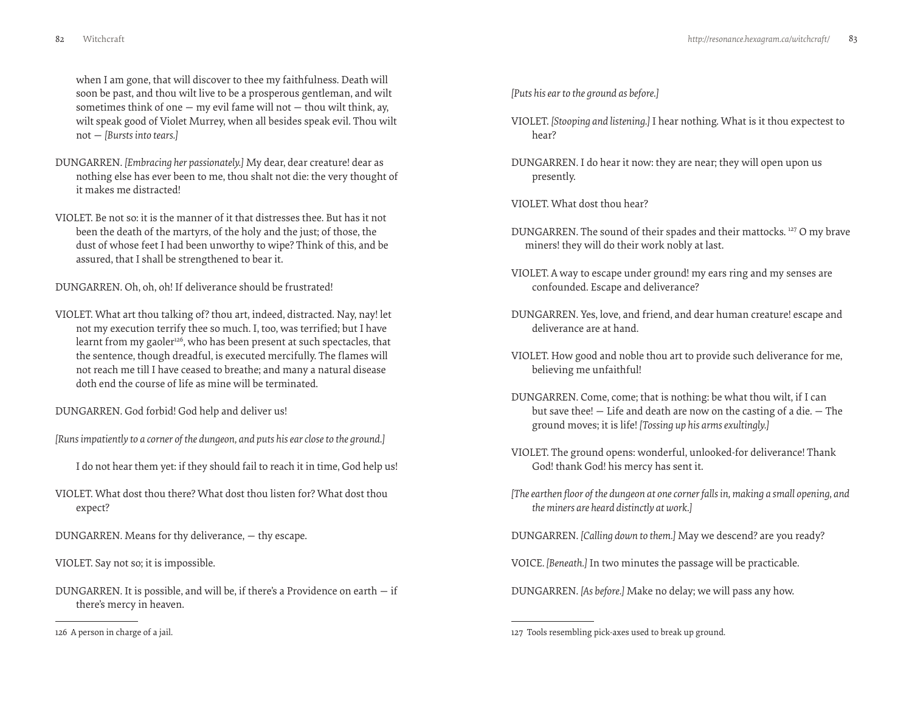when I am gone, that will discover to thee my faithfulness. Death will soon be past, and thou wilt live to be a prosperous gentleman, and wilt sometimes think of one — my evil fame will not — thou wilt think, ay, wilt speak good of Violet Murrey, when all besides speak evil. Thou wilt not — *[Bursts into tears.]*

DUNGARREN. *[Embracing her passionately.]* My dear, dear creature! dear as nothing else has ever been to me, thou shalt not die: the very thought of it makes me distracted!

VIOLET. Be not so: it is the manner of it that distresses thee. But has it not been the death of the martyrs, of the holy and the just; of those, the dust of whose feet I had been unworthy to wipe? Think of this, and be assured, that I shall be strengthened to bear it.

DUNGARREN. Oh, oh, oh! If deliverance should be frustrated!

VIOLET. What art thou talking of? thou art, indeed, distracted. Nay, nay! let not my execution terrify thee so much. I, too, was terrified; but I have learnt from my gaoler[126], who has been present at such spectacles, that the sentence, though dreadful, is executed mercifully. The flames will not reach me till I have ceased to breathe; and many a natural disease doth end the course of life as mine will be terminated.

DUNGARREN. God forbid! God help and deliver us!

*[Runs impatiently to a corner of the dungeon, and puts his ear close to the ground.]*

I do not hear them yet: if they should fail to reach it in time, God help us!

VIOLET. What dost thou there? What dost thou listen for? What dost thou expect?

DUNGARREN. Means for thy deliverance, — thy escape.

VIOLET. Say not so; it is impossible.

DUNGARREN. It is possible, and will be, if there's a Providence on earth — if there's mercy in heaven.

126 A person in charge of a jail.

*[Puts his ear to the ground as before.]*

VIOLET. *[Stooping and listening.]* I hear nothing. What is it thou expectest to hear?

DUNGARREN. I do hear it now: they are near; they will open upon us presently.

VIOLET. What dost thou hear?

DUNGARREN. The sound of their spades and their mattocks. [127] O my brave miners! they will do their work nobly at last.

VIOLET. A way to escape under ground! my ears ring and my senses are confounded. Escape and deliverance?

DUNGARREN. Yes, love, and friend, and dear human creature! escape and deliverance are at hand.

VIOLET. How good and noble thou art to provide such deliverance for me, believing me unfaithful!

DUNGARREN. Come, come; that is nothing: be what thou wilt, if I can but save thee! — Life and death are now on the casting of a die. — The ground moves; it is life! *[Tossing up his arms exultingly.]*

VIOLET. The ground opens: wonderful, unlooked-for deliverance! Thank God! thank God! his mercy has sent it.

*[The earthen floor of the dungeon at one corner falls in, making a small opening, and the miners are heard distinctly at work.]*

DUNGARREN. *[Calling down to them.]* May we descend? are you ready?

VOICE. *[Beneath.]* In two minutes the passage will be practicable.

DUNGARREN. *[As before.]* Make no delay; we will pass any how.

127 Tools resembling pick-axes used to break up ground.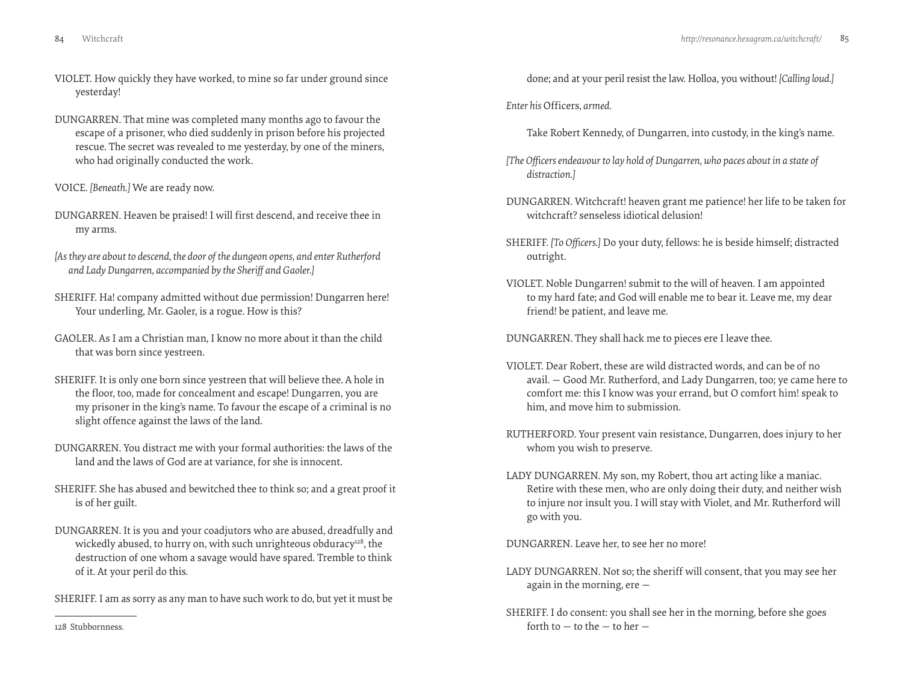VIOLET. How quickly they have worked, to mine so far under ground since yesterday!

DUNGARREN. That mine was completed many months ago to favour the escape of a prisoner, who died suddenly in prison before his projected rescue. The secret was revealed to me yesterday, by one of the miners, who had originally conducted the work.

VOICE. *[Beneath.]* We are ready now.

DUNGARREN. Heaven be praised! I will first descend, and receive thee in my arms.

*[As they are about to descend, the door of the dungeon opens, and enter Rutherford and Lady Dungarren, accompanied by the Sheriff and Gaoler.]*

SHERIFF. Ha! company admitted without due permission! Dungarren here! Your underling, Mr. Gaoler, is a rogue. How is this?

GAOLER. As I am a Christian man, I know no more about it than the child that was born since yestreen.

SHERIFF. It is only one born since yestreen that will believe thee. A hole in the floor, too, made for concealment and escape! Dungarren, you are my prisoner in the king's name. To favour the escape of a criminal is no slight offence against the laws of the land.

DUNGARREN. You distract me with your formal authorities: the laws of the land and the laws of God are at variance, for she is innocent.

SHERIFF. She has abused and bewitched thee to think so; and a great proof it is of her guilt.

DUNGARREN. It is you and your coadjutors who are abused, dreadfully and wickedly abused, to hurry on, with such unrighteous obduracy[128], the destruction of one whom a savage would have spared. Tremble to think of it. At your peril do this.

SHERIFF. I am as sorry as any man to have such work to do, but yet it must be done; and at your peril resist the law. Holloa, you without! *[Calling loud.]*

*Enter his* Officers, *armed.*

Take Robert Kennedy, of Dungarren, into custody, in the king's name.

*[The Officers endeavour to lay hold of Dungarren, who paces about in a state of distraction.]*

DUNGARREN. Witchcraft! heaven grant me patience! her life to be taken for witchcraft? senseless idiotical delusion!

SHERIFF. *[To Officers.]* Do your duty, fellows: he is beside himself; distracted outright.

VIOLET. Noble Dungarren! submit to the will of heaven. I am appointed to my hard fate; and God will enable me to bear it. Leave me, my dear friend! be patient, and leave me.

DUNGARREN. They shall hack me to pieces ere I leave thee.

VIOLET. Dear Robert, these are wild distracted words, and can be of no avail. — Good Mr. Rutherford, and Lady Dungarren, too; ye came here to comfort me: this I know was your errand, but O comfort him! speak to him, and move him to submission.

RUTHERFORD. Your present vain resistance, Dungarren, does injury to her whom you wish to preserve.

LADY DUNGARREN. My son, my Robert, thou art acting like a maniac. Retire with these men, who are only doing their duty, and neither wish to injure nor insult you. I will stay with Violet, and Mr. Rutherford will go with you.

DUNGARREN. Leave her, to see her no more!

LADY DUNGARREN. Not so; the sheriff will consent, that you may see her again in the morning, ere —

SHERIFF. I do consent: you shall see her in the morning, before she goes forth to — to the — to her —

---

128 Stubbornness.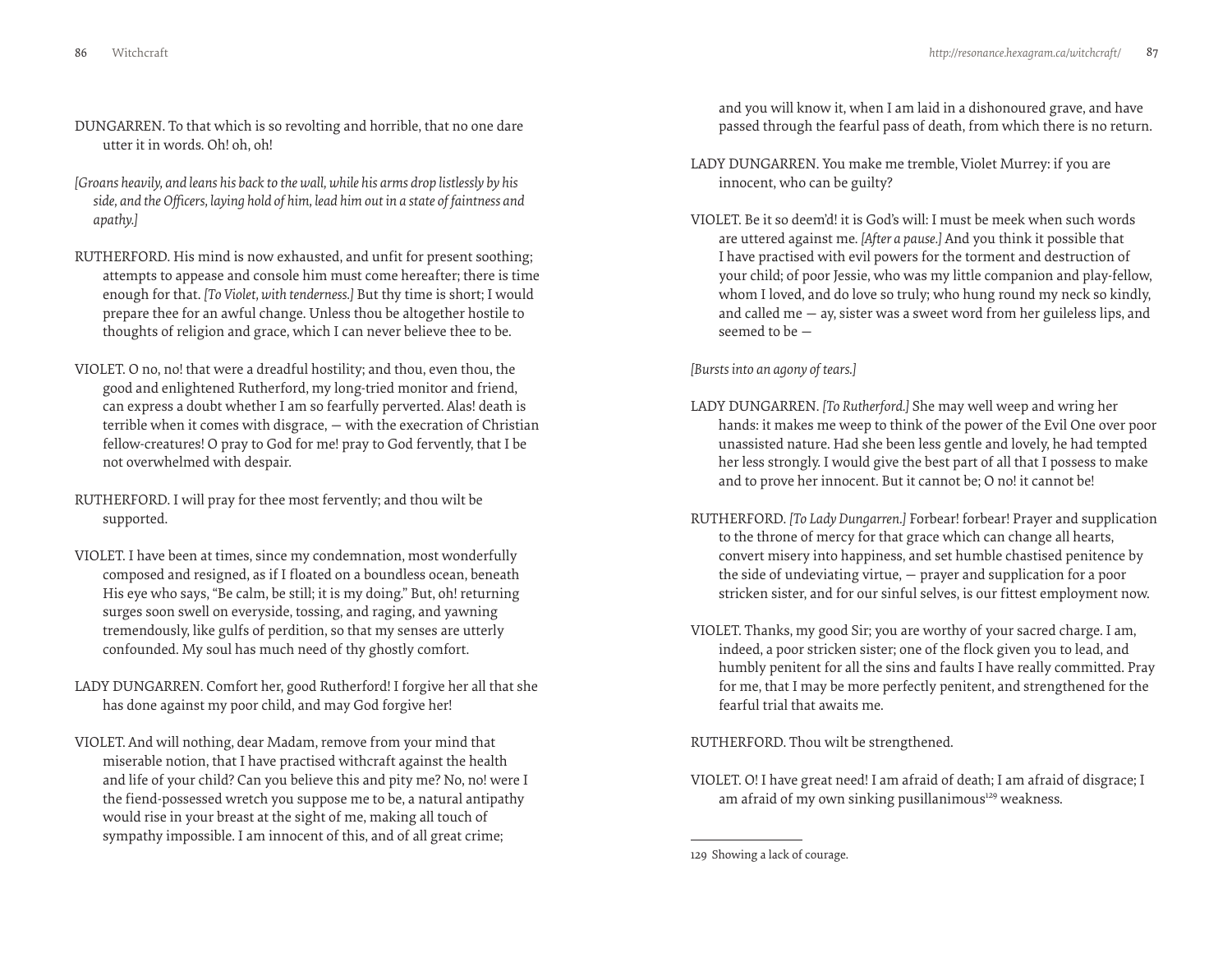DUNGARREN. To that which is so revolting and horrible, that no one dare utter it in words. Oh! oh, oh!

*[Groans heavily, and leans his back to the wall, while his arms drop listlessly by his side, and the Officers, laying hold of him, lead him out in a state of faintness and apathy.]*

RUTHERFORD. His mind is now exhausted, and unfit for present soothing; attempts to appease and console him must come hereafter; there is time enough for that. *[To Violet, with tenderness.]* But thy time is short; I would prepare thee for an awful change. Unless thou be altogether hostile to thoughts of religion and grace, which I can never believe thee to be.

VIOLET. O no, no! that were a dreadful hostility; and thou, even thou, the good and enlightened Rutherford, my long-tried monitor and friend, can express a doubt whether I am so fearfully perverted. Alas! death is terrible when it comes with disgrace, — with the execration of Christian fellow-creatures! O pray to God for me! pray to God fervently, that I be not overwhelmed with despair.

RUTHERFORD. I will pray for thee most fervently; and thou wilt be supported.

VIOLET. I have been at times, since my condemnation, most wonderfully composed and resigned, as if I floated on a boundless ocean, beneath His eye who says, "Be calm, be still; it is my doing." But, oh! returning surges soon swell on everyside, tossing, and raging, and yawning tremendously, like gulfs of perdition, so that my senses are utterly confounded. My soul has much need of thy ghostly comfort.

LADY DUNGARREN. Comfort her, good Rutherford! I forgive her all that she has done against my poor child, and may God forgive her!

VIOLET. And will nothing, dear Madam, remove from your mind that miserable notion, that I have practised withcraft against the health and life of your child? Can you believe this and pity me? No, no! were I the fiend-possessed wretch you suppose me to be, a natural antipathy would rise in your breast at the sight of me, making all touch of sympathy impossible. I am innocent of this, and of all great crime; and you will know it, when I am laid in a dishonoured grave, and have passed through the fearful pass of death, from which there is no return.

LADY DUNGARREN. You make me tremble, Violet Murrey: if you are innocent, who can be guilty?

VIOLET. Be it so deem'd! it is God's will: I must be meek when such words are uttered against me. *[After a pause.]* And you think it possible that I have practised with evil powers for the torment and destruction of your child; of poor Jessie, who was my little companion and play-fellow, whom I loved, and do love so truly; who hung round my neck so kindly, and called me — ay, sister was a sweet word from her guileless lips, and seemed to be —

*[Bursts into an agony of tears.]*

LADY DUNGARREN. *[To Rutherford.]* She may well weep and wring her hands: it makes me weep to think of the power of the Evil One over poor unassisted nature. Had she been less gentle and lovely, he had tempted her less strongly. I would give the best part of all that I possess to make and to prove her innocent. But it cannot be; O no! it cannot be!

RUTHERFORD. *[To Lady Dungarren.]* Forbear! forbear! Prayer and supplication to the throne of mercy for that grace which can change all hearts, convert misery into happiness, and set humble chastised penitence by the side of undeviating virtue, — prayer and supplication for a poor stricken sister, and for our sinful selves, is our fittest employment now.

VIOLET. Thanks, my good Sir; you are worthy of your sacred charge. I am, indeed, a poor stricken sister; one of the flock given you to lead, and humbly penitent for all the sins and faults I have really committed. Pray for me, that I may be more perfectly penitent, and strengthened for the fearful trial that awaits me.

RUTHERFORD. Thou wilt be strengthened.

VIOLET. O! I have great need! I am afraid of death; I am afraid of disgrace; I am afraid of my own sinking pusillanimous[129] weakness.

129 Showing a lack of courage.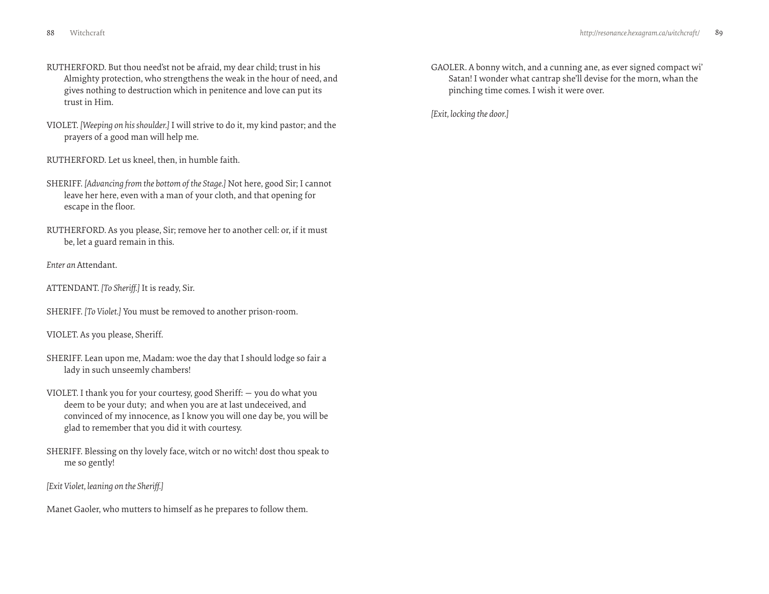RUTHERFORD. But thou need'st not be afraid, my dear child; trust in his Almighty protection, who strengthens the weak in the hour of need, and gives nothing to destruction which in penitence and love can put its trust in Him.

VIOLET. *[Weeping on his shoulder.]* I will strive to do it, my kind pastor; and the prayers of a good man will help me.

RUTHERFORD. Let us kneel, then, in humble faith.

SHERIFF. *[Advancing from the bottom of the Stage.]* Not here, good Sir; I cannot leave her here, even with a man of your cloth, and that opening for escape in the floor.

RUTHERFORD. As you please, Sir; remove her to another cell: or, if it must be, let a guard remain in this.

*Enter an* Attendant.

ATTENDANT. *[To Sheriff.]* It is ready, Sir.

SHERIFF. *[To Violet.]* You must be removed to another prison-room.

VIOLET. As you please, Sheriff.

SHERIFF. Lean upon me, Madam: woe the day that I should lodge so fair a lady in such unseemly chambers!

VIOLET. I thank you for your courtesy, good Sheriff: — you do what you deem to be your duty; and when you are at last undeceived, and convinced of my innocence, as I know you will one day be, you will be glad to remember that you did it with courtesy.

SHERIFF. Blessing on thy lovely face, witch or no witch! dost thou speak to me so gently!

*[Exit Violet, leaning on the Sheriff.]*

Manet Gaoler, who mutters to himself as he prepares to follow them.

GAOLER. A bonny witch, and a cunning ane, as ever signed compact wi' Satan! I wonder what cantrap she'll devise for the morn, whan the pinching time comes. I wish it were over.

*[Exit, locking the door.]*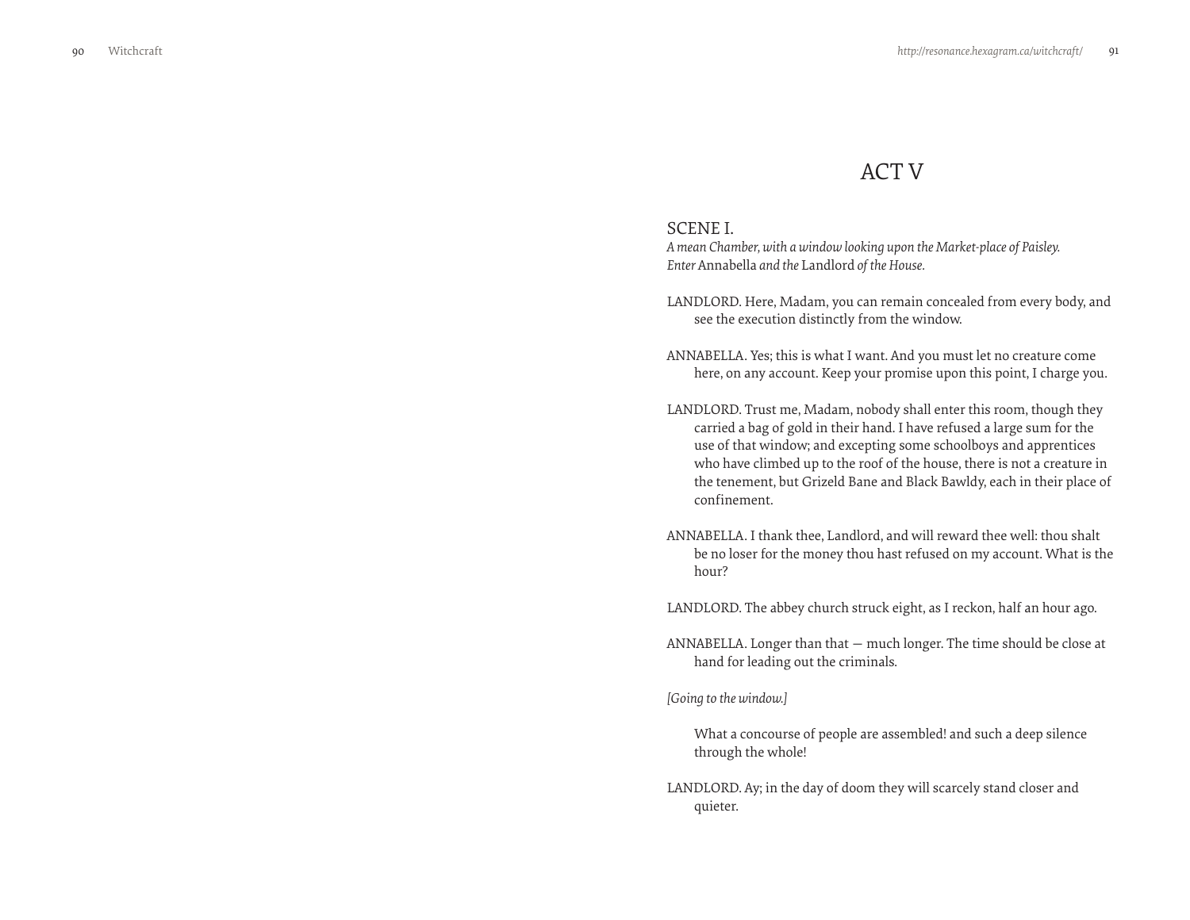# ACT V

## SCENE I.

*A mean Chamber, with a window looking upon the Market-place of Paisley. Enter* Annabella *and the* Landlord *of the House.*

LANDLORD. Here, Madam, you can remain concealed from every body, and see the execution distinctly from the window.

ANNABELLA. Yes; this is what I want. And you must let no creature come here, on any account. Keep your promise upon this point, I charge you.

LANDLORD. Trust me, Madam, nobody shall enter this room, though they carried a bag of gold in their hand. I have refused a large sum for the use of that window; and excepting some schoolboys and apprentices who have climbed up to the roof of the house, there is not a creature in the tenement, but Grizeld Bane and Black Bawldy, each in their place of confinement.

ANNABELLA. I thank thee, Landlord, and will reward thee well: thou shalt be no loser for the money thou hast refused on my account. What is the hour?

LANDLORD. The abbey church struck eight, as I reckon, half an hour ago.

ANNABELLA. Longer than that — much longer. The time should be close at hand for leading out the criminals.

*[Going to the window.]*

What a concourse of people are assembled! and such a deep silence through the whole!

LANDLORD. Ay; in the day of doom they will scarcely stand closer and quieter.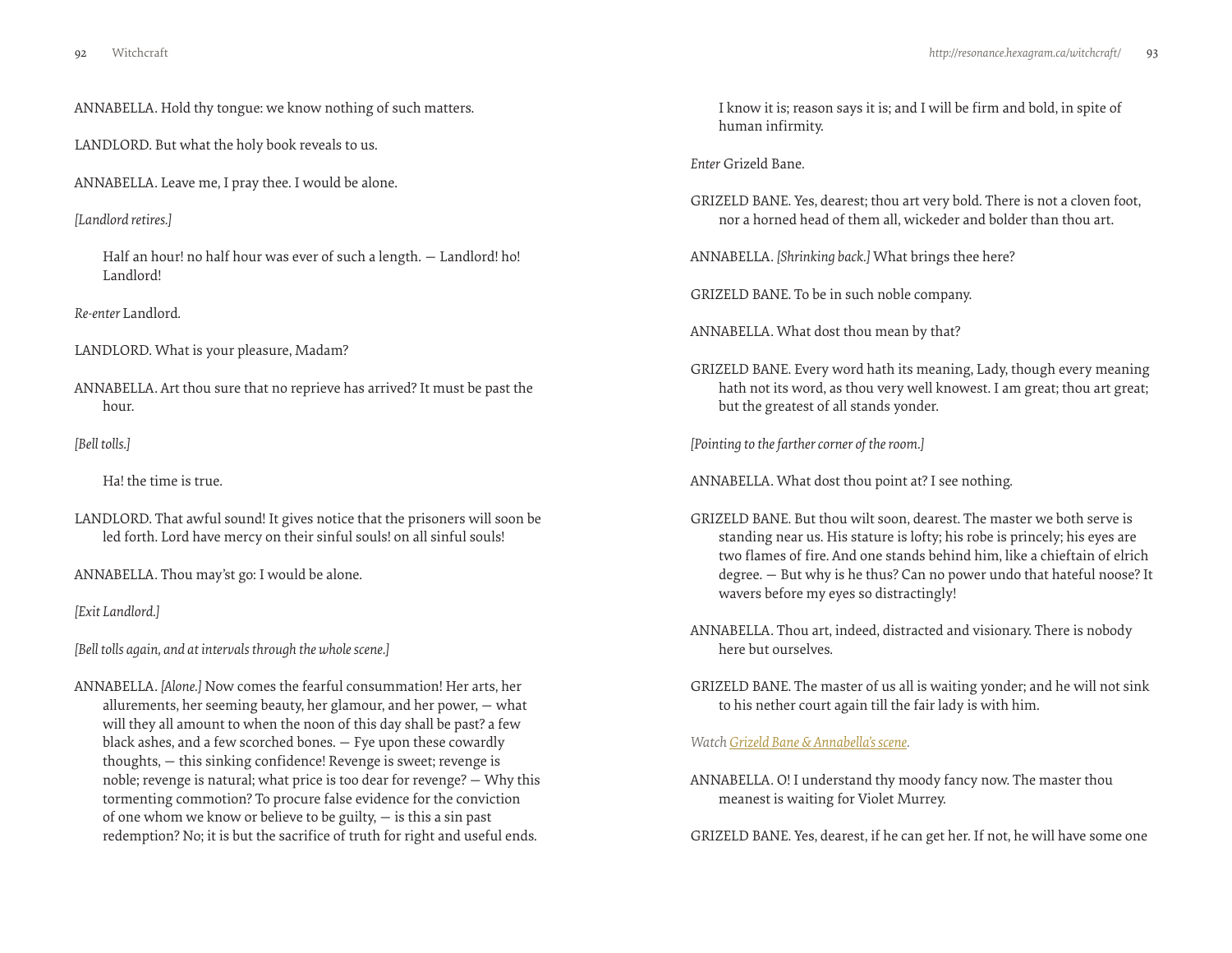ANNABELLA. Hold thy tongue: we know nothing of such matters.

LANDLORD. But what the holy book reveals to us.

ANNABELLA. Leave me, I pray thee. I would be alone.

*[Landlord retires.]*

Half an hour! no half hour was ever of such a length. — Landlord! ho! Landlord!

*Re-enter* Landlord.

LANDLORD. What is your pleasure, Madam?

ANNABELLA. Art thou sure that no reprieve has arrived? It must be past the hour.

*[Bell tolls.]*

Ha! the time is true.

LANDLORD. That awful sound! It gives notice that the prisoners will soon be led forth. Lord have mercy on their sinful souls! on all sinful souls!

ANNABELLA. Thou may'st go: I would be alone.

*[Exit Landlord.]*

*[Bell tolls again, and at intervals through the whole scene.]*

ANNABELLA. *[Alone.]* Now comes the fearful consummation! Her arts, her allurements, her seeming beauty, her glamour, and her power, — what will they all amount to when the noon of this day shall be past? a few black ashes, and a few scorched bones. — Fye upon these cowardly thoughts, — this sinking confidence! Revenge is sweet; revenge is noble; revenge is natural; what price is too dear for revenge? — Why this tormenting commotion? To procure false evidence for the conviction of one whom we know or believe to be guilty, — is this a sin past redemption? No; it is but the sacrifice of truth for right and useful ends. I know it is; reason says it is; and I will be firm and bold, in spite of human infirmity.

*Enter* Grizeld Bane.

GRIZELD BANE. Yes, dearest; thou art very bold. There is not a cloven foot, nor a horned head of them all, wickeder and bolder than thou art.

ANNABELLA. *[Shrinking back.]* What brings thee here?

GRIZELD BANE. To be in such noble company.

ANNABELLA. What dost thou mean by that?

GRIZELD BANE. Every word hath its meaning, Lady, though every meaning hath not its word, as thou very well knowest. I am great; thou art great; but the greatest of all stands yonder.

*[Pointing to the farther corner of the room.]*

ANNABELLA. What dost thou point at? I see nothing.

GRIZELD BANE. But thou wilt soon, dearest. The master we both serve is standing near us. His stature is lofty; his robe is princely; his eyes are two flames of fire. And one stands behind him, like a chieftain of elrich degree. — But why is he thus? Can no power undo that hateful noose? It wavers before my eyes so distractingly!

ANNABELLA. Thou art, indeed, distracted and visionary. There is nobody here but ourselves.

GRIZELD BANE. The master of us all is waiting yonder; and he will not sink to his nether court again till the fair lady is with him.

*Watch Grizeld Bane & Annabella's scene.*

ANNABELLA. O! I understand thy moody fancy now. The master thou meanest is waiting for Violet Murrey.

GRIZELD BANE. Yes, dearest, if he can get her. If not, he will have some one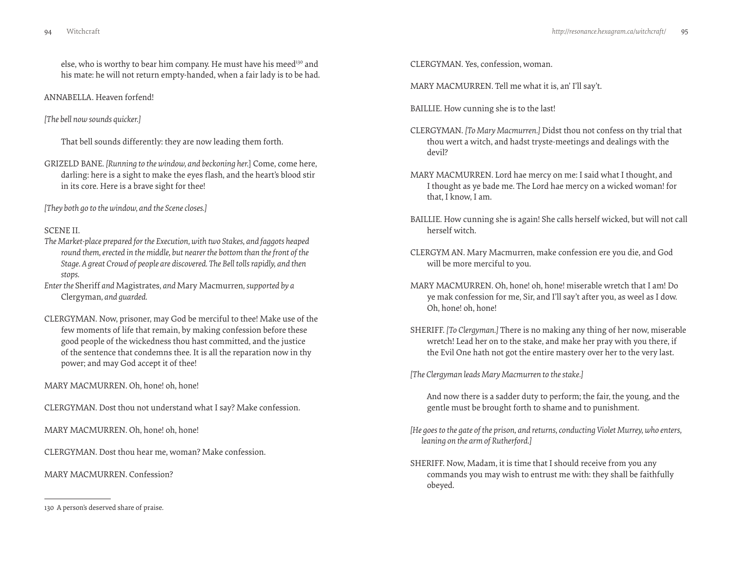else, who is worthy to bear him company. He must have his meed[130] and his mate: he will not return empty-handed, when a fair lady is to be had.

ANNABELLA. Heaven forfend!

*[The bell now sounds quicker.]*

That bell sounds differently: they are now leading them forth.

GRIZELD BANE. *[Running to the window, and beckoning her.]* Come, come here, darling: here is a sight to make the eyes flash, and the heart's blood stir in its core. Here is a brave sight for thee!

*[They both go to the window, and the Scene closes.]*

SCENE II.

*The Market-place prepared for the Execution, with two Stakes, and faggots heaped round them, erected in the middle, but nearer the bottom than the front of the Stage. A great Crowd of people are discovered. The Bell tolls rapidly, and then stops.*

*Enter the* Sheriff *and* Magistrates, *and* Mary Macmurren, *supported by a* Clergyman, *and guarded.*

CLERGYMAN. Now, prisoner, may God be merciful to thee! Make use of the few moments of life that remain, by making confession before these good people of the wickedness thou hast committed, and the justice of the sentence that condemns thee. It is all the reparation now in thy power; and may God accept it of thee!

MARY MACMURREN. Oh, hone! oh, hone!

CLERGYMAN. Dost thou not understand what I say? Make confession.

MARY MACMURREN. Oh, hone! oh, hone!

CLERGYMAN. Dost thou hear me, woman? Make confession.

MARY MACMURREN. Confession?

CLERGYMAN. Yes, confession, woman.

MARY MACMURREN. Tell me what it is, an' I'll say't.

BAILLIE. How cunning she is to the last!

CLERGYMAN. *[To Mary Macmurren.]* Didst thou not confess on thy trial that thou wert a witch, and hadst tryste-meetings and dealings with the devil?

MARY MACMURREN. Lord hae mercy on me: I said what I thought, and I thought as ye bade me. The Lord hae mercy on a wicked woman! for that, I know, I am.

BAILLIE. How cunning she is again! She calls herself wicked, but will not call herself witch.

CLERGYM AN. Mary Macmurren, make confession ere you die, and God will be more merciful to you.

MARY MACMURREN. Oh, hone! oh, hone! miserable wretch that I am! Do ye mak confession for me, Sir, and I'll say't after you, as weel as I dow. Oh, hone! oh, hone!

SHERIFF. *[To Clergyman.]* There is no making any thing of her now, miserable wretch! Lead her on to the stake, and make her pray with you there, if the Evil One hath not got the entire mastery over her to the very last.

*[The Clergyman leads Mary Macmurren to the stake.]*

And now there is a sadder duty to perform; the fair, the young, and the gentle must be brought forth to shame and to punishment.

*[He goes to the gate of the prison, and returns, conducting Violet Murrey, who enters, leaning on the arm of Rutherford.]*

SHERIFF. Now, Madam, it is time that I should receive from you any commands you may wish to entrust me with: they shall be faithfully obeyed.

---

130 A person's deserved share of praise.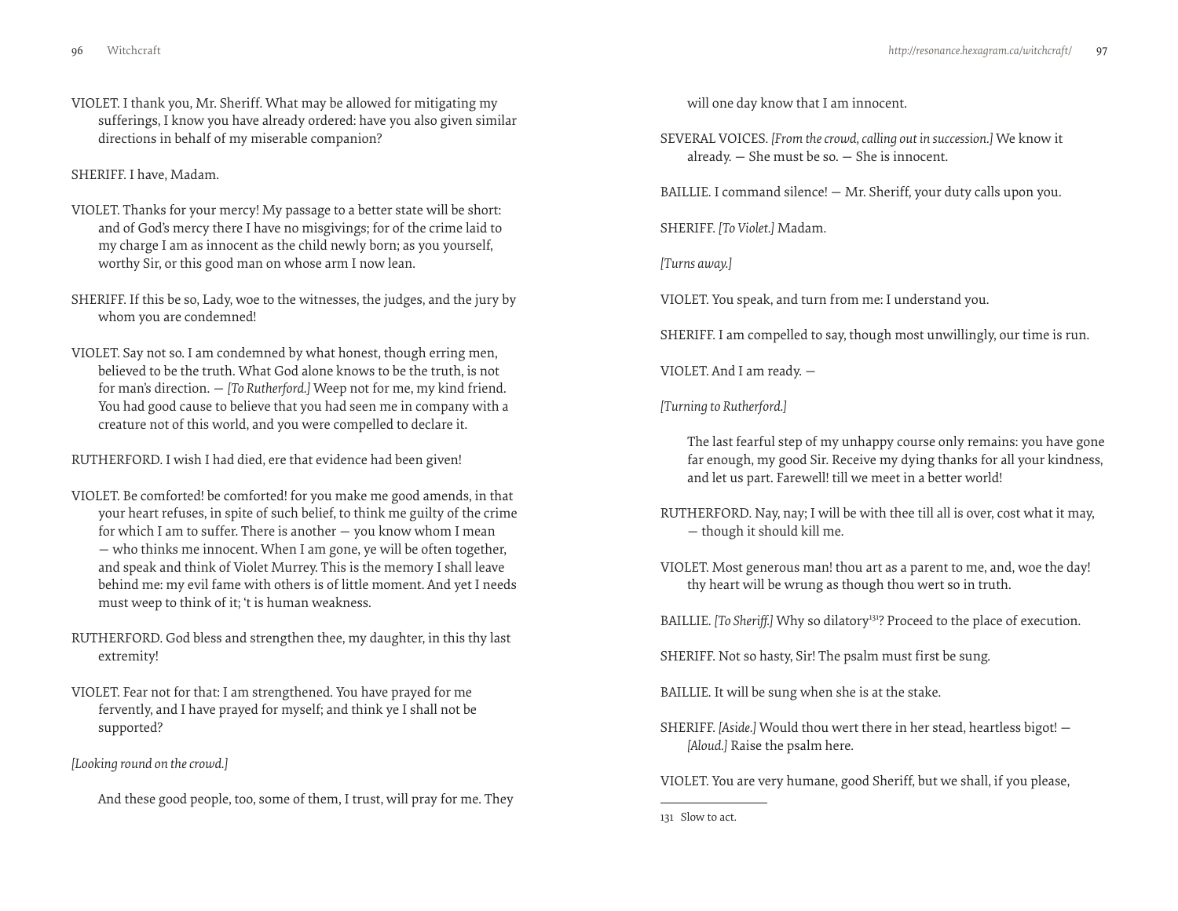VIOLET. I thank you, Mr. Sheriff. What may be allowed for mitigating my sufferings, I know you have already ordered: have you also given similar directions in behalf of my miserable companion?

SHERIFF. I have, Madam.

VIOLET. Thanks for your mercy! My passage to a better state will be short: and of God's mercy there I have no misgivings; for of the crime laid to my charge I am as innocent as the child newly born; as you yourself, worthy Sir, or this good man on whose arm I now lean.

SHERIFF. If this be so, Lady, woe to the witnesses, the judges, and the jury by whom you are condemned!

VIOLET. Say not so. I am condemned by what honest, though erring men, believed to be the truth. What God alone knows to be the truth, is not for man's direction. — *[To Rutherford.]* Weep not for me, my kind friend. You had good cause to believe that you had seen me in company with a creature not of this world, and you were compelled to declare it.

RUTHERFORD. I wish I had died, ere that evidence had been given!

VIOLET. Be comforted! be comforted! for you make me good amends, in that your heart refuses, in spite of such belief, to think me guilty of the crime for which I am to suffer. There is another — you know whom I mean — who thinks me innocent. When I am gone, ye will be often together, and speak and think of Violet Murrey. This is the memory I shall leave behind me: my evil fame with others is of little moment. And yet I needs must weep to think of it; 't is human weakness.

RUTHERFORD. God bless and strengthen thee, my daughter, in this thy last extremity!

VIOLET. Fear not for that: I am strengthened. You have prayed for me fervently, and I have prayed for myself; and think ye I shall not be supported?

*[Looking round on the crowd.]*

And these good people, too, some of them, I trust, will pray for me. They will one day know that I am innocent.

SEVERAL VOICES. *[From the crowd, calling out in succession.]* We know it already. — She must be so. — She is innocent.

BAILLIE. I command silence! — Mr. Sheriff, your duty calls upon you.

SHERIFF. *[To Violet.]* Madam.

*[Turns away.]*

VIOLET. You speak, and turn from me: I understand you.

SHERIFF. I am compelled to say, though most unwillingly, our time is run.

VIOLET. And I am ready. —

*[Turning to Rutherford.]*

The last fearful step of my unhappy course only remains: you have gone far enough, my good Sir. Receive my dying thanks for all your kindness, and let us part. Farewell! till we meet in a better world!

RUTHERFORD. Nay, nay; I will be with thee till all is over, cost what it may, — though it should kill me.

VIOLET. Most generous man! thou art as a parent to me, and, woe the day! thy heart will be wrung as though thou wert so in truth.

BAILLIE. *[To Sheriff.]* Why so dilatory[131]? Proceed to the place of execution.

SHERIFF. Not so hasty, Sir! The psalm must first be sung.

BAILLIE. It will be sung when she is at the stake.

SHERIFF. *[Aside.]* Would thou wert there in her stead, heartless bigot! — *[Aloud.]* Raise the psalm here.

VIOLET. You are very humane, good Sheriff, but we shall, if you please,

131 Slow to act.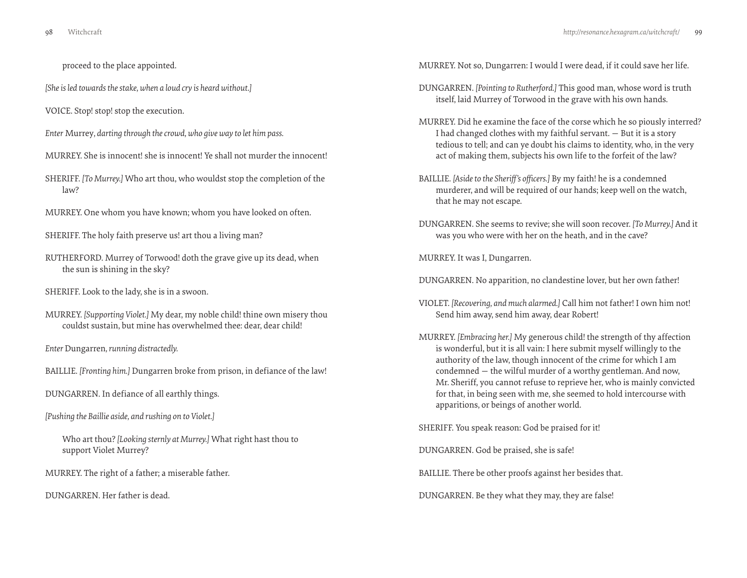proceed to the place appointed.

*[She is led towards the stake, when a loud cry is heard without.]*

VOICE. Stop! stop! stop the execution.

*Enter* Murrey, *darting through the crowd, who give way to let him pass.*

MURREY. She is innocent! she is innocent! Ye shall not murder the innocent!

SHERIFF. *[To Murrey.]* Who art thou, who wouldst stop the completion of the law?

MURREY. One whom you have known; whom you have looked on often.

SHERIFF. The holy faith preserve us! art thou a living man?

RUTHERFORD. Murrey of Torwood! doth the grave give up its dead, when the sun is shining in the sky?

SHERIFF. Look to the lady, she is in a swoon.

MURREY. *[Supporting Violet.]* My dear, my noble child! thine own misery thou couldst sustain, but mine has overwhelmed thee: dear, dear child!

*Enter* Dungarren, *running distractedly.*

BAILLIE. *[Fronting him.]* Dungarren broke from prison, in defiance of the law!

DUNGARREN. In defiance of all earthly things.

*[Pushing the Baillie aside, and rushing on to Violet.]*

Who art thou? *[Looking sternly at Murrey.]* What right hast thou to support Violet Murrey?

MURREY. The right of a father; a miserable father.

DUNGARREN. Her father is dead.

MURREY. Not so, Dungarren: I would I were dead, if it could save her life.

DUNGARREN. *[Pointing to Rutherford.]* This good man, whose word is truth itself, laid Murrey of Torwood in the grave with his own hands.

MURREY. Did he examine the face of the corse which he so piously interred? I had changed clothes with my faithful servant. — But it is a story tedious to tell; and can ye doubt his claims to identity, who, in the very act of making them, subjects his own life to the forfeit of the law?

BAILLIE. *[Aside to the Sheriff's officers.]* By my faith! he is a condemned murderer, and will be required of our hands; keep well on the watch, that he may not escape.

DUNGARREN. She seems to revive; she will soon recover. *[To Murrey.]* And it was you who were with her on the heath, and in the cave?

MURREY. It was I, Dungarren.

DUNGARREN. No apparition, no clandestine lover, but her own father!

VIOLET. *[Recovering, and much alarmed.]* Call him not father! I own him not! Send him away, send him away, dear Robert!

MURREY. *[Embracing her.]* My generous child! the strength of thy affection is wonderful, but it is all vain: I here submit myself willingly to the authority of the law, though innocent of the crime for which I am condemned — the wilful murder of a worthy gentleman. And now, Mr. Sheriff, you cannot refuse to reprieve her, who is mainly convicted for that, in being seen with me, she seemed to hold intercourse with apparitions, or beings of another world.

SHERIFF. You speak reason: God be praised for it!

DUNGARREN. God be praised, she is safe!

BAILLIE. There be other proofs against her besides that.

DUNGARREN. Be they what they may, they are false!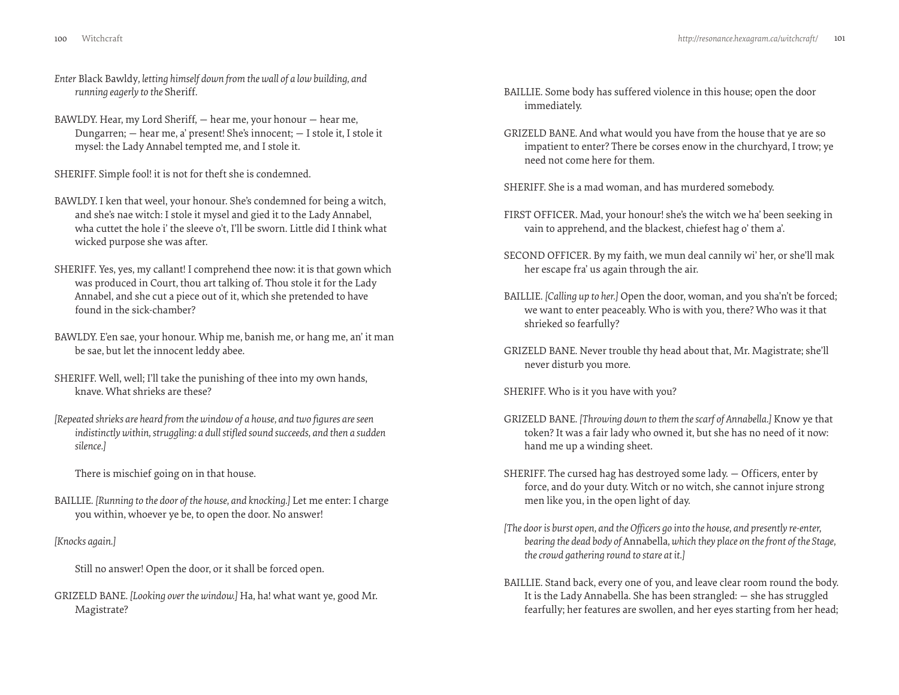*Enter* Black Bawldy, *letting himself down from the wall of a low building, and running eagerly to the* Sheriff.

BAWLDY. Hear, my Lord Sheriff, — hear me, your honour — hear me, Dungarren; — hear me, a' present! She's innocent; — I stole it, I stole it mysel: the Lady Annabel tempted me, and I stole it.

SHERIFF. Simple fool! it is not for theft she is condemned.

BAWLDY. I ken that weel, your honour. She's condemned for being a witch, and she's nae witch: I stole it mysel and gied it to the Lady Annabel, wha cuttet the hole i' the sleeve o't, I'll be sworn. Little did I think what wicked purpose she was after.

SHERIFF. Yes, yes, my callant! I comprehend thee now: it is that gown which was produced in Court, thou art talking of. Thou stole it for the Lady Annabel, and she cut a piece out of it, which she pretended to have found in the sick-chamber?

BAWLDY. E'en sae, your honour. Whip me, banish me, or hang me, an' it man be sae, but let the innocent leddy abee.

SHERIFF. Well, well; I'll take the punishing of thee into my own hands, knave. What shrieks are these?

*[Repeated shrieks are heard from the window of a house, and two figures are seen indistinctly within, struggling: a dull stifled sound succeeds, and then a sudden silence.]*

There is mischief going on in that house.

BAILLIE. *[Running to the door of the house, and knocking.]* Let me enter: I charge you within, whoever ye be, to open the door. No answer!

*[Knocks again.]*

Still no answer! Open the door, or it shall be forced open.

GRIZELD BANE. *[Looking over the window.]* Ha, ha! what want ye, good Mr. Magistrate?

BAILLIE. Some body has suffered violence in this house; open the door immediately.

GRIZELD BANE. And what would you have from the house that ye are so impatient to enter? There be corses enow in the churchyard, I trow; ye need not come here for them.

SHERIFF. She is a mad woman, and has murdered somebody.

FIRST OFFICER. Mad, your honour! she's the witch we ha' been seeking in vain to apprehend, and the blackest, chiefest hag o' them a'.

SECOND OFFICER. By my faith, we mun deal cannily wi' her, or she'll mak her escape fra' us again through the air.

BAILLIE. *[Calling up to her.]* Open the door, woman, and you sha'n't be forced; we want to enter peaceably. Who is with you, there? Who was it that shrieked so fearfully?

GRIZELD BANE. Never trouble thy head about that, Mr. Magistrate; she'll never disturb you more.

SHERIFF. Who is it you have with you?

GRIZELD BANE. *[Throwing down to them the scarf of Annabella.]* Know ye that token? It was a fair lady who owned it, but she has no need of it now: hand me up a winding sheet.

SHERIFF. The cursed hag has destroyed some lady. — Officers, enter by force, and do your duty. Witch or no witch, she cannot injure strong men like you, in the open light of day.

*[The door is burst open, and the Officers go into the house, and presently re-enter, bearing the dead body of* Annabella, *which they place on the front of the Stage, the crowd gathering round to stare at it.]*

BAILLIE. Stand back, every one of you, and leave clear room round the body. It is the Lady Annabella. She has been strangled: — she has struggled fearfully; her features are swollen, and her eyes starting from her head;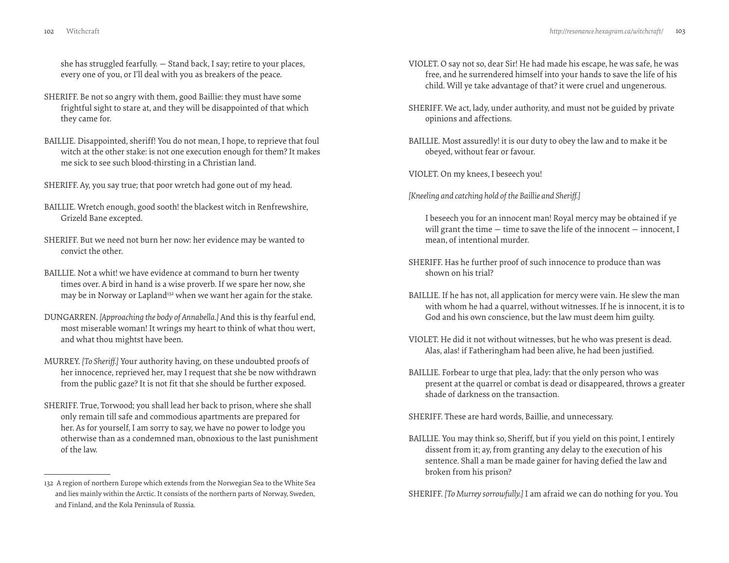she has struggled fearfully. — Stand back, I say; retire to your places, every one of you, or I'll deal with you as breakers of the peace.

SHERIFF. Be not so angry with them, good Baillie: they must have some frightful sight to stare at, and they will be disappointed of that which they came for.

BAILLIE. Disappointed, sheriff! You do not mean, I hope, to reprieve that foul witch at the other stake: is not one execution enough for them? It makes me sick to see such blood-thirsting in a Christian land.

SHERIFF. Ay, you say true; that poor wretch had gone out of my head.

BAILLIE. Wretch enough, good sooth! the blackest witch in Renfrewshire, Grizeld Bane excepted.

SHERIFF. But we need not burn her now: her evidence may be wanted to convict the other.

BAILLIE. Not a whit! we have evidence at command to burn her twenty times over. A bird in hand is a wise proverb. If we spare her now, she may be in Norway or Lapland[132] when we want her again for the stake.

DUNGARREN. *[Approaching the body of Annabella.]* And this is thy fearful end, most miserable woman! It wrings my heart to think of what thou wert, and what thou mightst have been.

MURREY. *[To Sheriff.]* Your authority having, on these undoubted proofs of her innocence, reprieved her, may I request that she be now withdrawn from the public gaze? It is not fit that she should be further exposed.

SHERIFF. True, Torwood; you shall lead her back to prison, where she shall only remain till safe and commodious apartments are prepared for her. As for yourself, I am sorry to say, we have no power to lodge you otherwise than as a condemned man, obnoxious to the last punishment of the law.

VIOLET. O say not so, dear Sir! He had made his escape, he was safe, he was free, and he surrendered himself into your hands to save the life of his child. Will ye take advantage of that? it were cruel and ungenerous.

SHERIFF. We act, lady, under authority, and must not be guided by private opinions and affections.

BAILLIE. Most assuredly! it is our duty to obey the law and to make it be obeyed, without fear or favour.

VIOLET. On my knees, I beseech you!

*[Kneeling and catching hold of the Baillie and Sheriff.]*

I beseech you for an innocent man! Royal mercy may be obtained if ye will grant the time — time to save the life of the innocent — innocent, I mean, of intentional murder.

SHERIFF. Has he further proof of such innocence to produce than was shown on his trial?

BAILLIE. If he has not, all application for mercy were vain. He slew the man with whom he had a quarrel, without witnesses. If he is innocent, it is to God and his own conscience, but the law must deem him guilty.

VIOLET. He did it not without witnesses, but he who was present is dead. Alas, alas! if Fatheringham had been alive, he had been justified.

BAILLIE. Forbear to urge that plea, lady: that the only person who was present at the quarrel or combat is dead or disappeared, throws a greater shade of darkness on the transaction.

SHERIFF. These are hard words, Baillie, and unnecessary.

BAILLIE. You may think so, Sheriff, but if you yield on this point, I entirely dissent from it; ay, from granting any delay to the execution of his sentence. Shall a man be made gainer for having defied the law and broken from his prison?

SHERIFF. *[To Murrey sorrowfully.]* I am afraid we can do nothing for you. You

---

132 A region of northern Europe which extends from the Norwegian Sea to the White Sea and lies mainly within the Arctic. It consists of the northern parts of Norway, Sweden, and Finland, and the Kola Peninsula of Russia.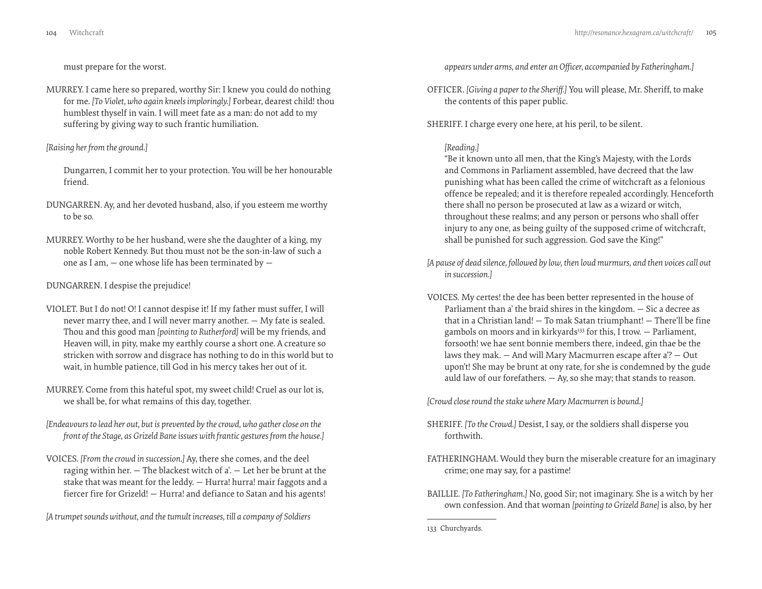must prepare for the worst.

MURREY. I came here so prepared, worthy Sir: I knew you could do nothing for me. *[To Violet, who again kneels imploringly.]* Forbear, dearest child! thou humblest thyself in vain. I will meet fate as a man: do not add to my suffering by giving way to such frantic humiliation.

*[Raising her from the ground.]*

Dungarren, I commit her to your protection. You will be her honourable friend.

DUNGARREN. Ay, and her devoted husband, also, if you esteem me worthy to be so.

MURREY. Worthy to be her husband, were she the daughter of a king, my noble Robert Kennedy. But thou must not be the son-in-law of such a one as I am, — one whose life has been terminated by —

DUNGARREN. I despise the prejudice!

VIOLET. But I do not! O! I cannot despise it! If my father must suffer, I will never marry thee, and I will never marry another. — My fate is sealed. Thou and this good man *[pointing to Rutherford]* will be my friends, and Heaven will, in pity, make my earthly course a short one. A creature so stricken with sorrow and disgrace has nothing to do in this world but to wait, in humble patience, till God in his mercy takes her out of it.

MURREY. Come from this hateful spot, my sweet child! Cruel as our lot is, we shall be, for what remains of this day, together.

*[Endeavours to lead her out, but is prevented by the crowd, who gather close on the front of the Stage, as Grizeld Bane issues with frantic gestures from the house.]*

VOICES. *[From the crowd in succession.]* Ay, there she comes, and the deel raging within her. — The blackest witch of a'. — Let her be brunt at the stake that was meant for the leddy. — Hurra! hurra! mair faggots and a fiercer fire for Grizeld! — Hurra! and defiance to Satan and his agents!

*[A trumpet sounds without, and the tumult increases, till a company of Soldiers appears under arms, and enter an Officer, accompanied by Fatheringham.]*

OFFICER. *[Giving a paper to the Sheriff.]* You will please, Mr. Sheriff, to make the contents of this paper public.

SHERIFF. I charge every one here, at his peril, to be silent.

*[Reading.]*

"Be it known unto all men, that the King's Majesty, with the Lords and Commons in Parliament assembled, have decreed that the law punishing what has been called the crime of witchcraft as a felonious offence be repealed; and it is therefore repealed accordingly. Henceforth there shall no person be prosecuted at law as a wizard or witch, throughout these realms; and any person or persons who shall offer injury to any one, as being guilty of the supposed crime of witchcraft, shall be punished for such aggression. God save the King!"

*[A pause of dead silence, followed by low, then loud murmurs, and then voices call out in succession.]*

VOICES. My certes! the dee has been better represented in the house of Parliament than a' the braid shires in the kingdom. — Sic a decree as that in a Christian land! — To mak Satan triumphant! — There'll be fine gambols on moors and in kirkyards[133] for this, I trow. — Parliament, forsooth! we hae sent bonnie members there, indeed, gin thae be the laws they mak. — And will Mary Macmurren escape after a'? — Out upon't! She may be brunt at ony rate, for she is condemned by the gude auld law of our forefathers. — Ay, so she may; that stands to reason.

*[Crowd close round the stake where Mary Macmurren is bound.]*

SHERIFF. *[To the Crowd.]* Desist, I say, or the soldiers shall disperse you forthwith.

FATHERINGHAM. Would they burn the miserable creature for an imaginary crime; one may say, for a pastime!

BAILLIE. *[To Fatheringham.]* No, good Sir; not imaginary. She is a witch by her own confession. And that woman *[pointing to Grizeld Bane]* is also, by her

133 Churchyards.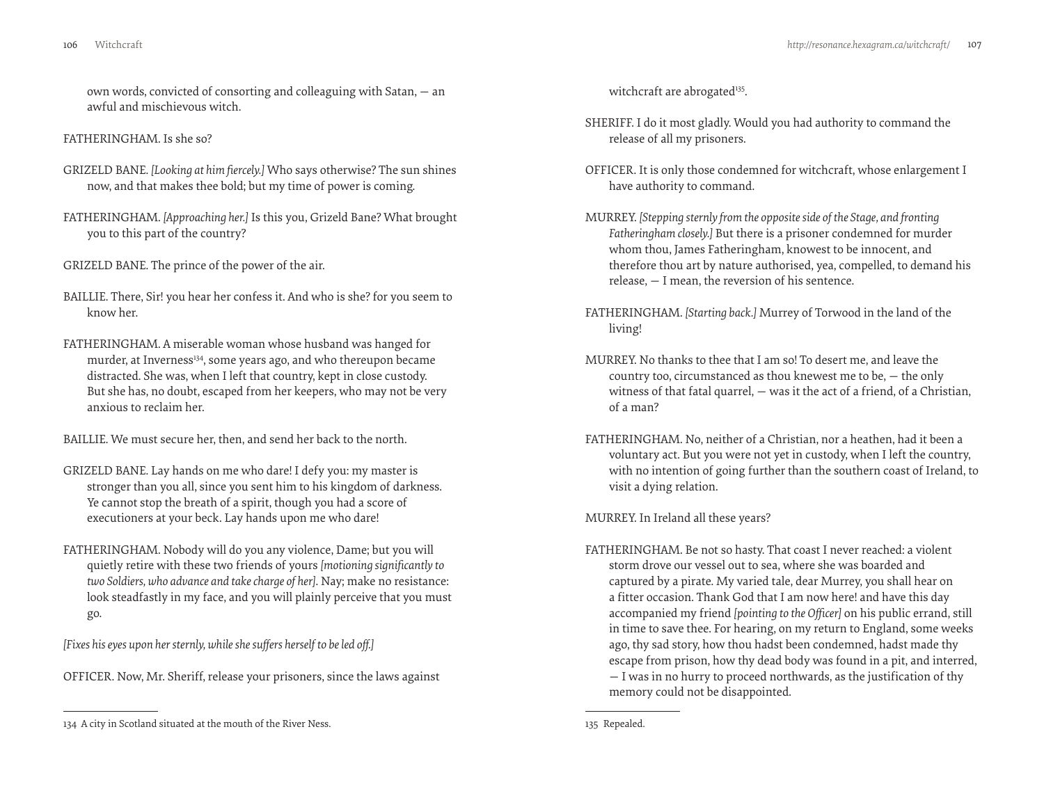own words, convicted of consorting and colleaguing with Satan, — an awful and mischievous witch.

FATHERINGHAM. Is she so?

GRIZELD BANE. *[Looking at him fiercely.]* Who says otherwise? The sun shines now, and that makes thee bold; but my time of power is coming.

FATHERINGHAM. *[Approaching her.]* Is this you, Grizeld Bane? What brought you to this part of the country?

GRIZELD BANE. The prince of the power of the air.

BAILLIE. There, Sir! you hear her confess it. And who is she? for you seem to know her.

FATHERINGHAM. A miserable woman whose husband was hanged for murder, at Inverness[134], some years ago, and who thereupon became distracted. She was, when I left that country, kept in close custody. But she has, no doubt, escaped from her keepers, who may not be very anxious to reclaim her.

BAILLIE. We must secure her, then, and send her back to the north.

GRIZELD BANE. Lay hands on me who dare! I defy you: my master is stronger than you all, since you sent him to his kingdom of darkness. Ye cannot stop the breath of a spirit, though you had a score of executioners at your beck. Lay hands upon me who dare!

FATHERINGHAM. Nobody will do you any violence, Dame; but you will quietly retire with these two friends of yours *[motioning significantly to two Soldiers, who advance and take charge of her]*. Nay; make no resistance: look steadfastly in my face, and you will plainly perceive that you must go.

*[Fixes his eyes upon her sternly, while she suffers herself to be led off.]*

OFFICER. Now, Mr. Sheriff, release your prisoners, since the laws against witchcraft are abrogated[135].

SHERIFF. I do it most gladly. Would you had authority to command the release of all my prisoners.

OFFICER. It is only those condemned for witchcraft, whose enlargement I have authority to command.

MURREY. *[Stepping sternly from the opposite side of the Stage, and fronting Fatheringham closely.]* But there is a prisoner condemned for murder whom thou, James Fatheringham, knowest to be innocent, and therefore thou art by nature authorised, yea, compelled, to demand his release, — I mean, the reversion of his sentence.

FATHERINGHAM. *[Starting back.]* Murrey of Torwood in the land of the living!

MURREY. No thanks to thee that I am so! To desert me, and leave the country too, circumstanced as thou knewest me to be, — the only witness of that fatal quarrel, — was it the act of a friend, of a Christian, of a man?

FATHERINGHAM. No, neither of a Christian, nor a heathen, had it been a voluntary act. But you were not yet in custody, when I left the country, with no intention of going further than the southern coast of Ireland, to visit a dying relation.

MURREY. In Ireland all these years?

FATHERINGHAM. Be not so hasty. That coast I never reached: a violent storm drove our vessel out to sea, where she was boarded and captured by a pirate. My varied tale, dear Murrey, you shall hear on a fitter occasion. Thank God that I am now here! and have this day accompanied my friend *[pointing to the Officer]* on his public errand, still in time to save thee. For hearing, on my return to England, some weeks ago, thy sad story, how thou hadst been condemned, hadst made thy escape from prison, how thy dead body was found in a pit, and interred, — I was in no hurry to proceed northwards, as the justification of thy memory could not be disappointed.

---

134 A city in Scotland situated at the mouth of the River Ness.

135 Repealed.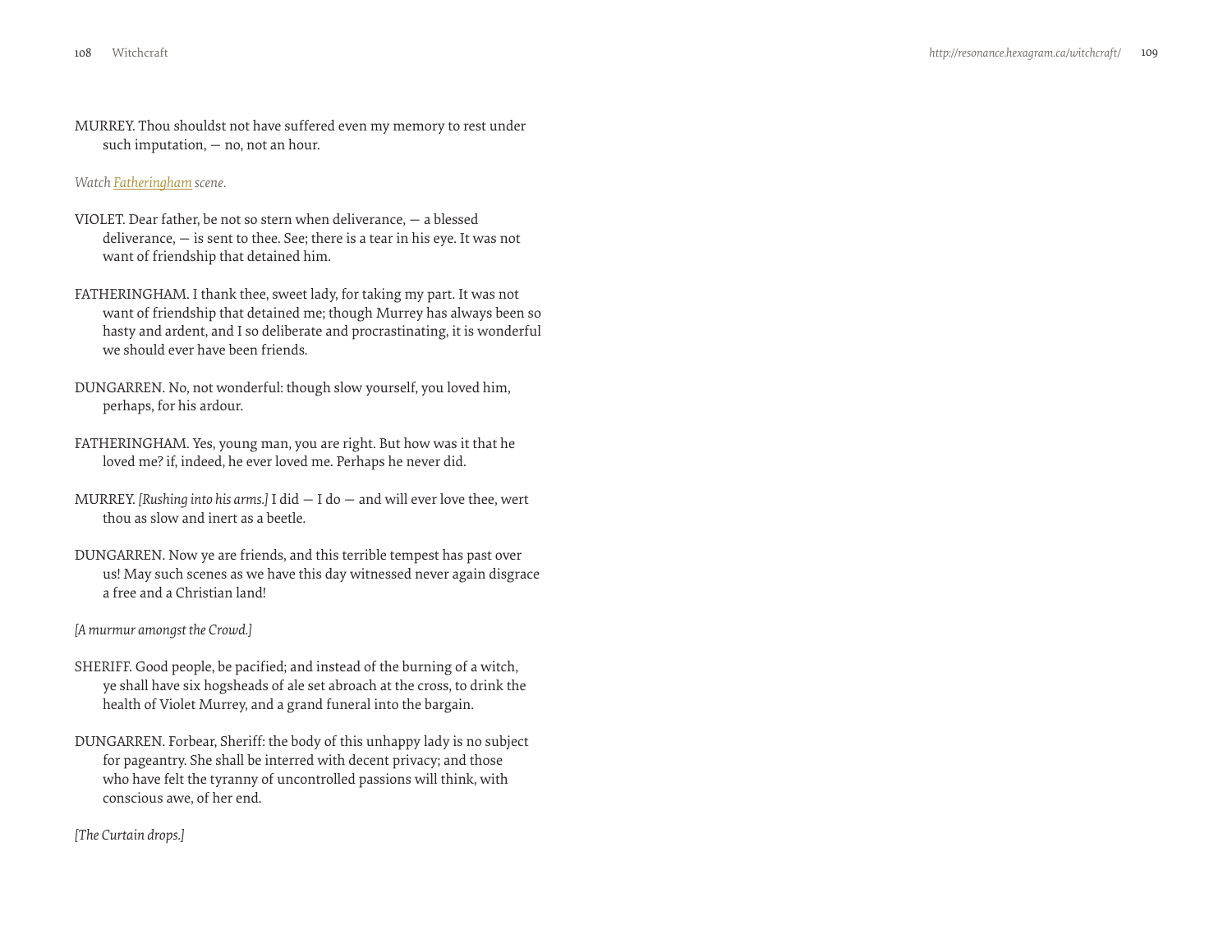MURREY. Thou shouldst not have suffered even my memory to rest under such imputation, — no, not an hour.

*Watch Fatheringham scene.*

VIOLET. Dear father, be not so stern when deliverance, — a blessed deliverance, — is sent to thee. See; there is a tear in his eye. It was not want of friendship that detained him.

FATHERINGHAM. I thank thee, sweet lady, for taking my part. It was not want of friendship that detained me; though Murrey has always been so hasty and ardent, and I so deliberate and procrastinating, it is wonderful we should ever have been friends.

DUNGARREN. No, not wonderful: though slow yourself, you loved him, perhaps, for his ardour.

FATHERINGHAM. Yes, young man, you are right. But how was it that he loved me? if, indeed, he ever loved me. Perhaps he never did.

MURREY. *[Rushing into his arms.]* I did — I do — and will ever love thee, wert thou as slow and inert as a beetle.

DUNGARREN. Now ye are friends, and this terrible tempest has past over us! May such scenes as we have this day witnessed never again disgrace a free and a Christian land!

*[A murmur amongst the Crowd.]*

SHERIFF. Good people, be pacified; and instead of the burning of a witch, ye shall have six hogsheads of ale set abroach at the cross, to drink the health of Violet Murrey, and a grand funeral into the bargain.

DUNGARREN. Forbear, Sheriff: the body of this unhappy lady is no subject for pageantry. She shall be interred with decent privacy; and those who have felt the tyranny of uncontrolled passions will think, with conscious awe, of her end.

*[The Curtain drops.]*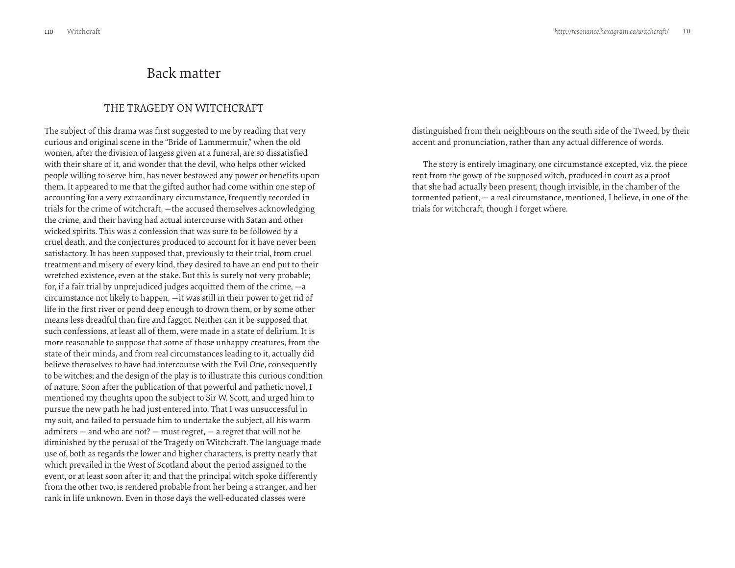# Back matter

## THE TRAGEDY ON WITCHCRAFT

The subject of this drama was first suggested to me by reading that very curious and original scene in the "Bride of Lammermuir," when the old women, after the division of largess given at a funeral, are so dissatisfied with their share of it, and wonder that the devil, who helps other wicked people willing to serve him, has never bestowed any power or benefits upon them. It appeared to me that the gifted author had come within one step of accounting for a very extraordinary circumstance, frequently recorded in trials for the crime of witchcraft, —the accused themselves acknowledging the crime, and their having had actual intercourse with Satan and other wicked spirits. This was a confession that was sure to be followed by a cruel death, and the conjectures produced to account for it have never been satisfactory. It has been supposed that, previously to their trial, from cruel treatment and misery of every kind, they desired to have an end put to their wretched existence, even at the stake. But this is surely not very probable; for, if a fair trial by unprejudiced judges acquitted them of the crime, —a circumstance not likely to happen, —it was still in their power to get rid of life in the first river or pond deep enough to drown them, or by some other means less dreadful than fire and faggot. Neither can it be supposed that such confessions, at least all of them, were made in a state of delirium. It is more reasonable to suppose that some of those unhappy creatures, from the state of their minds, and from real circumstances leading to it, actually did believe themselves to have had intercourse with the Evil One, consequently to be witches; and the design of the play is to illustrate this curious condition of nature. Soon after the publication of that powerful and pathetic novel, I mentioned my thoughts upon the subject to Sir W. Scott, and urged him to pursue the new path he had just entered into. That I was unsuccessful in my suit, and failed to persuade him to undertake the subject, all his warm admirers — and who are not? — must regret, — a regret that will not be diminished by the perusal of the Tragedy on Witchcraft. The language made use of, both as regards the lower and higher characters, is pretty nearly that which prevailed in the West of Scotland about the period assigned to the event, or at least soon after it; and that the principal witch spoke differently from the other two, is rendered probable from her being a stranger, and her rank in life unknown. Even in those days the well-educated classes were distinguished from their neighbours on the south side of the Tweed, by their accent and pronunciation, rather than any actual difference of words.

The story is entirely imaginary, one circumstance excepted, viz. the piece rent from the gown of the supposed witch, produced in court as a proof that she had actually been present, though invisible, in the chamber of the tormented patient, — a real circumstance, mentioned, I believe, in one of the trials for witchcraft, though I forget where.